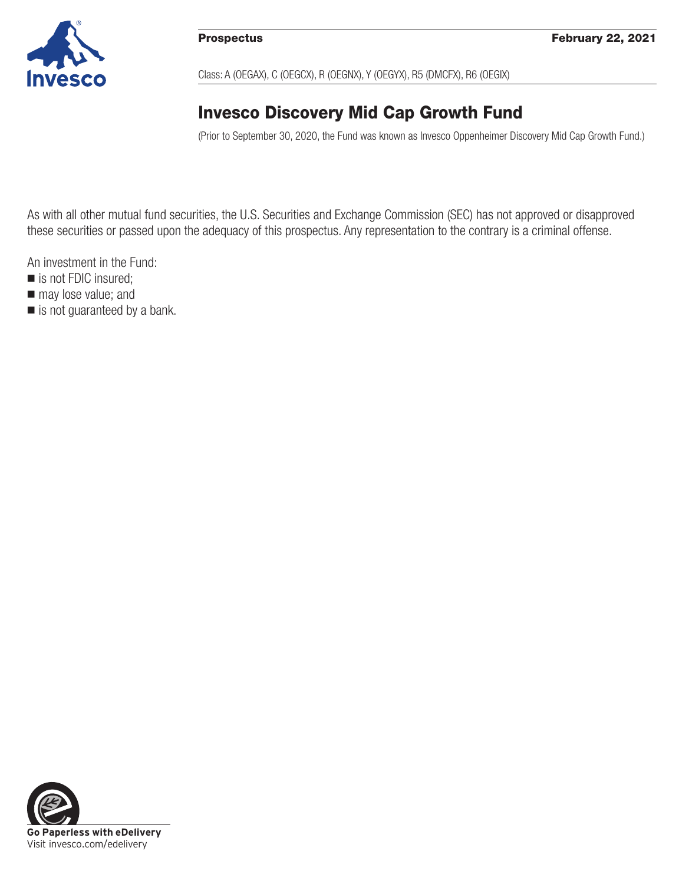**Prospectus** **February 22, 2021**

Class: A (OEGAX), C (OEGCX), R (OEGNX), Y (OEGYX), R5 (DMCFX), R6 (OEGIX)

# Invesco Discovery Mid Cap Growth Fund

(Prior to September 30, 2020, the Fund was known as Invesco Oppenheimer Discovery Mid Cap Growth Fund.)

As with all other mutual fund securities, the U.S. Securities and Exchange Commission (SEC) has not approved or disapproved these securities or passed upon the adequacy of this prospectus. Any representation to the contrary is a criminal offense.

An investment in the Fund:

- is not FDIC insured;
- may lose value; and
- is not guaranteed by a bank.

**Go Paperless with eDelivery**
Visit invesco.com/edelivery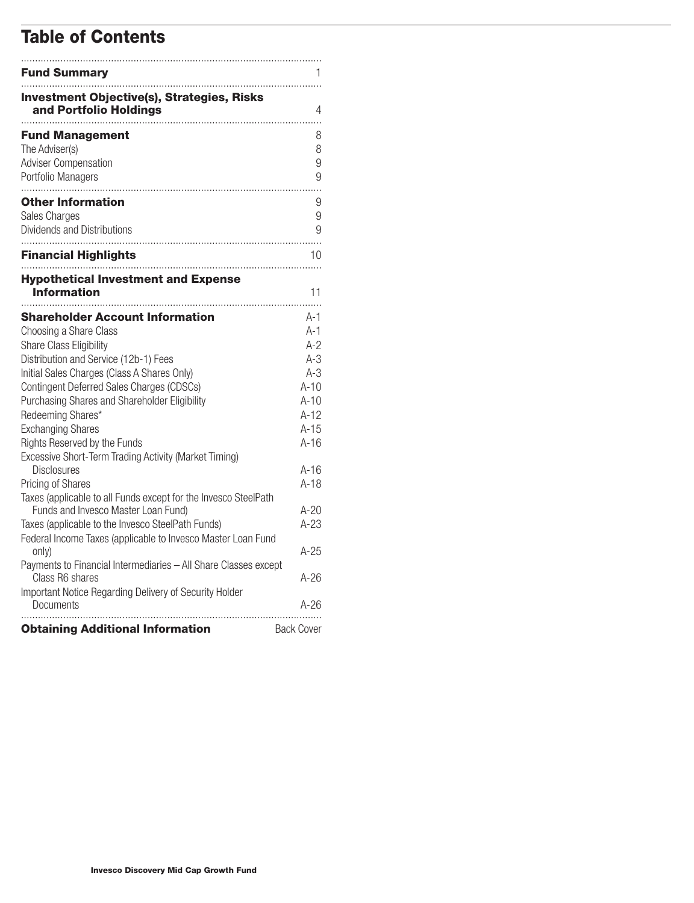# Table of Contents

| | |
|---|---|
| **Fund Summary** | 1 |
| **Investment Objective(s), Strategies, Risks and Portfolio Holdings** | 4 |
| **Fund Management** | 8 |
| The Adviser(s) | 8 |
| Adviser Compensation | 9 |
| Portfolio Managers | 9 |
| **Other Information** | 9 |
| Sales Charges | 9 |
| Dividends and Distributions | 9 |
| **Financial Highlights** | 10 |
| **Hypothetical Investment and Expense Information** | 11 |
| **Shareholder Account Information** | A-1 |
| Choosing a Share Class | A-1 |
| Share Class Eligibility | A-2 |
| Distribution and Service (12b-1) Fees | A-3 |
| Initial Sales Charges (Class A Shares Only) | A-3 |
| Contingent Deferred Sales Charges (CDSCs) | A-10 |
| Purchasing Shares and Shareholder Eligibility | A-10 |
| Redeeming Shares* | A-12 |
| Exchanging Shares | A-15 |
| Rights Reserved by the Funds | A-16 |
| Excessive Short-Term Trading Activity (Market Timing) Disclosures | A-16 |
| Pricing of Shares | A-18 |
| Taxes (applicable to all Funds except for the Invesco SteelPath Funds and Invesco Master Loan Fund) | A-20 |
| Taxes (applicable to the Invesco SteelPath Funds) | A-23 |
| Federal Income Taxes (applicable to Invesco Master Loan Fund only) | A-25 |
| Payments to Financial Intermediaries – All Share Classes except Class R6 shares | A-26 |
| Important Notice Regarding Delivery of Security Holder Documents | A-26 |
| **Obtaining Additional Information** | Back Cover |

Invesco Discovery Mid Cap Growth Fund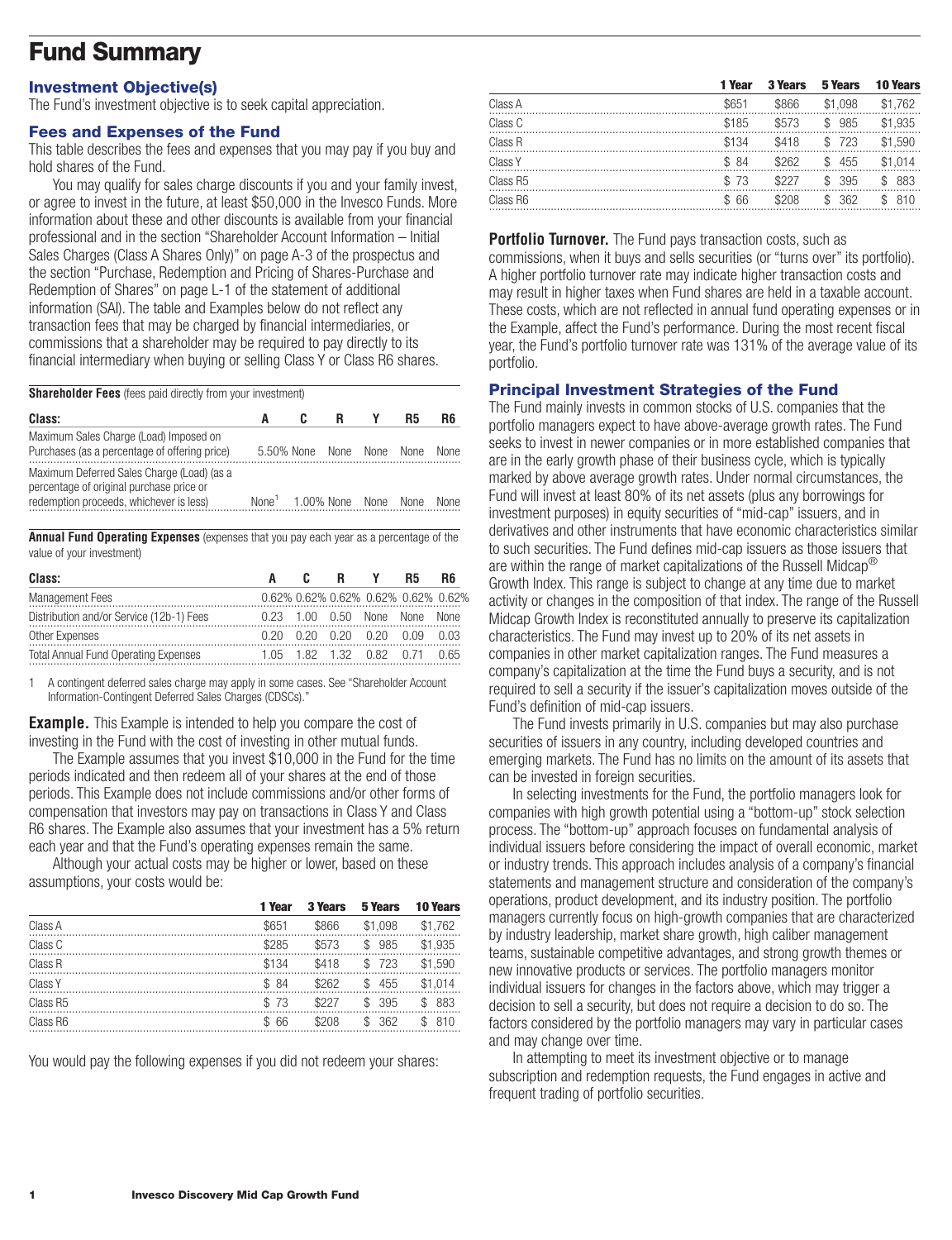# Fund Summary

## Investment Objective(s)

The Fund's investment objective is to seek capital appreciation.

## Fees and Expenses of the Fund

This table describes the fees and expenses that you may pay if you buy and hold shares of the Fund.

You may qualify for sales charge discounts if you and your family invest, or agree to invest in the future, at least $50,000 in the Invesco Funds. More information about these and other discounts is available from your financial professional and in the section "Shareholder Account Information – Initial Sales Charges (Class A Shares Only)" on page A-3 of the prospectus and the section "Purchase, Redemption and Pricing of Shares-Purchase and Redemption of Shares" on page L-1 of the statement of additional information (SAI). The table and Examples below do not reflect any transaction fees that may be charged by financial intermediaries, or commissions that a shareholder may be required to pay directly to its financial intermediary when buying or selling Class Y or Class R6 shares.

**Shareholder Fees** (fees paid directly from your investment)

| Class: | A | C | R | Y | R5 | R6 |
|---|---|---|---|---|---|---|
| Maximum Sales Charge (Load) Imposed on Purchases (as a percentage of offering price) | 5.50% | None | None | None | None | None |
| Maximum Deferred Sales Charge (Load) (as a percentage of original purchase price or redemption proceeds, whichever is less) | None[1] | 1.00% | None | None | None | None |

**Annual Fund Operating Expenses** (expenses that you pay each year as a percentage of the value of your investment)

| Class: | A | C | R | Y | R5 | R6 |
|---|---|---|---|---|---|---|
| Management Fees | 0.62% | 0.62% | 0.62% | 0.62% | 0.62% | 0.62% |
| Distribution and/or Service (12b-1) Fees | 0.23 | 1.00 | 0.50 | None | None | None |
| Other Expenses | 0.20 | 0.20 | 0.20 | 0.20 | 0.09 | 0.03 |
| Total Annual Fund Operating Expenses | 1.05 | 1.82 | 1.32 | 0.82 | 0.71 | 0.65 |

1 A contingent deferred sales charge may apply in some cases. See "Shareholder Account Information-Contingent Deferred Sales Charges (CDSCs)."

**Example.** This Example is intended to help you compare the cost of investing in the Fund with the cost of investing in other mutual funds.

The Example assumes that you invest $10,000 in the Fund for the time periods indicated and then redeem all of your shares at the end of those periods. This Example does not include commissions and/or other forms of compensation that investors may pay on transactions in Class Y and Class R6 shares. The Example also assumes that your investment has a 5% return each year and that the Fund's operating expenses remain the same.

Although your actual costs may be higher or lower, based on these assumptions, your costs would be:

| | 1 Year | 3 Years | 5 Years | 10 Years |
|---|---|---|---|---|
| Class A | $651 | $866 | $1,098 | $1,762 |
| Class C | $285 | $573 | $ 985 | $1,935 |
| Class R | $134 | $418 | $ 723 | $1,590 |
| Class Y | $ 84 | $262 | $ 455 | $1,014 |
| Class R5 | $ 73 | $227 | $ 395 | $ 883 |
| Class R6 | $ 66 | $208 | $ 362 | $ 810 |

You would pay the following expenses if you did not redeem your shares:

| | 1 Year | 3 Years | 5 Years | 10 Years |
|---|---|---|---|---|
| Class A | $651 | $866 | $1,098 | $1,762 |
| Class C | $185 | $573 | $ 985 | $1,935 |
| Class R | $134 | $418 | $ 723 | $1,590 |
| Class Y | $ 84 | $262 | $ 455 | $1,014 |
| Class R5 | $ 73 | $227 | $ 395 | $ 883 |
| Class R6 | $ 66 | $208 | $ 362 | $ 810 |

**Portfolio Turnover.** The Fund pays transaction costs, such as commissions, when it buys and sells securities (or "turns over" its portfolio). A higher portfolio turnover rate may indicate higher transaction costs and may result in higher taxes when Fund shares are held in a taxable account. These costs, which are not reflected in annual fund operating expenses or in the Example, affect the Fund's performance. During the most recent fiscal year, the Fund's portfolio turnover rate was 131% of the average value of its portfolio.

## Principal Investment Strategies of the Fund

The Fund mainly invests in common stocks of U.S. companies that the portfolio managers expect to have above-average growth rates. The Fund seeks to invest in newer companies or in more established companies that are in the early growth phase of their business cycle, which is typically marked by above average growth rates. Under normal circumstances, the Fund will invest at least 80% of its net assets (plus any borrowings for investment purposes) in equity securities of "mid-cap" issuers, and in derivatives and other instruments that have economic characteristics similar to such securities. The Fund defines mid-cap issuers as those issuers that are within the range of market capitalizations of the Russell Midcap® Growth Index. This range is subject to change at any time due to market activity or changes in the composition of that index. The range of the Russell Midcap Growth Index is reconstituted annually to preserve its capitalization characteristics. The Fund may invest up to 20% of its net assets in companies in other market capitalization ranges. The Fund measures a company's capitalization at the time the Fund buys a security, and is not required to sell a security if the issuer's capitalization moves outside of the Fund's definition of mid-cap issuers.

The Fund invests primarily in U.S. companies but may also purchase securities of issuers in any country, including developed countries and emerging markets. The Fund has no limits on the amount of its assets that can be invested in foreign securities.

In selecting investments for the Fund, the portfolio managers look for companies with high growth potential using a "bottom-up" stock selection process. The "bottom-up" approach focuses on fundamental analysis of individual issuers before considering the impact of overall economic, market or industry trends. This approach includes analysis of a company's financial statements and management structure and consideration of the company's operations, product development, and its industry position. The portfolio managers currently focus on high-growth companies that are characterized by industry leadership, market share growth, high caliber management teams, sustainable competitive advantages, and strong growth themes or new innovative products or services. The portfolio managers monitor individual issuers for changes in the factors above, which may trigger a decision to sell a security, but does not require a decision to do so. The factors considered by the portfolio managers may vary in particular cases and may change over time.

In attempting to meet its investment objective or to manage subscription and redemption requests, the Fund engages in active and frequent trading of portfolio securities.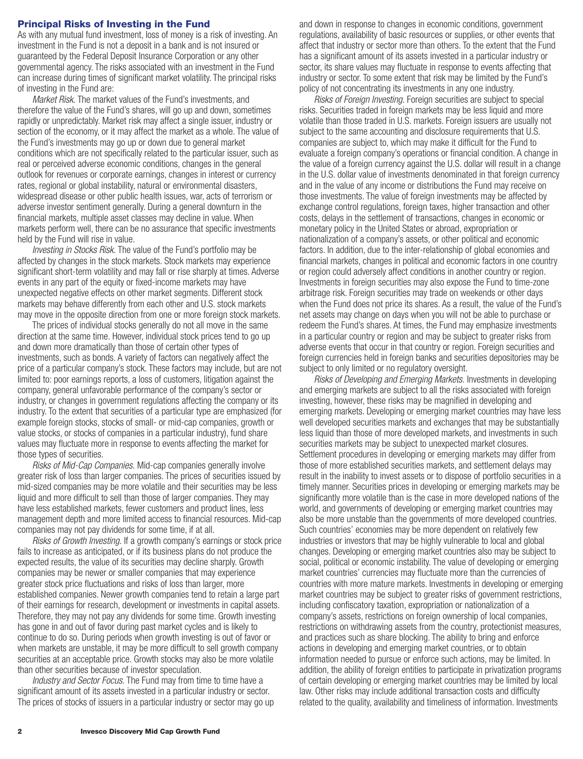## Principal Risks of Investing in the Fund

As with any mutual fund investment, loss of money is a risk of investing. An investment in the Fund is not a deposit in a bank and is not insured or guaranteed by the Federal Deposit Insurance Corporation or any other governmental agency. The risks associated with an investment in the Fund can increase during times of significant market volatility. The principal risks of investing in the Fund are:

*Market Risk.* The market values of the Fund's investments, and therefore the value of the Fund's shares, will go up and down, sometimes rapidly or unpredictably. Market risk may affect a single issuer, industry or section of the economy, or it may affect the market as a whole. The value of the Fund's investments may go up or down due to general market conditions which are not specifically related to the particular issuer, such as real or perceived adverse economic conditions, changes in the general outlook for revenues or corporate earnings, changes in interest or currency rates, regional or global instability, natural or environmental disasters, widespread disease or other public health issues, war, acts of terrorism or adverse investor sentiment generally. During a general downturn in the financial markets, multiple asset classes may decline in value. When markets perform well, there can be no assurance that specific investments held by the Fund will rise in value.

*Investing in Stocks Risk.* The value of the Fund's portfolio may be affected by changes in the stock markets. Stock markets may experience significant short-term volatility and may fall or rise sharply at times. Adverse events in any part of the equity or fixed-income markets may have unexpected negative effects on other market segments. Different stock markets may behave differently from each other and U.S. stock markets may move in the opposite direction from one or more foreign stock markets.

The prices of individual stocks generally do not all move in the same direction at the same time. However, individual stock prices tend to go up and down more dramatically than those of certain other types of investments, such as bonds. A variety of factors can negatively affect the price of a particular company's stock. These factors may include, but are not limited to: poor earnings reports, a loss of customers, litigation against the company, general unfavorable performance of the company's sector or industry, or changes in government regulations affecting the company or its industry. To the extent that securities of a particular type are emphasized (for example foreign stocks, stocks of small- or mid-cap companies, growth or value stocks, or stocks of companies in a particular industry), fund share values may fluctuate more in response to events affecting the market for those types of securities.

*Risks of Mid-Cap Companies.* Mid-cap companies generally involve greater risk of loss than larger companies. The prices of securities issued by mid-sized companies may be more volatile and their securities may be less liquid and more difficult to sell than those of larger companies. They may have less established markets, fewer customers and product lines, less management depth and more limited access to financial resources. Mid-cap companies may not pay dividends for some time, if at all.

*Risks of Growth Investing.* If a growth company's earnings or stock price fails to increase as anticipated, or if its business plans do not produce the expected results, the value of its securities may decline sharply. Growth companies may be newer or smaller companies that may experience greater stock price fluctuations and risks of loss than larger, more established companies. Newer growth companies tend to retain a large part of their earnings for research, development or investments in capital assets. Therefore, they may not pay any dividends for some time. Growth investing has gone in and out of favor during past market cycles and is likely to continue to do so. During periods when growth investing is out of favor or when markets are unstable, it may be more difficult to sell growth company securities at an acceptable price. Growth stocks may also be more volatile than other securities because of investor speculation.

*Industry and Sector Focus.* The Fund may from time to time have a significant amount of its assets invested in a particular industry or sector. The prices of stocks of issuers in a particular industry or sector may go up and down in response to changes in economic conditions, government regulations, availability of basic resources or supplies, or other events that affect that industry or sector more than others. To the extent that the Fund has a significant amount of its assets invested in a particular industry or sector, its share values may fluctuate in response to events affecting that industry or sector. To some extent that risk may be limited by the Fund's policy of not concentrating its investments in any one industry.

*Risks of Foreign Investing.* Foreign securities are subject to special risks. Securities traded in foreign markets may be less liquid and more volatile than those traded in U.S. markets. Foreign issuers are usually not subject to the same accounting and disclosure requirements that U.S. companies are subject to, which may make it difficult for the Fund to evaluate a foreign company's operations or financial condition. A change in the value of a foreign currency against the U.S. dollar will result in a change in the U.S. dollar value of investments denominated in that foreign currency and in the value of any income or distributions the Fund may receive on those investments. The value of foreign investments may be affected by exchange control regulations, foreign taxes, higher transaction and other costs, delays in the settlement of transactions, changes in economic or monetary policy in the United States or abroad, expropriation or nationalization of a company's assets, or other political and economic factors. In addition, due to the inter-relationship of global economies and financial markets, changes in political and economic factors in one country or region could adversely affect conditions in another country or region. Investments in foreign securities may also expose the Fund to time-zone arbitrage risk. Foreign securities may trade on weekends or other days when the Fund does not price its shares. As a result, the value of the Fund's net assets may change on days when you will not be able to purchase or redeem the Fund's shares. At times, the Fund may emphasize investments in a particular country or region and may be subject to greater risks from adverse events that occur in that country or region. Foreign securities and foreign currencies held in foreign banks and securities depositories may be subject to only limited or no regulatory oversight.

*Risks of Developing and Emerging Markets.* Investments in developing and emerging markets are subject to all the risks associated with foreign investing, however, these risks may be magnified in developing and emerging markets. Developing or emerging market countries may have less well developed securities markets and exchanges that may be substantially less liquid than those of more developed markets, and investments in such securities markets may be subject to unexpected market closures. Settlement procedures in developing or emerging markets may differ from those of more established securities markets, and settlement delays may result in the inability to invest assets or to dispose of portfolio securities in a timely manner. Securities prices in developing or emerging markets may be significantly more volatile than is the case in more developed nations of the world, and governments of developing or emerging market countries may also be more unstable than the governments of more developed countries. Such countries' economies may be more dependent on relatively few industries or investors that may be highly vulnerable to local and global changes. Developing or emerging market countries also may be subject to social, political or economic instability. The value of developing or emerging market countries' currencies may fluctuate more than the currencies of countries with more mature markets. Investments in developing or emerging market countries may be subject to greater risks of government restrictions, including confiscatory taxation, expropriation or nationalization of a company's assets, restrictions on foreign ownership of local companies, restrictions on withdrawing assets from the country, protectionist measures, and practices such as share blocking. The ability to bring and enforce actions in developing and emerging market countries, or to obtain information needed to pursue or enforce such actions, may be limited. In addition, the ability of foreign entities to participate in privatization programs of certain developing or emerging market countries may be limited by local law. Other risks may include additional transaction costs and difficulty related to the quality, availability and timeliness of information. Investments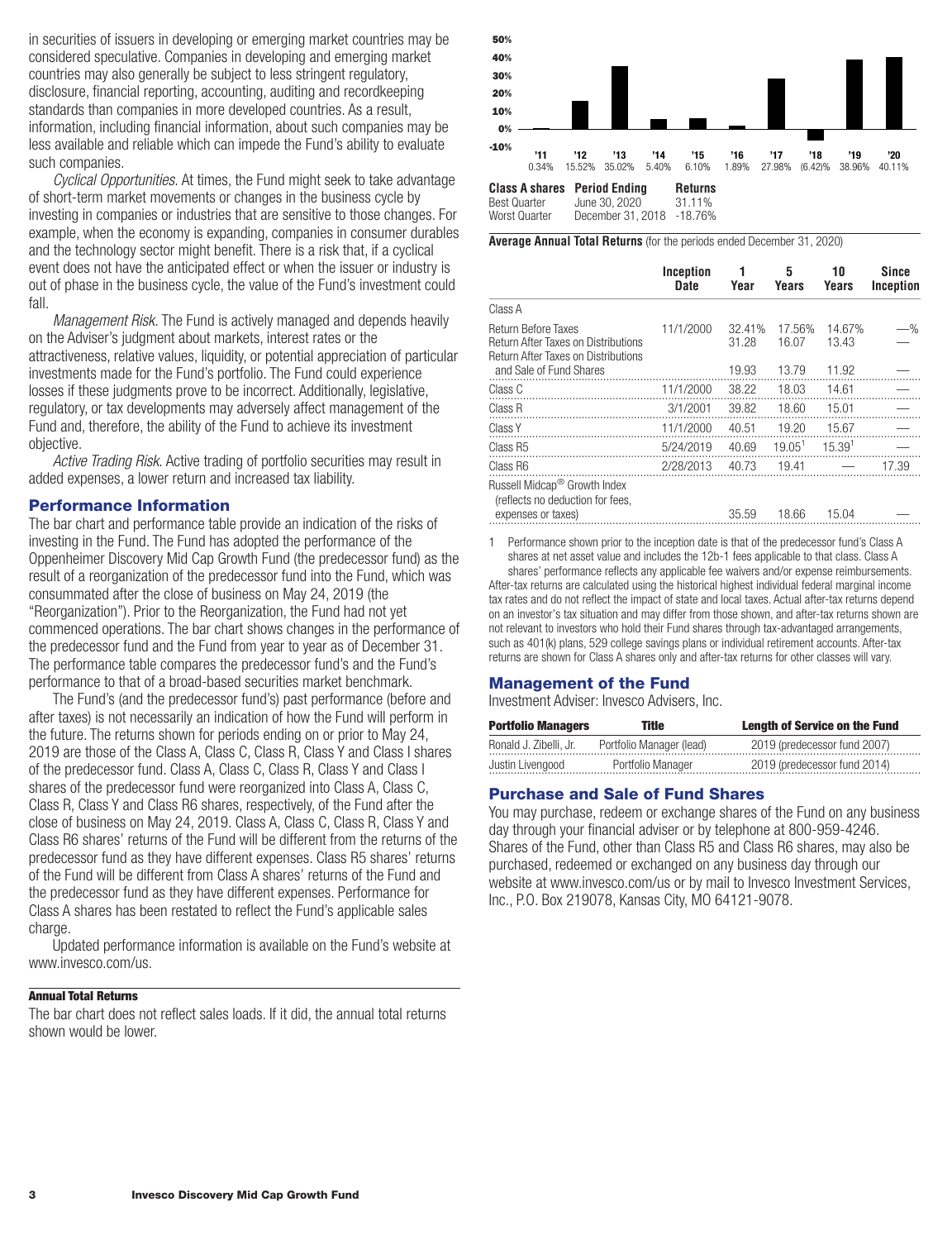in securities of issuers in developing or emerging market countries may be considered speculative. Companies in developing and emerging market countries may also generally be subject to less stringent regulatory, disclosure, financial reporting, accounting, auditing and recordkeeping standards than companies in more developed countries. As a result, information, including financial information, about such companies may be less available and reliable which can impede the Fund's ability to evaluate such companies.

*Cyclical Opportunities.* At times, the Fund might seek to take advantage of short-term market movements or changes in the business cycle by investing in companies or industries that are sensitive to those changes. For example, when the economy is expanding, companies in consumer durables and the technology sector might benefit. There is a risk that, if a cyclical event does not have the anticipated effect or when the issuer or industry is out of phase in the business cycle, the value of the Fund's investment could fall.

*Management Risk.* The Fund is actively managed and depends heavily on the Adviser's judgment about markets, interest rates or the attractiveness, relative values, liquidity, or potential appreciation of particular investments made for the Fund's portfolio. The Fund could experience losses if these judgments prove to be incorrect. Additionally, legislative, regulatory, or tax developments may adversely affect management of the Fund and, therefore, the ability of the Fund to achieve its investment objective.

*Active Trading Risk.* Active trading of portfolio securities may result in added expenses, a lower return and increased tax liability.

## Performance Information

The bar chart and performance table provide an indication of the risks of investing in the Fund. The Fund has adopted the performance of the Oppenheimer Discovery Mid Cap Growth Fund (the predecessor fund) as the result of a reorganization of the predecessor fund into the Fund, which was consummated after the close of business on May 24, 2019 (the "Reorganization"). Prior to the Reorganization, the Fund had not yet commenced operations. The bar chart shows changes in the performance of the predecessor fund and the Fund from year to year as of December 31. The performance table compares the predecessor fund's and the Fund's performance to that of a broad-based securities market benchmark.

The Fund's (and the predecessor fund's) past performance (before and after taxes) is not necessarily an indication of how the Fund will perform in the future. The returns shown for periods ending on or prior to May 24, 2019 are those of the Class A, Class C, Class R, Class Y and Class I shares of the predecessor fund. Class A, Class C, Class R, Class Y and Class I shares of the predecessor fund were reorganized into Class A, Class C, Class R, Class Y and Class R6 shares, respectively, of the Fund after the close of business on May 24, 2019. Class A, Class C, Class R, Class Y and Class R6 shares' returns of the Fund will be different from the returns of the predecessor fund as they have different expenses. Class R5 shares' returns of the Fund will be different from Class A shares' returns of the Fund and the predecessor fund as they have different expenses. Performance for Class A shares has been restated to reflect the Fund's applicable sales charge.

Updated performance information is available on the Fund's website at www.invesco.com/us.

### Annual Total Returns

The bar chart does not reflect sales loads. If it did, the annual total returns shown would be lower.

| Year | '11 | '12 | '13 | '14 | '15 | '16 | '17 | '18 | '19 | '20 |
|---|---|---|---|---|---|---|---|---|---|---|
| Return | 0.34% | 15.52% | 35.02% | 5.40% | 6.10% | 1.89% | 27.98% | (6.42)% | 38.96% | 40.11% |

| Class A shares | Period Ending | Returns |
|---|---|---|
| Best Quarter | June 30, 2020 | 31.11% |
| Worst Quarter | December 31, 2018 | -18.76% |

**Average Annual Total Returns** (for the periods ended December 31, 2020)

| | Inception Date | 1 Year | 5 Years | 10 Years | Since Inception |
|---|---|---|---|---|---|
| Class A | | | | | |
| Return Before Taxes | 11/1/2000 | 32.41% | 17.56% | 14.67% | —% |
| Return After Taxes on Distributions | | 31.28 | 16.07 | 13.43 | — |
| Return After Taxes on Distributions and Sale of Fund Shares | | 19.93 | 13.79 | 11.92 | — |
| Class C | 11/1/2000 | 38.22 | 18.03 | 14.61 | — |
| Class R | 3/1/2001 | 39.82 | 18.60 | 15.01 | — |
| Class Y | 11/1/2000 | 40.51 | 19.20 | 15.67 | — |
| Class R5 | 5/24/2019 | 40.69 | 19.05[1] | 15.39[1] | — |
| Class R6 | 2/28/2013 | 40.73 | 19.41 | — | 17.39 |
| Russell Midcap® Growth Index (reflects no deduction for fees, expenses or taxes) | | 35.59 | 18.66 | 15.04 | — |

1 Performance shown prior to the inception date is that of the predecessor fund's Class A shares at net asset value and includes the 12b-1 fees applicable to that class. Class A shares' performance reflects any applicable fee waivers and/or expense reimbursements.

After-tax returns are calculated using the historical highest individual federal marginal income tax rates and do not reflect the impact of state and local taxes. Actual after-tax returns depend on an investor's tax situation and may differ from those shown, and after-tax returns shown are not relevant to investors who hold their Fund shares through tax-advantaged arrangements, such as 401(k) plans, 529 college savings plans or individual retirement accounts. After-tax returns are shown for Class A shares only and after-tax returns for other classes will vary.

## Management of the Fund

Investment Adviser: Invesco Advisers, Inc.

| Portfolio Managers | Title | Length of Service on the Fund |
|---|---|---|
| Ronald J. Zibelli, Jr. | Portfolio Manager (lead) | 2019 (predecessor fund 2007) |
| Justin Livengood | Portfolio Manager | 2019 (predecessor fund 2014) |

## Purchase and Sale of Fund Shares

You may purchase, redeem or exchange shares of the Fund on any business day through your financial adviser or by telephone at 800-959-4246. Shares of the Fund, other than Class R5 and Class R6 shares, may also be purchased, redeemed or exchanged on any business day through our website at www.invesco.com/us or by mail to Invesco Investment Services, Inc., P.O. Box 219078, Kansas City, MO 64121-9078.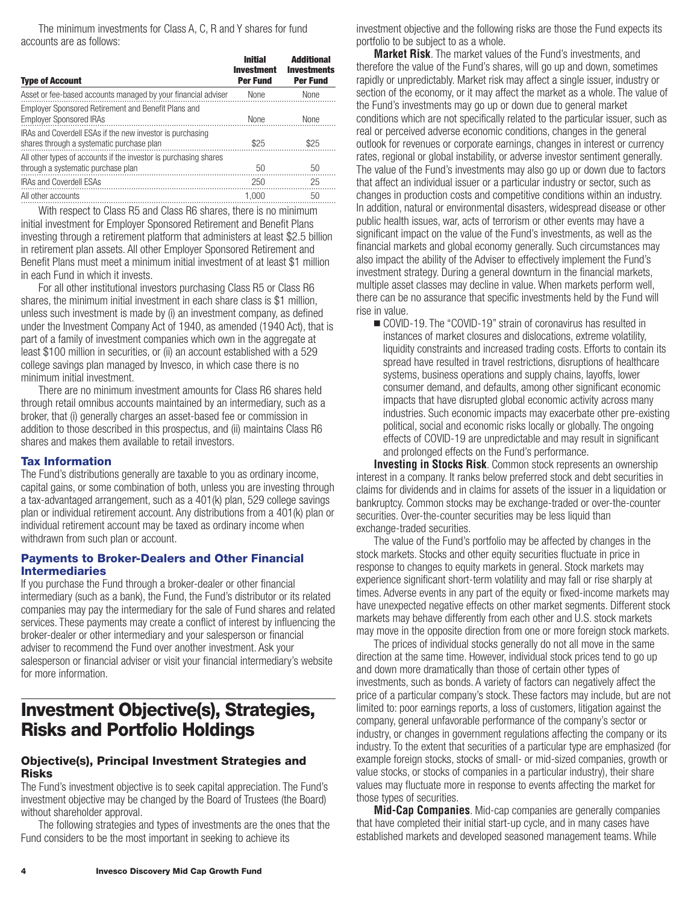The minimum investments for Class A, C, R and Y shares for fund accounts are as follows:

| Type of Account | Initial Investment Per Fund | Additional Investments Per Fund |
|---|---|---|
| Asset or fee-based accounts managed by your financial adviser | None | None |
| Employer Sponsored Retirement and Benefit Plans and Employer Sponsored IRAs | None | None |
| IRAs and Coverdell ESAs if the new investor is purchasing shares through a systematic purchase plan | $25 | $25 |
| All other types of accounts if the investor is purchasing shares through a systematic purchase plan | 50 | 50 |
| IRAs and Coverdell ESAs | 250 | 25 |
| All other accounts | 1,000 | 50 |

With respect to Class R5 and Class R6 shares, there is no minimum initial investment for Employer Sponsored Retirement and Benefit Plans investing through a retirement platform that administers at least $2.5 billion in retirement plan assets. All other Employer Sponsored Retirement and Benefit Plans must meet a minimum initial investment of at least $1 million in each Fund in which it invests.

For all other institutional investors purchasing Class R5 or Class R6 shares, the minimum initial investment in each share class is $1 million, unless such investment is made by (i) an investment company, as defined under the Investment Company Act of 1940, as amended (1940 Act), that is part of a family of investment companies which own in the aggregate at least $100 million in securities, or (ii) an account established with a 529 college savings plan managed by Invesco, in which case there is no minimum initial investment.

There are no minimum investment amounts for Class R6 shares held through retail omnibus accounts maintained by an intermediary, such as a broker, that (i) generally charges an asset-based fee or commission in addition to those described in this prospectus, and (ii) maintains Class R6 shares and makes them available to retail investors.

### Tax Information

The Fund's distributions generally are taxable to you as ordinary income, capital gains, or some combination of both, unless you are investing through a tax-advantaged arrangement, such as a 401(k) plan, 529 college savings plan or individual retirement account. Any distributions from a 401(k) plan or individual retirement account may be taxed as ordinary income when withdrawn from such plan or account.

### Payments to Broker-Dealers and Other Financial Intermediaries

If you purchase the Fund through a broker-dealer or other financial intermediary (such as a bank), the Fund, the Fund's distributor or its related companies may pay the intermediary for the sale of Fund shares and related services. These payments may create a conflict of interest by influencing the broker-dealer or other intermediary and your salesperson or financial adviser to recommend the Fund over another investment. Ask your salesperson or financial adviser or visit your financial intermediary's website for more information.

# Investment Objective(s), Strategies, Risks and Portfolio Holdings

## Objective(s), Principal Investment Strategies and Risks

The Fund's investment objective is to seek capital appreciation. The Fund's investment objective may be changed by the Board of Trustees (the Board) without shareholder approval.

The following strategies and types of investments are the ones that the Fund considers to be the most important in seeking to achieve its investment objective and the following risks are those the Fund expects its portfolio to be subject to as a whole.

**Market Risk**. The market values of the Fund's investments, and therefore the value of the Fund's shares, will go up and down, sometimes rapidly or unpredictably. Market risk may affect a single issuer, industry or section of the economy, or it may affect the market as a whole. The value of the Fund's investments may go up or down due to general market conditions which are not specifically related to the particular issuer, such as real or perceived adverse economic conditions, changes in the general outlook for revenues or corporate earnings, changes in interest or currency rates, regional or global instability, or adverse investor sentiment generally. The value of the Fund's investments may also go up or down due to factors that affect an individual issuer or a particular industry or sector, such as changes in production costs and competitive conditions within an industry. In addition, natural or environmental disasters, widespread disease or other public health issues, war, acts of terrorism or other events may have a significant impact on the value of the Fund's investments, as well as the financial markets and global economy generally. Such circumstances may also impact the ability of the Adviser to effectively implement the Fund's investment strategy. During a general downturn in the financial markets, multiple asset classes may decline in value. When markets perform well, there can be no assurance that specific investments held by the Fund will rise in value.

- COVID-19. The "COVID-19" strain of coronavirus has resulted in instances of market closures and dislocations, extreme volatility, liquidity constraints and increased trading costs. Efforts to contain its spread have resulted in travel restrictions, disruptions of healthcare systems, business operations and supply chains, layoffs, lower consumer demand, and defaults, among other significant economic impacts that have disrupted global economic activity across many industries. Such economic impacts may exacerbate other pre-existing political, social and economic risks locally or globally. The ongoing effects of COVID-19 are unpredictable and may result in significant and prolonged effects on the Fund's performance.

**Investing in Stocks Risk**. Common stock represents an ownership interest in a company. It ranks below preferred stock and debt securities in claims for dividends and in claims for assets of the issuer in a liquidation or bankruptcy. Common stocks may be exchange-traded or over-the-counter securities. Over-the-counter securities may be less liquid than exchange-traded securities.

The value of the Fund's portfolio may be affected by changes in the stock markets. Stocks and other equity securities fluctuate in price in response to changes to equity markets in general. Stock markets may experience significant short-term volatility and may fall or rise sharply at times. Adverse events in any part of the equity or fixed-income markets may have unexpected negative effects on other market segments. Different stock markets may behave differently from each other and U.S. stock markets may move in the opposite direction from one or more foreign stock markets.

The prices of individual stocks generally do not all move in the same direction at the same time. However, individual stock prices tend to go up and down more dramatically than those of certain other types of investments, such as bonds. A variety of factors can negatively affect the price of a particular company's stock. These factors may include, but are not limited to: poor earnings reports, a loss of customers, litigation against the company, general unfavorable performance of the company's sector or industry, or changes in government regulations affecting the company or its industry. To the extent that securities of a particular type are emphasized (for example foreign stocks, stocks of small- or mid-sized companies, growth or value stocks, or stocks of companies in a particular industry), their share values may fluctuate more in response to events affecting the market for those types of securities.

**Mid-Cap Companies**. Mid-cap companies are generally companies that have completed their initial start-up cycle, and in many cases have established markets and developed seasoned management teams. While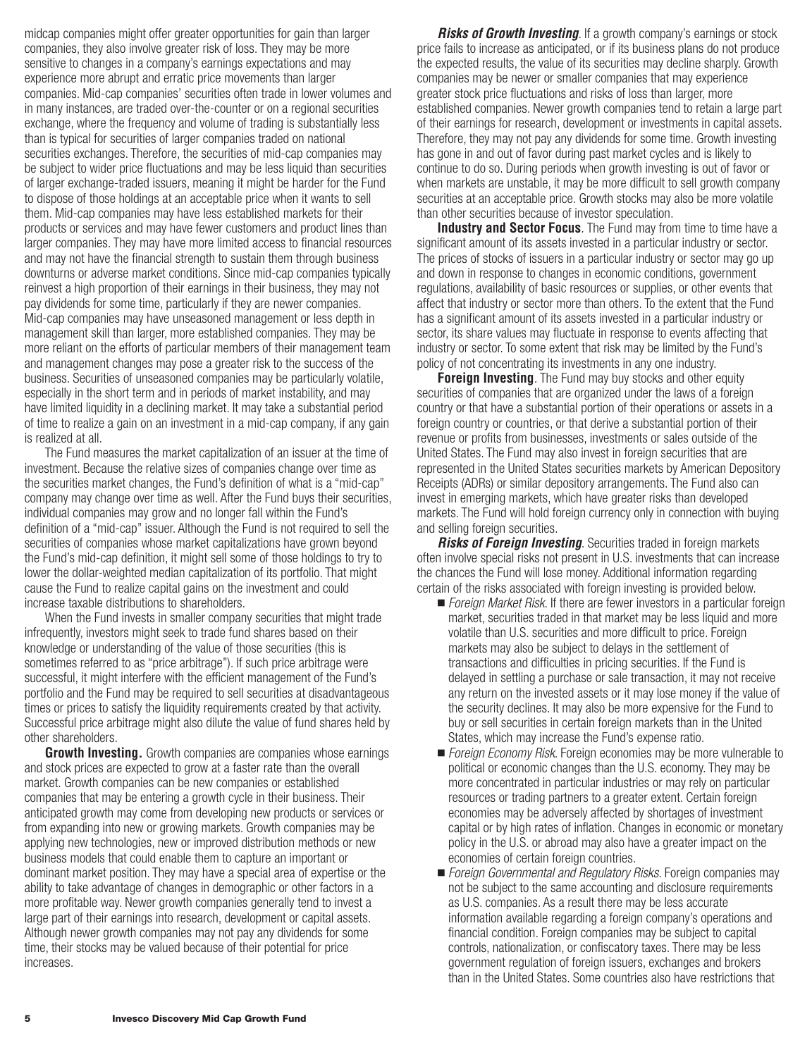midcap companies might offer greater opportunities for gain than larger companies, they also involve greater risk of loss. They may be more sensitive to changes in a company's earnings expectations and may experience more abrupt and erratic price movements than larger companies. Mid-cap companies' securities often trade in lower volumes and in many instances, are traded over-the-counter or on a regional securities exchange, where the frequency and volume of trading is substantially less than is typical for securities of larger companies traded on national securities exchanges. Therefore, the securities of mid-cap companies may be subject to wider price fluctuations and may be less liquid than securities of larger exchange-traded issuers, meaning it might be harder for the Fund to dispose of those holdings at an acceptable price when it wants to sell them. Mid-cap companies may have less established markets for their products or services and may have fewer customers and product lines than larger companies. They may have more limited access to financial resources and may not have the financial strength to sustain them through business downturns or adverse market conditions. Since mid-cap companies typically reinvest a high proportion of their earnings in their business, they may not pay dividends for some time, particularly if they are newer companies. Mid-cap companies may have unseasoned management or less depth in management skill than larger, more established companies. They may be more reliant on the efforts of particular members of their management team and management changes may pose a greater risk to the success of the business. Securities of unseasoned companies may be particularly volatile, especially in the short term and in periods of market instability, and may have limited liquidity in a declining market. It may take a substantial period of time to realize a gain on an investment in a mid-cap company, if any gain is realized at all.

The Fund measures the market capitalization of an issuer at the time of investment. Because the relative sizes of companies change over time as the securities market changes, the Fund's definition of what is a "mid-cap" company may change over time as well. After the Fund buys their securities, individual companies may grow and no longer fall within the Fund's definition of a "mid-cap" issuer. Although the Fund is not required to sell the securities of companies whose market capitalizations have grown beyond the Fund's mid-cap definition, it might sell some of those holdings to try to lower the dollar-weighted median capitalization of its portfolio. That might cause the Fund to realize capital gains on the investment and could increase taxable distributions to shareholders.

When the Fund invests in smaller company securities that might trade infrequently, investors might seek to trade fund shares based on their knowledge or understanding of the value of those securities (this is sometimes referred to as "price arbitrage"). If such price arbitrage were successful, it might interfere with the efficient management of the Fund's portfolio and the Fund may be required to sell securities at disadvantageous times or prices to satisfy the liquidity requirements created by that activity. Successful price arbitrage might also dilute the value of fund shares held by other shareholders.

**Growth Investing.** Growth companies are companies whose earnings and stock prices are expected to grow at a faster rate than the overall market. Growth companies can be new companies or established companies that may be entering a growth cycle in their business. Their anticipated growth may come from developing new products or services or from expanding into new or growing markets. Growth companies may be applying new technologies, new or improved distribution methods or new business models that could enable them to capture an important or dominant market position. They may have a special area of expertise or the ability to take advantage of changes in demographic or other factors in a more profitable way. Newer growth companies generally tend to invest a large part of their earnings into research, development or capital assets. Although newer growth companies may not pay any dividends for some time, their stocks may be valued because of their potential for price increases.

***Risks of Growth Investing***. If a growth company's earnings or stock price fails to increase as anticipated, or if its business plans do not produce the expected results, the value of its securities may decline sharply. Growth companies may be newer or smaller companies that may experience greater stock price fluctuations and risks of loss than larger, more established companies. Newer growth companies tend to retain a large part of their earnings for research, development or investments in capital assets. Therefore, they may not pay any dividends for some time. Growth investing has gone in and out of favor during past market cycles and is likely to continue to do so. During periods when growth investing is out of favor or when markets are unstable, it may be more difficult to sell growth company securities at an acceptable price. Growth stocks may also be more volatile than other securities because of investor speculation.

**Industry and Sector Focus**. The Fund may from time to time have a significant amount of its assets invested in a particular industry or sector. The prices of stocks of issuers in a particular industry or sector may go up and down in response to changes in economic conditions, government regulations, availability of basic resources or supplies, or other events that affect that industry or sector more than others. To the extent that the Fund has a significant amount of its assets invested in a particular industry or sector, its share values may fluctuate in response to events affecting that industry or sector. To some extent that risk may be limited by the Fund's policy of not concentrating its investments in any one industry.

**Foreign Investing**. The Fund may buy stocks and other equity securities of companies that are organized under the laws of a foreign country or that have a substantial portion of their operations or assets in a foreign country or countries, or that derive a substantial portion of their revenue or profits from businesses, investments or sales outside of the United States. The Fund may also invest in foreign securities that are represented in the United States securities markets by American Depository Receipts (ADRs) or similar depository arrangements. The Fund also can invest in emerging markets, which have greater risks than developed markets. The Fund will hold foreign currency only in connection with buying and selling foreign securities.

***Risks of Foreign Investing***. Securities traded in foreign markets often involve special risks not present in U.S. investments that can increase the chances the Fund will lose money. Additional information regarding certain of the risks associated with foreign investing is provided below.

- *Foreign Market Risk*. If there are fewer investors in a particular foreign market, securities traded in that market may be less liquid and more volatile than U.S. securities and more difficult to price. Foreign markets may also be subject to delays in the settlement of transactions and difficulties in pricing securities. If the Fund is delayed in settling a purchase or sale transaction, it may not receive any return on the invested assets or it may lose money if the value of the security declines. It may also be more expensive for the Fund to buy or sell securities in certain foreign markets than in the United States, which may increase the Fund's expense ratio.
- *Foreign Economy Risk*. Foreign economies may be more vulnerable to political or economic changes than the U.S. economy. They may be more concentrated in particular industries or may rely on particular resources or trading partners to a greater extent. Certain foreign economies may be adversely affected by shortages of investment capital or by high rates of inflation. Changes in economic or monetary policy in the U.S. or abroad may also have a greater impact on the economies of certain foreign countries.
- *Foreign Governmental and Regulatory Risks*. Foreign companies may not be subject to the same accounting and disclosure requirements as U.S. companies. As a result there may be less accurate information available regarding a foreign company's operations and financial condition. Foreign companies may be subject to capital controls, nationalization, or confiscatory taxes. There may be less government regulation of foreign issuers, exchanges and brokers than in the United States. Some countries also have restrictions that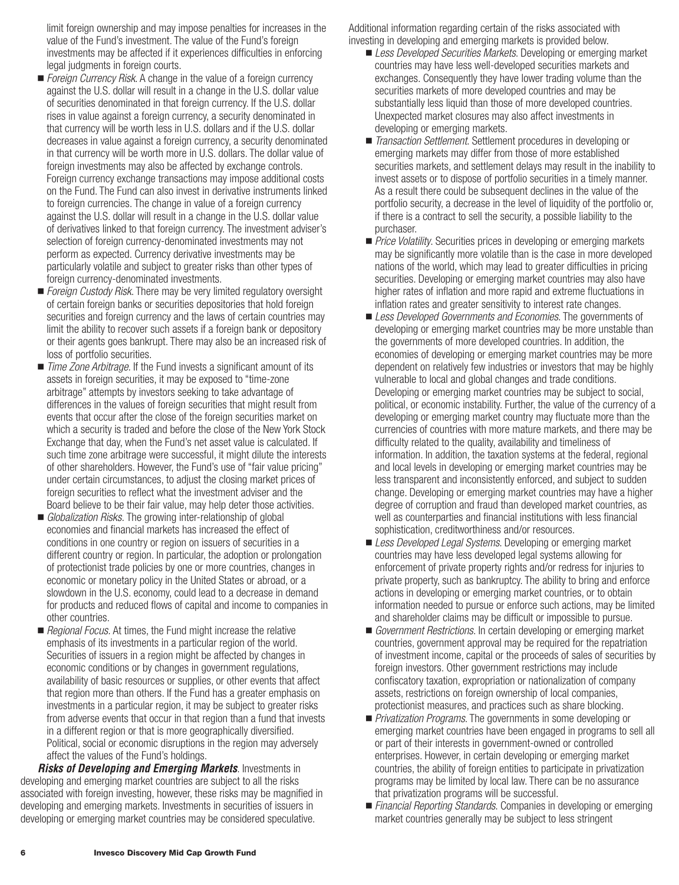limit foreign ownership and may impose penalties for increases in the value of the Fund's investment. The value of the Fund's foreign investments may be affected if it experiences difficulties in enforcing legal judgments in foreign courts.

- *Foreign Currency Risk*. A change in the value of a foreign currency against the U.S. dollar will result in a change in the U.S. dollar value of securities denominated in that foreign currency. If the U.S. dollar rises in value against a foreign currency, a security denominated in that currency will be worth less in U.S. dollars and if the U.S. dollar decreases in value against a foreign currency, a security denominated in that currency will be worth more in U.S. dollars. The dollar value of foreign investments may also be affected by exchange controls. Foreign currency exchange transactions may impose additional costs on the Fund. The Fund can also invest in derivative instruments linked to foreign currencies. The change in value of a foreign currency against the U.S. dollar will result in a change in the U.S. dollar value of derivatives linked to that foreign currency. The investment adviser's selection of foreign currency-denominated investments may not perform as expected. Currency derivative investments may be particularly volatile and subject to greater risks than other types of foreign currency-denominated investments.
- *Foreign Custody Risk*. There may be very limited regulatory oversight of certain foreign banks or securities depositories that hold foreign securities and foreign currency and the laws of certain countries may limit the ability to recover such assets if a foreign bank or depository or their agents goes bankrupt. There may also be an increased risk of loss of portfolio securities.
- *Time Zone Arbitrage*. If the Fund invests a significant amount of its assets in foreign securities, it may be exposed to "time-zone arbitrage" attempts by investors seeking to take advantage of differences in the values of foreign securities that might result from events that occur after the close of the foreign securities market on which a security is traded and before the close of the New York Stock Exchange that day, when the Fund's net asset value is calculated. If such time zone arbitrage were successful, it might dilute the interests of other shareholders. However, the Fund's use of "fair value pricing" under certain circumstances, to adjust the closing market prices of foreign securities to reflect what the investment adviser and the Board believe to be their fair value, may help deter those activities.
- *Globalization Risks*. The growing inter-relationship of global economies and financial markets has increased the effect of conditions in one country or region on issuers of securities in a different country or region. In particular, the adoption or prolongation of protectionist trade policies by one or more countries, changes in economic or monetary policy in the United States or abroad, or a slowdown in the U.S. economy, could lead to a decrease in demand for products and reduced flows of capital and income to companies in other countries.
- *Regional Focus*. At times, the Fund might increase the relative emphasis of its investments in a particular region of the world. Securities of issuers in a region might be affected by changes in economic conditions or by changes in government regulations, availability of basic resources or supplies, or other events that affect that region more than others. If the Fund has a greater emphasis on investments in a particular region, it may be subject to greater risks from adverse events that occur in that region than a fund that invests in a different region or that is more geographically diversified. Political, social or economic disruptions in the region may adversely affect the values of the Fund's holdings.

***Risks of Developing and Emerging Markets***. Investments in developing and emerging market countries are subject to all the risks associated with foreign investing, however, these risks may be magnified in developing and emerging markets. Investments in securities of issuers in developing or emerging market countries may be considered speculative. Additional information regarding certain of the risks associated with investing in developing and emerging markets is provided below.

- *Less Developed Securities Markets*. Developing or emerging market countries may have less well-developed securities markets and exchanges. Consequently they have lower trading volume than the securities markets of more developed countries and may be substantially less liquid than those of more developed countries. Unexpected market closures may also affect investments in developing or emerging markets.
- *Transaction Settlement*. Settlement procedures in developing or emerging markets may differ from those of more established securities markets, and settlement delays may result in the inability to invest assets or to dispose of portfolio securities in a timely manner. As a result there could be subsequent declines in the value of the portfolio security, a decrease in the level of liquidity of the portfolio or, if there is a contract to sell the security, a possible liability to the purchaser.
- *Price Volatility*. Securities prices in developing or emerging markets may be significantly more volatile than is the case in more developed nations of the world, which may lead to greater difficulties in pricing securities. Developing or emerging market countries may also have higher rates of inflation and more rapid and extreme fluctuations in inflation rates and greater sensitivity to interest rate changes.
- *Less Developed Governments and Economies*. The governments of developing or emerging market countries may be more unstable than the governments of more developed countries. In addition, the economies of developing or emerging market countries may be more dependent on relatively few industries or investors that may be highly vulnerable to local and global changes and trade conditions. Developing or emerging market countries may be subject to social, political, or economic instability. Further, the value of the currency of a developing or emerging market country may fluctuate more than the currencies of countries with more mature markets, and there may be difficulty related to the quality, availability and timeliness of information. In addition, the taxation systems at the federal, regional and local levels in developing or emerging market countries may be less transparent and inconsistently enforced, and subject to sudden change. Developing or emerging market countries may have a higher degree of corruption and fraud than developed market countries, as well as counterparties and financial institutions with less financial sophistication, creditworthiness and/or resources.
- *Less Developed Legal Systems*. Developing or emerging market countries may have less developed legal systems allowing for enforcement of private property rights and/or redress for injuries to private property, such as bankruptcy. The ability to bring and enforce actions in developing or emerging market countries, or to obtain information needed to pursue or enforce such actions, may be limited and shareholder claims may be difficult or impossible to pursue.
- *Government Restrictions*. In certain developing or emerging market countries, government approval may be required for the repatriation of investment income, capital or the proceeds of sales of securities by foreign investors. Other government restrictions may include confiscatory taxation, expropriation or nationalization of company assets, restrictions on foreign ownership of local companies, protectionist measures, and practices such as share blocking.
- *Privatization Programs*. The governments in some developing or emerging market countries have been engaged in programs to sell all or part of their interests in government-owned or controlled enterprises. However, in certain developing or emerging market countries, the ability of foreign entities to participate in privatization programs may be limited by local law. There can be no assurance that privatization programs will be successful.
- *Financial Reporting Standards*. Companies in developing or emerging market countries generally may be subject to less stringent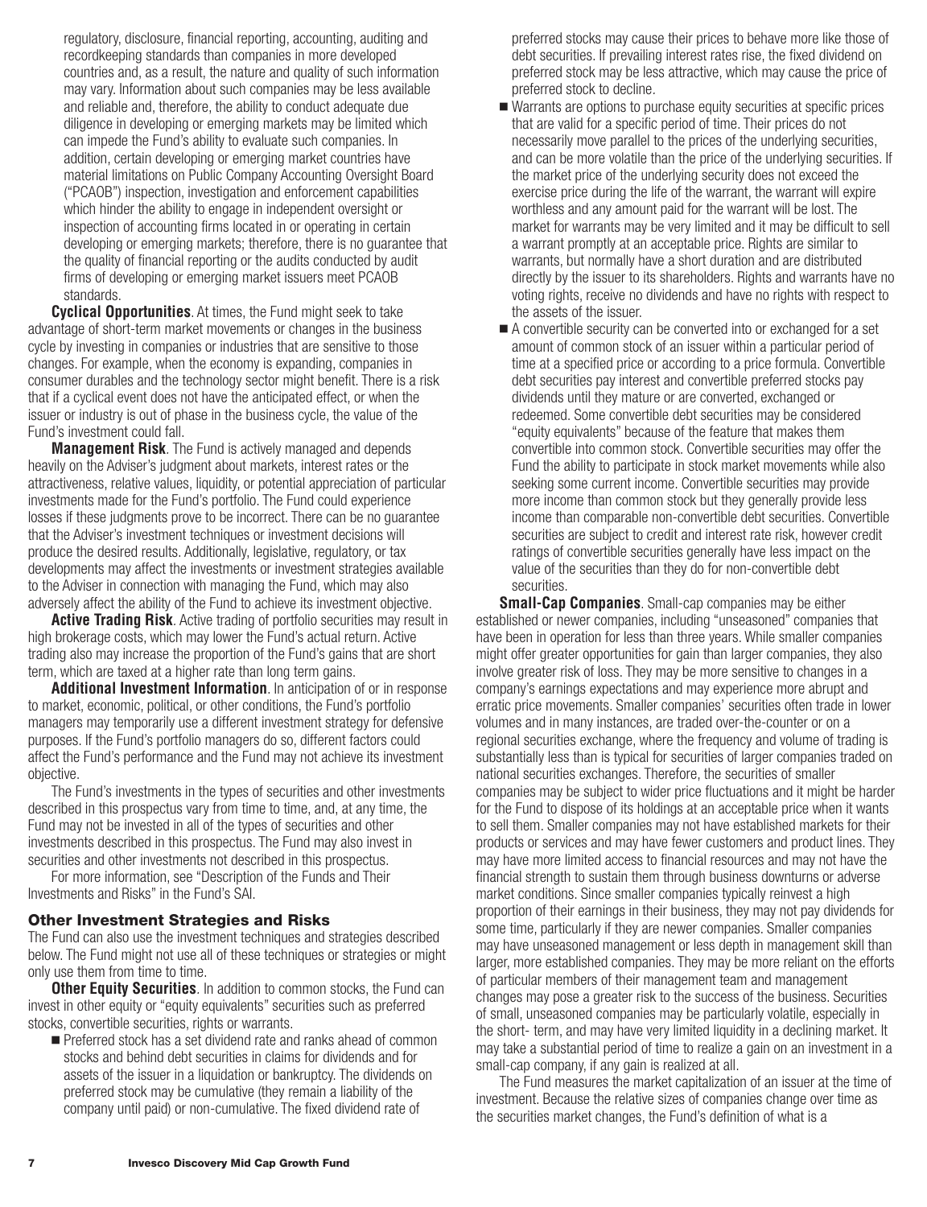regulatory, disclosure, financial reporting, accounting, auditing and recordkeeping standards than companies in more developed countries and, as a result, the nature and quality of such information may vary. Information about such companies may be less available and reliable and, therefore, the ability to conduct adequate due diligence in developing or emerging markets may be limited which can impede the Fund's ability to evaluate such companies. In addition, certain developing or emerging market countries have material limitations on Public Company Accounting Oversight Board ("PCAOB") inspection, investigation and enforcement capabilities which hinder the ability to engage in independent oversight or inspection of accounting firms located in or operating in certain developing or emerging markets; therefore, there is no guarantee that the quality of financial reporting or the audits conducted by audit firms of developing or emerging market issuers meet PCAOB standards.

**Cyclical Opportunities**. At times, the Fund might seek to take advantage of short-term market movements or changes in the business cycle by investing in companies or industries that are sensitive to those changes. For example, when the economy is expanding, companies in consumer durables and the technology sector might benefit. There is a risk that if a cyclical event does not have the anticipated effect, or when the issuer or industry is out of phase in the business cycle, the value of the Fund's investment could fall.

**Management Risk**. The Fund is actively managed and depends heavily on the Adviser's judgment about markets, interest rates or the attractiveness, relative values, liquidity, or potential appreciation of particular investments made for the Fund's portfolio. The Fund could experience losses if these judgments prove to be incorrect. There can be no guarantee that the Adviser's investment techniques or investment decisions will produce the desired results. Additionally, legislative, regulatory, or tax developments may affect the investments or investment strategies available to the Adviser in connection with managing the Fund, which may also adversely affect the ability of the Fund to achieve its investment objective.

**Active Trading Risk**. Active trading of portfolio securities may result in high brokerage costs, which may lower the Fund's actual return. Active trading also may increase the proportion of the Fund's gains that are short term, which are taxed at a higher rate than long term gains.

**Additional Investment Information**. In anticipation of or in response to market, economic, political, or other conditions, the Fund's portfolio managers may temporarily use a different investment strategy for defensive purposes. If the Fund's portfolio managers do so, different factors could affect the Fund's performance and the Fund may not achieve its investment objective.

The Fund's investments in the types of securities and other investments described in this prospectus vary from time to time, and, at any time, the Fund may not be invested in all of the types of securities and other investments described in this prospectus. The Fund may also invest in securities and other investments not described in this prospectus.

For more information, see "Description of the Funds and Their Investments and Risks" in the Fund's SAI.

### Other Investment Strategies and Risks

The Fund can also use the investment techniques and strategies described below. The Fund might not use all of these techniques or strategies or might only use them from time to time.

**Other Equity Securities**. In addition to common stocks, the Fund can invest in other equity or "equity equivalents" securities such as preferred stocks, convertible securities, rights or warrants.

- Preferred stock has a set dividend rate and ranks ahead of common stocks and behind debt securities in claims for dividends and for assets of the issuer in a liquidation or bankruptcy. The dividends on preferred stock may be cumulative (they remain a liability of the company until paid) or non-cumulative. The fixed dividend rate of preferred stocks may cause their prices to behave more like those of debt securities. If prevailing interest rates rise, the fixed dividend on preferred stock may be less attractive, which may cause the price of preferred stock to decline.
- Warrants are options to purchase equity securities at specific prices that are valid for a specific period of time. Their prices do not necessarily move parallel to the prices of the underlying securities, and can be more volatile than the price of the underlying securities. If the market price of the underlying security does not exceed the exercise price during the life of the warrant, the warrant will expire worthless and any amount paid for the warrant will be lost. The market for warrants may be very limited and it may be difficult to sell a warrant promptly at an acceptable price. Rights are similar to warrants, but normally have a short duration and are distributed directly by the issuer to its shareholders. Rights and warrants have no voting rights, receive no dividends and have no rights with respect to the assets of the issuer.
- A convertible security can be converted into or exchanged for a set amount of common stock of an issuer within a particular period of time at a specified price or according to a price formula. Convertible debt securities pay interest and convertible preferred stocks pay dividends until they mature or are converted, exchanged or redeemed. Some convertible debt securities may be considered "equity equivalents" because of the feature that makes them convertible into common stock. Convertible securities may offer the Fund the ability to participate in stock market movements while also seeking some current income. Convertible securities may provide more income than common stock but they generally provide less income than comparable non-convertible debt securities. Convertible securities are subject to credit and interest rate risk, however credit ratings of convertible securities generally have less impact on the value of the securities than they do for non-convertible debt securities.

**Small-Cap Companies**. Small-cap companies may be either established or newer companies, including "unseasoned" companies that have been in operation for less than three years. While smaller companies might offer greater opportunities for gain than larger companies, they also involve greater risk of loss. They may be more sensitive to changes in a company's earnings expectations and may experience more abrupt and erratic price movements. Smaller companies' securities often trade in lower volumes and in many instances, are traded over-the-counter or on a regional securities exchange, where the frequency and volume of trading is substantially less than is typical for securities of larger companies traded on national securities exchanges. Therefore, the securities of smaller companies may be subject to wider price fluctuations and it might be harder for the Fund to dispose of its holdings at an acceptable price when it wants to sell them. Smaller companies may not have established markets for their products or services and may have fewer customers and product lines. They may have more limited access to financial resources and may not have the financial strength to sustain them through business downturns or adverse market conditions. Since smaller companies typically reinvest a high proportion of their earnings in their business, they may not pay dividends for some time, particularly if they are newer companies. Smaller companies may have unseasoned management or less depth in management skill than larger, more established companies. They may be more reliant on the efforts of particular members of their management team and management changes may pose a greater risk to the success of the business. Securities of small, unseasoned companies may be particularly volatile, especially in the short- term, and may have very limited liquidity in a declining market. It may take a substantial period of time to realize a gain on an investment in a small-cap company, if any gain is realized at all.

The Fund measures the market capitalization of an issuer at the time of investment. Because the relative sizes of companies change over time as the securities market changes, the Fund's definition of what is a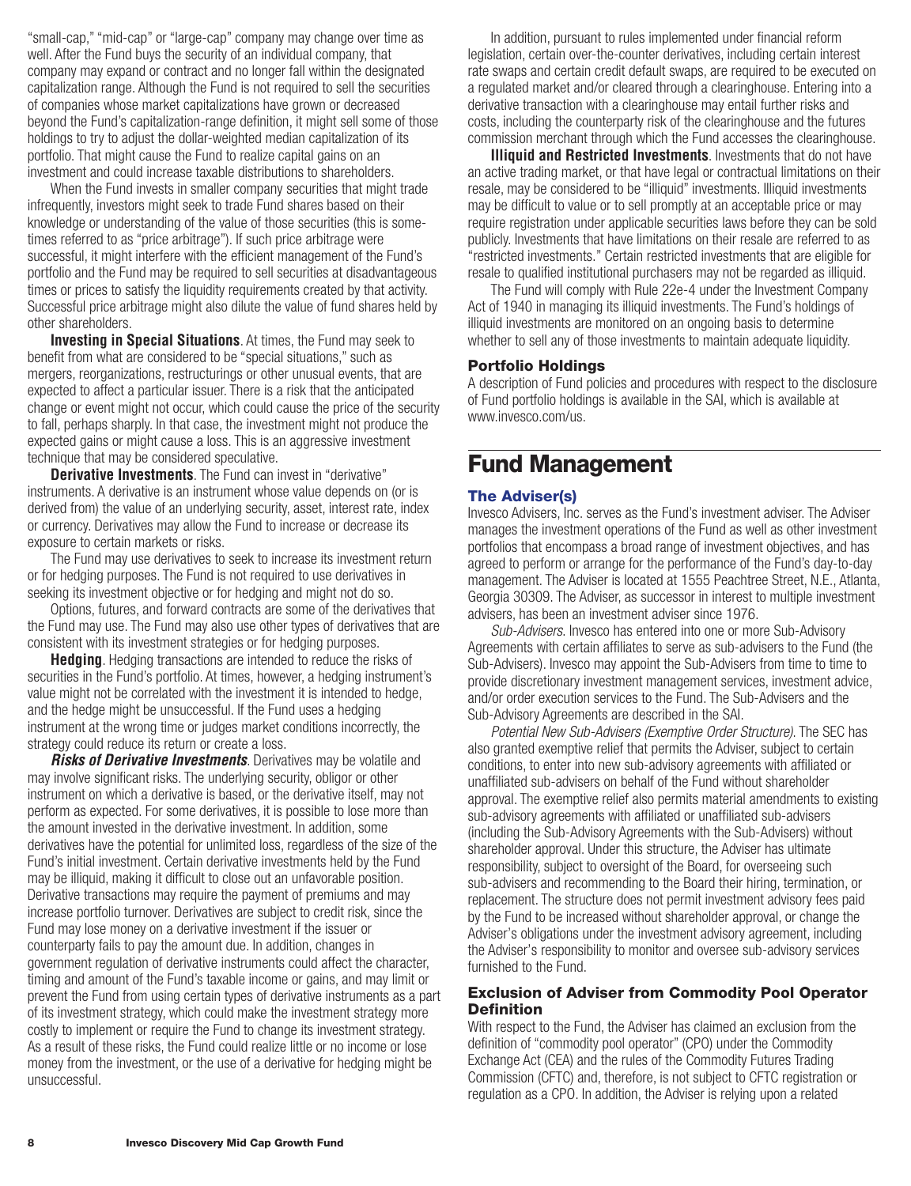"small-cap," "mid-cap" or "large-cap" company may change over time as well. After the Fund buys the security of an individual company, that company may expand or contract and no longer fall within the designated capitalization range. Although the Fund is not required to sell the securities of companies whose market capitalizations have grown or decreased beyond the Fund's capitalization-range definition, it might sell some of those holdings to try to adjust the dollar-weighted median capitalization of its portfolio. That might cause the Fund to realize capital gains on an investment and could increase taxable distributions to shareholders.

When the Fund invests in smaller company securities that might trade infrequently, investors might seek to trade Fund shares based on their knowledge or understanding of the value of those securities (this is sometimes referred to as "price arbitrage"). If such price arbitrage were successful, it might interfere with the efficient management of the Fund's portfolio and the Fund may be required to sell securities at disadvantageous times or prices to satisfy the liquidity requirements created by that activity. Successful price arbitrage might also dilute the value of fund shares held by other shareholders.

**Investing in Special Situations**. At times, the Fund may seek to benefit from what are considered to be "special situations," such as mergers, reorganizations, restructurings or other unusual events, that are expected to affect a particular issuer. There is a risk that the anticipated change or event might not occur, which could cause the price of the security to fall, perhaps sharply. In that case, the investment might not produce the expected gains or might cause a loss. This is an aggressive investment technique that may be considered speculative.

**Derivative Investments**. The Fund can invest in "derivative" instruments. A derivative is an instrument whose value depends on (or is derived from) the value of an underlying security, asset, interest rate, index or currency. Derivatives may allow the Fund to increase or decrease its exposure to certain markets or risks.

The Fund may use derivatives to seek to increase its investment return or for hedging purposes. The Fund is not required to use derivatives in seeking its investment objective or for hedging and might not do so.

Options, futures, and forward contracts are some of the derivatives that the Fund may use. The Fund may also use other types of derivatives that are consistent with its investment strategies or for hedging purposes.

**Hedging**. Hedging transactions are intended to reduce the risks of securities in the Fund's portfolio. At times, however, a hedging instrument's value might not be correlated with the investment it is intended to hedge, and the hedge might be unsuccessful. If the Fund uses a hedging instrument at the wrong time or judges market conditions incorrectly, the strategy could reduce its return or create a loss.

***Risks of Derivative Investments***. Derivatives may be volatile and may involve significant risks. The underlying security, obligor or other instrument on which a derivative is based, or the derivative itself, may not perform as expected. For some derivatives, it is possible to lose more than the amount invested in the derivative investment. In addition, some derivatives have the potential for unlimited loss, regardless of the size of the Fund's initial investment. Certain derivative investments held by the Fund may be illiquid, making it difficult to close out an unfavorable position. Derivative transactions may require the payment of premiums and may increase portfolio turnover. Derivatives are subject to credit risk, since the Fund may lose money on a derivative investment if the issuer or counterparty fails to pay the amount due. In addition, changes in government regulation of derivative instruments could affect the character, timing and amount of the Fund's taxable income or gains, and may limit or prevent the Fund from using certain types of derivative instruments as a part of its investment strategy, which could make the investment strategy more costly to implement or require the Fund to change its investment strategy. As a result of these risks, the Fund could realize little or no income or lose money from the investment, or the use of a derivative for hedging might be unsuccessful.

In addition, pursuant to rules implemented under financial reform legislation, certain over-the-counter derivatives, including certain interest rate swaps and certain credit default swaps, are required to be executed on a regulated market and/or cleared through a clearinghouse. Entering into a derivative transaction with a clearinghouse may entail further risks and costs, including the counterparty risk of the clearinghouse and the futures commission merchant through which the Fund accesses the clearinghouse.

**Illiquid and Restricted Investments**. Investments that do not have an active trading market, or that have legal or contractual limitations on their resale, may be considered to be "illiquid" investments. Illiquid investments may be difficult to value or to sell promptly at an acceptable price or may require registration under applicable securities laws before they can be sold publicly. Investments that have limitations on their resale are referred to as "restricted investments." Certain restricted investments that are eligible for resale to qualified institutional purchasers may not be regarded as illiquid.

The Fund will comply with Rule 22e-4 under the Investment Company Act of 1940 in managing its illiquid investments. The Fund's holdings of illiquid investments are monitored on an ongoing basis to determine whether to sell any of those investments to maintain adequate liquidity.

### Portfolio Holdings

A description of Fund policies and procedures with respect to the disclosure of Fund portfolio holdings is available in the SAI, which is available at www.invesco.com/us.

# Fund Management

### The Adviser(s)

Invesco Advisers, Inc. serves as the Fund's investment adviser. The Adviser manages the investment operations of the Fund as well as other investment portfolios that encompass a broad range of investment objectives, and has agreed to perform or arrange for the performance of the Fund's day-to-day management. The Adviser is located at 1555 Peachtree Street, N.E., Atlanta, Georgia 30309. The Adviser, as successor in interest to multiple investment advisers, has been an investment adviser since 1976.

*Sub-Advisers*. Invesco has entered into one or more Sub-Advisory Agreements with certain affiliates to serve as sub-advisers to the Fund (the Sub-Advisers). Invesco may appoint the Sub-Advisers from time to time to provide discretionary investment management services, investment advice, and/or order execution services to the Fund. The Sub-Advisers and the Sub-Advisory Agreements are described in the SAI.

*Potential New Sub-Advisers (Exemptive Order Structure)*. The SEC has also granted exemptive relief that permits the Adviser, subject to certain conditions, to enter into new sub-advisory agreements with affiliated or unaffiliated sub-advisers on behalf of the Fund without shareholder approval. The exemptive relief also permits material amendments to existing sub-advisory agreements with affiliated or unaffiliated sub-advisers (including the Sub-Advisory Agreements with the Sub-Advisers) without shareholder approval. Under this structure, the Adviser has ultimate responsibility, subject to oversight of the Board, for overseeing such sub-advisers and recommending to the Board their hiring, termination, or replacement. The structure does not permit investment advisory fees paid by the Fund to be increased without shareholder approval, or change the Adviser's obligations under the investment advisory agreement, including the Adviser's responsibility to monitor and oversee sub-advisory services furnished to the Fund.

### Exclusion of Adviser from Commodity Pool Operator Definition

With respect to the Fund, the Adviser has claimed an exclusion from the definition of "commodity pool operator" (CPO) under the Commodity Exchange Act (CEA) and the rules of the Commodity Futures Trading Commission (CFTC) and, therefore, is not subject to CFTC registration or regulation as a CPO. In addition, the Adviser is relying upon a related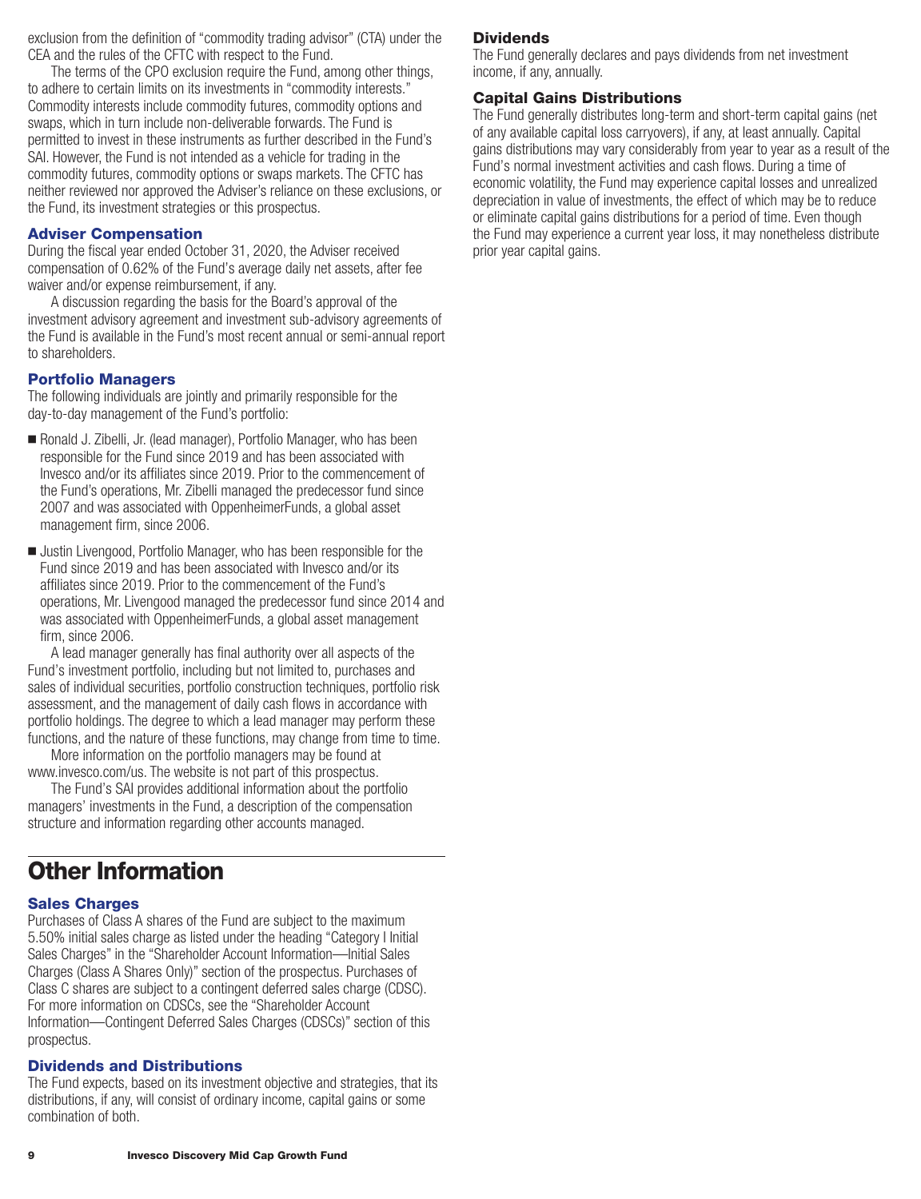exclusion from the definition of "commodity trading advisor" (CTA) under the CEA and the rules of the CFTC with respect to the Fund.

The terms of the CPO exclusion require the Fund, among other things, to adhere to certain limits on its investments in "commodity interests." Commodity interests include commodity futures, commodity options and swaps, which in turn include non-deliverable forwards. The Fund is permitted to invest in these instruments as further described in the Fund's SAI. However, the Fund is not intended as a vehicle for trading in the commodity futures, commodity options or swaps markets. The CFTC has neither reviewed nor approved the Adviser's reliance on these exclusions, or the Fund, its investment strategies or this prospectus.

### Adviser Compensation

During the fiscal year ended October 31, 2020, the Adviser received compensation of 0.62% of the Fund's average daily net assets, after fee waiver and/or expense reimbursement, if any.

A discussion regarding the basis for the Board's approval of the investment advisory agreement and investment sub-advisory agreements of the Fund is available in the Fund's most recent annual or semi-annual report to shareholders.

### Portfolio Managers

The following individuals are jointly and primarily responsible for the day-to-day management of the Fund's portfolio:

- Ronald J. Zibelli, Jr. (lead manager), Portfolio Manager, who has been responsible for the Fund since 2019 and has been associated with Invesco and/or its affiliates since 2019. Prior to the commencement of the Fund's operations, Mr. Zibelli managed the predecessor fund since 2007 and was associated with OppenheimerFunds, a global asset management firm, since 2006.
- Justin Livengood, Portfolio Manager, who has been responsible for the Fund since 2019 and has been associated with Invesco and/or its affiliates since 2019. Prior to the commencement of the Fund's operations, Mr. Livengood managed the predecessor fund since 2014 and was associated with OppenheimerFunds, a global asset management firm, since 2006.

A lead manager generally has final authority over all aspects of the Fund's investment portfolio, including but not limited to, purchases and sales of individual securities, portfolio construction techniques, portfolio risk assessment, and the management of daily cash flows in accordance with portfolio holdings. The degree to which a lead manager may perform these functions, and the nature of these functions, may change from time to time.

More information on the portfolio managers may be found at www.invesco.com/us. The website is not part of this prospectus.

The Fund's SAI provides additional information about the portfolio managers' investments in the Fund, a description of the compensation structure and information regarding other accounts managed.

## Other Information

### Sales Charges

Purchases of Class A shares of the Fund are subject to the maximum 5.50% initial sales charge as listed under the heading "Category I Initial Sales Charges" in the "Shareholder Account Information—Initial Sales Charges (Class A Shares Only)" section of the prospectus. Purchases of Class C shares are subject to a contingent deferred sales charge (CDSC). For more information on CDSCs, see the "Shareholder Account Information—Contingent Deferred Sales Charges (CDSCs)" section of this prospectus.

### Dividends and Distributions

The Fund expects, based on its investment objective and strategies, that its distributions, if any, will consist of ordinary income, capital gains or some combination of both.

#### Dividends

The Fund generally declares and pays dividends from net investment income, if any, annually.

#### Capital Gains Distributions

The Fund generally distributes long-term and short-term capital gains (net of any available capital loss carryovers), if any, at least annually. Capital gains distributions may vary considerably from year to year as a result of the Fund's normal investment activities and cash flows. During a time of economic volatility, the Fund may experience capital losses and unrealized depreciation in value of investments, the effect of which may be to reduce or eliminate capital gains distributions for a period of time. Even though the Fund may experience a current year loss, it may nonetheless distribute prior year capital gains.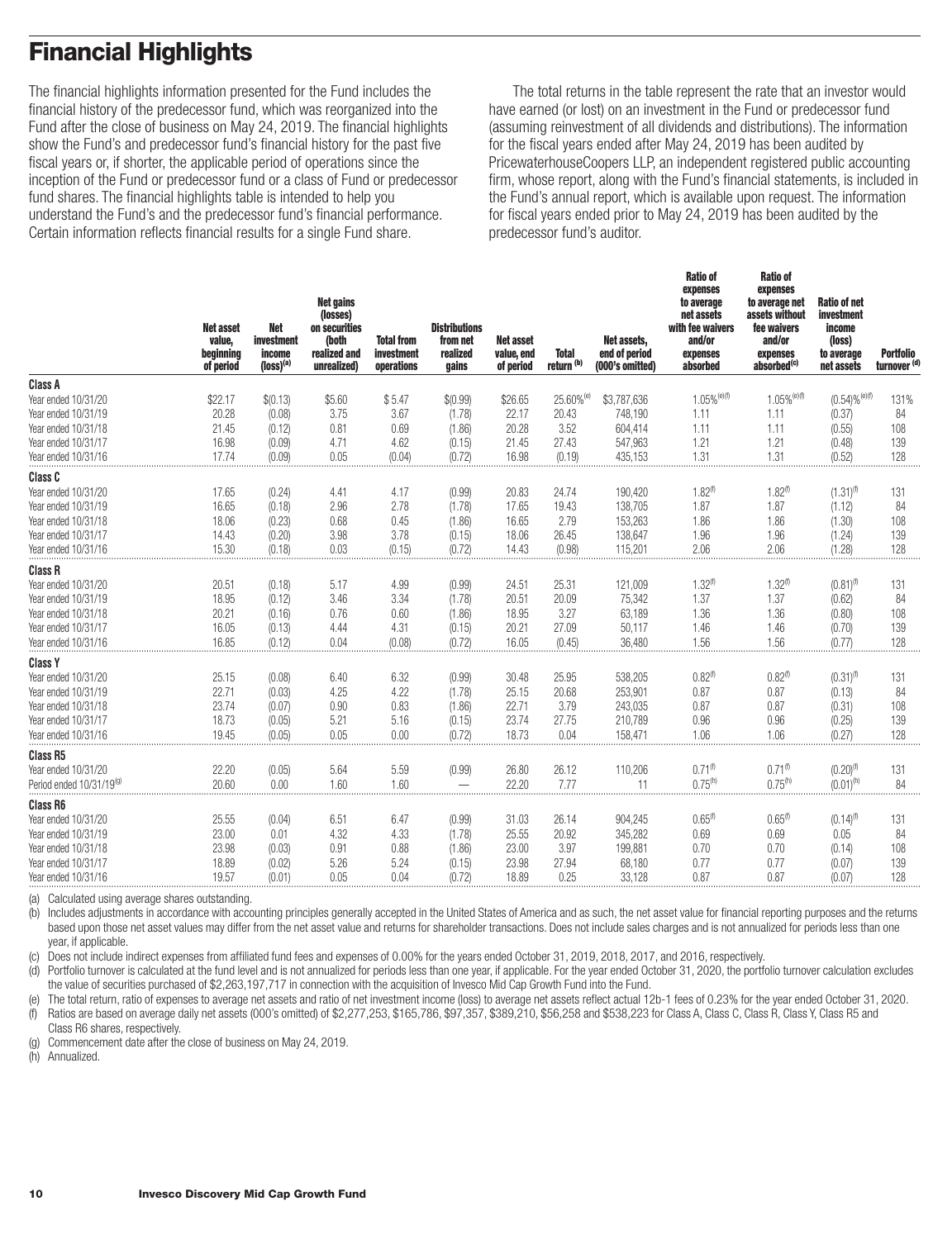# Financial Highlights

The financial highlights information presented for the Fund includes the financial history of the predecessor fund, which was reorganized into the Fund after the close of business on May 24, 2019. The financial highlights show the Fund's and predecessor fund's financial history for the past five fiscal years or, if shorter, the applicable period of operations since the inception of the Fund or predecessor fund or a class of Fund or predecessor fund shares. The financial highlights table is intended to help you understand the Fund's and the predecessor fund's financial performance. Certain information reflects financial results for a single Fund share.

The total returns in the table represent the rate that an investor would have earned (or lost) on an investment in the Fund or predecessor fund (assuming reinvestment of all dividends and distributions). The information for the fiscal years ended after May 24, 2019 has been audited by PricewaterhouseCoopers LLP, an independent registered public accounting firm, whose report, along with the Fund's financial statements, is included in the Fund's annual report, which is available upon request. The information for fiscal years ended prior to May 24, 2019 has been audited by the predecessor fund's auditor.

| | Net asset value, beginning of period | Net investment income (loss)(a) | Net gains (losses) on securities (both realized and unrealized) | Total from investment operations | Distributions from net realized gains | Net asset value, end of period | Total return (b) | Net assets, end of period (000's omitted) | Ratio of expenses to average net assets with fee waivers and/or expenses absorbed | Ratio of expenses to average net assets without fee waivers and/or expenses absorbed(c) | Ratio of net investment income (loss) to average net assets | Portfolio turnover (d) |
|---|---|---|---|---|---|---|---|---|---|---|---|---|
| **Class A** | | | | | | | | | | | | |
| Year ended 10/31/20 | $22.17 | $(0.13) | $5.60 | $ 5.47 | $(0.99) | $26.65 | 25.60%(e) | $3,787,636 | 1.05%(e)(f) | 1.05%(e)(f) | (0.54)%(e)(f) | 131% |
| Year ended 10/31/19 | 20.28 | (0.08) | 3.75 | 3.67 | (1.78) | 22.17 | 20.43 | 748,190 | 1.11 | 1.11 | (0.37) | 84 |
| Year ended 10/31/18 | 21.45 | (0.12) | 0.81 | 0.69 | (1.86) | 20.28 | 3.52 | 604,414 | 1.11 | 1.11 | (0.55) | 108 |
| Year ended 10/31/17 | 16.98 | (0.09) | 4.71 | 4.62 | (0.15) | 21.45 | 27.43 | 547,963 | 1.21 | 1.21 | (0.48) | 139 |
| Year ended 10/31/16 | 17.74 | (0.09) | 0.05 | (0.04) | (0.72) | 16.98 | (0.19) | 435,153 | 1.31 | 1.31 | (0.52) | 128 |
| **Class C** | | | | | | | | | | | | |
| Year ended 10/31/20 | 17.65 | (0.24) | 4.41 | 4.17 | (0.99) | 20.83 | 24.74 | 190,420 | 1.82(f) | 1.82(f) | (1.31)(f) | 131 |
| Year ended 10/31/19 | 16.65 | (0.18) | 2.96 | 2.78 | (1.78) | 17.65 | 19.43 | 138,705 | 1.87 | 1.87 | (1.12) | 84 |
| Year ended 10/31/18 | 18.06 | (0.23) | 0.68 | 0.45 | (1.86) | 16.65 | 2.79 | 153,263 | 1.86 | 1.86 | (1.30) | 108 |
| Year ended 10/31/17 | 14.43 | (0.20) | 3.98 | 3.78 | (0.15) | 18.06 | 26.45 | 138,647 | 1.96 | 1.96 | (1.24) | 139 |
| Year ended 10/31/16 | 15.30 | (0.18) | 0.03 | (0.15) | (0.72) | 14.43 | (0.98) | 115,201 | 2.06 | 2.06 | (1.28) | 128 |
| **Class R** | | | | | | | | | | | | |
| Year ended 10/31/20 | 20.51 | (0.18) | 5.17 | 4.99 | (0.99) | 24.51 | 25.31 | 121,009 | 1.32(f) | 1.32(f) | (0.81)(f) | 131 |
| Year ended 10/31/19 | 18.95 | (0.12) | 3.46 | 3.34 | (1.78) | 20.51 | 20.09 | 75,342 | 1.37 | 1.37 | (0.62) | 84 |
| Year ended 10/31/18 | 20.21 | (0.16) | 0.76 | 0.60 | (1.86) | 18.95 | 3.27 | 63,189 | 1.36 | 1.36 | (0.80) | 108 |
| Year ended 10/31/17 | 16.05 | (0.13) | 4.44 | 4.31 | (0.15) | 20.21 | 27.09 | 50,117 | 1.46 | 1.46 | (0.70) | 139 |
| Year ended 10/31/16 | 16.85 | (0.12) | 0.04 | (0.08) | (0.72) | 16.05 | (0.45) | 36,480 | 1.56 | 1.56 | (0.77) | 128 |
| **Class Y** | | | | | | | | | | | | |
| Year ended 10/31/20 | 25.15 | (0.08) | 6.40 | 6.32 | (0.99) | 30.48 | 25.95 | 538,205 | 0.82(f) | 0.82(f) | (0.31)(f) | 131 |
| Year ended 10/31/19 | 22.71 | (0.03) | 4.25 | 4.22 | (1.78) | 25.15 | 20.68 | 253,901 | 0.87 | 0.87 | (0.13) | 84 |
| Year ended 10/31/18 | 23.74 | (0.07) | 0.90 | 0.83 | (1.86) | 22.71 | 3.79 | 243,035 | 0.87 | 0.87 | (0.31) | 108 |
| Year ended 10/31/17 | 18.73 | (0.05) | 5.21 | 5.16 | (0.15) | 23.74 | 27.75 | 210,789 | 0.96 | 0.96 | (0.25) | 139 |
| Year ended 10/31/16 | 19.45 | (0.05) | 0.05 | 0.00 | (0.72) | 18.73 | 0.04 | 158,471 | 1.06 | 1.06 | (0.27) | 128 |
| **Class R5** | | | | | | | | | | | | |
| Year ended 10/31/20 | 22.20 | (0.05) | 5.64 | 5.59 | (0.99) | 26.80 | 26.12 | 110,206 | 0.71(f) | 0.71(f) | (0.20)(f) | 131 |
| Period ended 10/31/19(g) | 20.60 | 0.00 | 1.60 | 1.60 | — | 22.20 | 7.77 | 11 | 0.75(h) | 0.75(h) | (0.01)(h) | 84 |
| **Class R6** | | | | | | | | | | | | |
| Year ended 10/31/20 | 25.55 | (0.04) | 6.51 | 6.47 | (0.99) | 31.03 | 26.14 | 904,245 | 0.65(f) | 0.65(f) | (0.14)(f) | 131 |
| Year ended 10/31/19 | 23.00 | 0.01 | 4.32 | 4.33 | (1.78) | 25.55 | 20.92 | 345,282 | 0.69 | 0.69 | 0.05 | 84 |
| Year ended 10/31/18 | 23.98 | (0.03) | 0.91 | 0.88 | (1.86) | 23.00 | 3.97 | 199,881 | 0.70 | 0.70 | (0.14) | 108 |
| Year ended 10/31/17 | 18.89 | (0.02) | 5.26 | 5.24 | (0.15) | 23.98 | 27.94 | 68,180 | 0.77 | 0.77 | (0.07) | 139 |
| Year ended 10/31/16 | 19.57 | (0.01) | 0.05 | 0.04 | (0.72) | 18.89 | 0.25 | 33,128 | 0.87 | 0.87 | (0.07) | 128 |

(a) Calculated using average shares outstanding.

(b) Includes adjustments in accordance with accounting principles generally accepted in the United States of America and as such, the net asset value for financial reporting purposes and the returns based upon those net asset values may differ from the net asset value and returns for shareholder transactions. Does not include sales charges and is not annualized for periods less than one year, if applicable.

(c) Does not include indirect expenses from affiliated fund fees and expenses of 0.00% for the years ended October 31, 2019, 2018, 2017, and 2016, respectively.

(d) Portfolio turnover is calculated at the fund level and is not annualized for periods less than one year, if applicable. For the year ended October 31, 2020, the portfolio turnover calculation excludes the value of securities purchased of $2,263,197,717 in connection with the acquisition of Invesco Mid Cap Growth Fund into the Fund.

(e) The total return, ratio of expenses to average net assets and ratio of net investment income (loss) to average net assets reflect actual 12b-1 fees of 0.23% for the year ended October 31, 2020.

(f) Ratios are based on average daily net assets (000's omitted) of $2,277,253, $165,786, $97,357, $389,210, $56,258 and $538,223 for Class A, Class C, Class R, Class Y, Class R5 and Class R6 shares, respectively.

(g) Commencement date after the close of business on May 24, 2019.

(h) Annualized.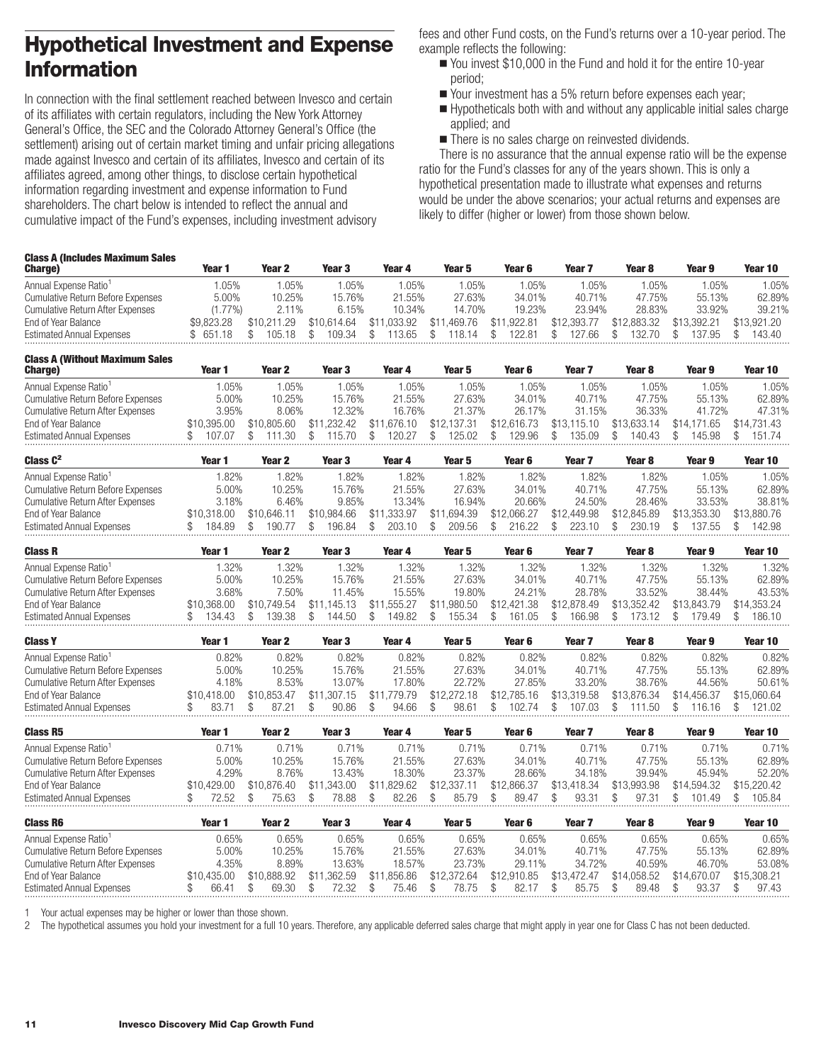# Hypothetical Investment and Expense Information

In connection with the final settlement reached between Invesco and certain of its affiliates with certain regulators, including the New York Attorney General's Office, the SEC and the Colorado Attorney General's Office (the settlement) arising out of certain market timing and unfair pricing allegations made against Invesco and certain of its affiliates, Invesco and certain of its affiliates agreed, among other things, to disclose certain hypothetical information regarding investment and expense information to Fund shareholders. The chart below is intended to reflect the annual and cumulative impact of the Fund's expenses, including investment advisory fees and other Fund costs, on the Fund's returns over a 10-year period. The example reflects the following:

- You invest $10,000 in the Fund and hold it for the entire 10-year period;
- Your investment has a 5% return before expenses each year;
- Hypotheticals both with and without any applicable initial sales charge applied; and
- There is no sales charge on reinvested dividends.

There is no assurance that the annual expense ratio will be the expense ratio for the Fund's classes for any of the years shown. This is only a hypothetical presentation made to illustrate what expenses and returns would be under the above scenarios; your actual returns and expenses are likely to differ (higher or lower) from those shown below.

| Class A (Includes Maximum Sales Charge) | Year 1 | Year 2 | Year 3 | Year 4 | Year 5 | Year 6 | Year 7 | Year 8 | Year 9 | Year 10 |
|---|---|---|---|---|---|---|---|---|---|---|
| Annual Expense Ratio[1] | 1.05% | 1.05% | 1.05% | 1.05% | 1.05% | 1.05% | 1.05% | 1.05% | 1.05% | 1.05% |
| Cumulative Return Before Expenses | 5.00% | 10.25% | 15.76% | 21.55% | 27.63% | 34.01% | 40.71% | 47.75% | 55.13% | 62.89% |
| Cumulative Return After Expenses | (1.77%) | 2.11% | 6.15% | 10.34% | 14.70% | 19.23% | 23.94% | 28.83% | 33.92% | 39.21% |
| End of Year Balance | $9,823.28 | $10,211.29 | $10,614.64 | $11,033.92 | $11,469.76 | $11,922.81 | $12,393.77 | $12,883.32 | $13,392.21 | $13,921.20 |
| Estimated Annual Expenses | $ 651.18 | $ 105.18 | $ 109.34 | $ 113.65 | $ 118.14 | $ 122.81 | $ 127.66 | $ 132.70 | $ 137.95 | $ 143.40 |

| Class A (Without Maximum Sales Charge) | Year 1 | Year 2 | Year 3 | Year 4 | Year 5 | Year 6 | Year 7 | Year 8 | Year 9 | Year 10 |
|---|---|---|---|---|---|---|---|---|---|---|
| Annual Expense Ratio[1] | 1.05% | 1.05% | 1.05% | 1.05% | 1.05% | 1.05% | 1.05% | 1.05% | 1.05% | 1.05% |
| Cumulative Return Before Expenses | 5.00% | 10.25% | 15.76% | 21.55% | 27.63% | 34.01% | 40.71% | 47.75% | 55.13% | 62.89% |
| Cumulative Return After Expenses | 3.95% | 8.06% | 12.32% | 16.76% | 21.37% | 26.17% | 31.15% | 36.33% | 41.72% | 47.31% |
| End of Year Balance | $10,395.00 | $10,805.60 | $11,232.42 | $11,676.10 | $12,137.31 | $12,616.73 | $13,115.10 | $13,633.14 | $14,171.65 | $14,731.43 |
| Estimated Annual Expenses | $ 107.07 | $ 111.30 | $ 115.70 | $ 120.27 | $ 125.02 | $ 129.96 | $ 135.09 | $ 140.43 | $ 145.98 | $ 151.74 |

| Class C[2] | Year 1 | Year 2 | Year 3 | Year 4 | Year 5 | Year 6 | Year 7 | Year 8 | Year 9 | Year 10 |
|---|---|---|---|---|---|---|---|---|---|---|
| Annual Expense Ratio[1] | 1.82% | 1.82% | 1.82% | 1.82% | 1.82% | 1.82% | 1.82% | 1.82% | 1.05% | 1.05% |
| Cumulative Return Before Expenses | 5.00% | 10.25% | 15.76% | 21.55% | 27.63% | 34.01% | 40.71% | 47.75% | 55.13% | 62.89% |
| Cumulative Return After Expenses | 3.18% | 6.46% | 9.85% | 13.34% | 16.94% | 20.66% | 24.50% | 28.46% | 33.53% | 38.81% |
| End of Year Balance | $10,318.00 | $10,646.11 | $10,984.66 | $11,333.97 | $11,694.39 | $12,066.27 | $12,449.98 | $12,845.89 | $13,353.30 | $13,880.76 |
| Estimated Annual Expenses | $ 184.89 | $ 190.77 | $ 196.84 | $ 203.10 | $ 209.56 | $ 216.22 | $ 223.10 | $ 230.19 | $ 137.55 | $ 142.98 |

| Class R | Year 1 | Year 2 | Year 3 | Year 4 | Year 5 | Year 6 | Year 7 | Year 8 | Year 9 | Year 10 |
|---|---|---|---|---|---|---|---|---|---|---|
| Annual Expense Ratio[1] | 1.32% | 1.32% | 1.32% | 1.32% | 1.32% | 1.32% | 1.32% | 1.32% | 1.32% | 1.32% |
| Cumulative Return Before Expenses | 5.00% | 10.25% | 15.76% | 21.55% | 27.63% | 34.01% | 40.71% | 47.75% | 55.13% | 62.89% |
| Cumulative Return After Expenses | 3.68% | 7.50% | 11.45% | 15.55% | 19.80% | 24.21% | 28.78% | 33.52% | 38.44% | 43.53% |
| End of Year Balance | $10,368.00 | $10,749.54 | $11,145.13 | $11,555.27 | $11,980.50 | $12,421.38 | $12,878.49 | $13,352.42 | $13,843.79 | $14,353.24 |
| Estimated Annual Expenses | $ 134.43 | $ 139.38 | $ 144.50 | $ 149.82 | $ 155.34 | $ 161.05 | $ 166.98 | $ 173.12 | $ 179.49 | $ 186.10 |

| Class Y | Year 1 | Year 2 | Year 3 | Year 4 | Year 5 | Year 6 | Year 7 | Year 8 | Year 9 | Year 10 |
|---|---|---|---|---|---|---|---|---|---|---|
| Annual Expense Ratio[1] | 0.82% | 0.82% | 0.82% | 0.82% | 0.82% | 0.82% | 0.82% | 0.82% | 0.82% | 0.82% |
| Cumulative Return Before Expenses | 5.00% | 10.25% | 15.76% | 21.55% | 27.63% | 34.01% | 40.71% | 47.75% | 55.13% | 62.89% |
| Cumulative Return After Expenses | 4.18% | 8.53% | 13.07% | 17.80% | 22.72% | 27.85% | 33.20% | 38.76% | 44.56% | 50.61% |
| End of Year Balance | $10,418.00 | $10,853.47 | $11,307.15 | $11,779.79 | $12,272.18 | $12,785.16 | $13,319.58 | $13,876.34 | $14,456.37 | $15,060.64 |
| Estimated Annual Expenses | $ 83.71 | $ 87.21 | $ 90.86 | $ 94.66 | $ 98.61 | $ 102.74 | $ 107.03 | $ 111.50 | $ 116.16 | $ 121.02 |

| Class R5 | Year 1 | Year 2 | Year 3 | Year 4 | Year 5 | Year 6 | Year 7 | Year 8 | Year 9 | Year 10 |
|---|---|---|---|---|---|---|---|---|---|---|
| Annual Expense Ratio[1] | 0.71% | 0.71% | 0.71% | 0.71% | 0.71% | 0.71% | 0.71% | 0.71% | 0.71% | 0.71% |
| Cumulative Return Before Expenses | 5.00% | 10.25% | 15.76% | 21.55% | 27.63% | 34.01% | 40.71% | 47.75% | 55.13% | 62.89% |
| Cumulative Return After Expenses | 4.29% | 8.76% | 13.43% | 18.30% | 23.37% | 28.66% | 34.18% | 39.94% | 45.94% | 52.20% |
| End of Year Balance | $10,429.00 | $10,876.40 | $11,343.00 | $11,829.62 | $12,337.11 | $12,866.37 | $13,418.34 | $13,993.98 | $14,594.32 | $15,220.42 |
| Estimated Annual Expenses | $ 72.52 | $ 75.63 | $ 78.88 | $ 82.26 | $ 85.79 | $ 89.47 | $ 93.31 | $ 97.31 | $ 101.49 | $ 105.84 |

| Class R6 | Year 1 | Year 2 | Year 3 | Year 4 | Year 5 | Year 6 | Year 7 | Year 8 | Year 9 | Year 10 |
|---|---|---|---|---|---|---|---|---|---|---|
| Annual Expense Ratio[1] | 0.65% | 0.65% | 0.65% | 0.65% | 0.65% | 0.65% | 0.65% | 0.65% | 0.65% | 0.65% |
| Cumulative Return Before Expenses | 5.00% | 10.25% | 15.76% | 21.55% | 27.63% | 34.01% | 40.71% | 47.75% | 55.13% | 62.89% |
| Cumulative Return After Expenses | 4.35% | 8.89% | 13.63% | 18.57% | 23.73% | 29.11% | 34.72% | 40.59% | 46.70% | 53.08% |
| End of Year Balance | $10,435.00 | $10,888.92 | $11,362.59 | $11,856.86 | $12,372.64 | $12,910.85 | $13,472.47 | $14,058.52 | $14,670.07 | $15,308.21 |
| Estimated Annual Expenses | $ 66.41 | $ 69.30 | $ 72.32 | $ 75.46 | $ 78.75 | $ 82.17 | $ 85.75 | $ 89.48 | $ 93.37 | $ 97.43 |

1 Your actual expenses may be higher or lower than those shown.

2 The hypothetical assumes you hold your investment for a full 10 years. Therefore, any applicable deferred sales charge that might apply in year one for Class C has not been deducted.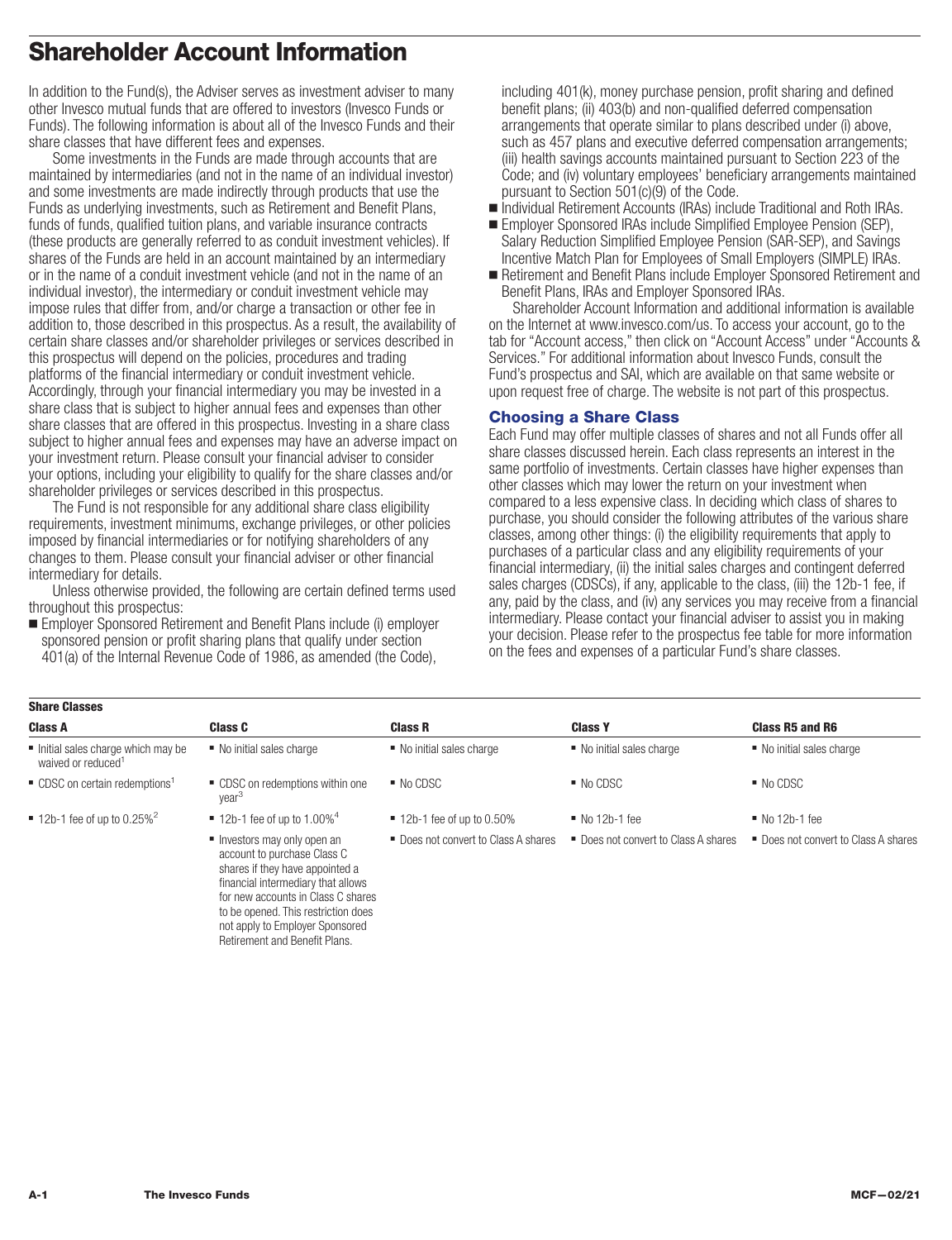# Shareholder Account Information

In addition to the Fund(s), the Adviser serves as investment adviser to many other Invesco mutual funds that are offered to investors (Invesco Funds or Funds). The following information is about all of the Invesco Funds and their share classes that have different fees and expenses.

Some investments in the Funds are made through accounts that are maintained by intermediaries (and not in the name of an individual investor) and some investments are made indirectly through products that use the Funds as underlying investments, such as Retirement and Benefit Plans, funds of funds, qualified tuition plans, and variable insurance contracts (these products are generally referred to as conduit investment vehicles). If shares of the Funds are held in an account maintained by an intermediary or in the name of a conduit investment vehicle (and not in the name of an individual investor), the intermediary or conduit investment vehicle may impose rules that differ from, and/or charge a transaction or other fee in addition to, those described in this prospectus. As a result, the availability of certain share classes and/or shareholder privileges or services described in this prospectus will depend on the policies, procedures and trading platforms of the financial intermediary or conduit investment vehicle. Accordingly, through your financial intermediary you may be invested in a share class that is subject to higher annual fees and expenses than other share classes that are offered in this prospectus. Investing in a share class subject to higher annual fees and expenses may have an adverse impact on your investment return. Please consult your financial adviser to consider your options, including your eligibility to qualify for the share classes and/or shareholder privileges or services described in this prospectus.

The Fund is not responsible for any additional share class eligibility requirements, investment minimums, exchange privileges, or other policies imposed by financial intermediaries or for notifying shareholders of any changes to them. Please consult your financial adviser or other financial intermediary for details.

Unless otherwise provided, the following are certain defined terms used throughout this prospectus:

- Employer Sponsored Retirement and Benefit Plans include (i) employer sponsored pension or profit sharing plans that qualify under section 401(a) of the Internal Revenue Code of 1986, as amended (the Code), including 401(k), money purchase pension, profit sharing and defined benefit plans; (ii) 403(b) and non-qualified deferred compensation arrangements that operate similar to plans described under (i) above, such as 457 plans and executive deferred compensation arrangements; (iii) health savings accounts maintained pursuant to Section 223 of the Code; and (iv) voluntary employees' beneficiary arrangements maintained pursuant to Section 501(c)(9) of the Code.
- Individual Retirement Accounts (IRAs) include Traditional and Roth IRAs.
- Employer Sponsored IRAs include Simplified Employee Pension (SEP), Salary Reduction Simplified Employee Pension (SAR-SEP), and Savings Incentive Match Plan for Employees of Small Employers (SIMPLE) IRAs.
- Retirement and Benefit Plans include Employer Sponsored Retirement and Benefit Plans, IRAs and Employer Sponsored IRAs.

Shareholder Account Information and additional information is available on the Internet at www.invesco.com/us. To access your account, go to the tab for "Account access," then click on "Account Access" under "Accounts & Services." For additional information about Invesco Funds, consult the Fund's prospectus and SAI, which are available on that same website or upon request free of charge. The website is not part of this prospectus.

## Choosing a Share Class

Each Fund may offer multiple classes of shares and not all Funds offer all share classes discussed herein. Each class represents an interest in the same portfolio of investments. Certain classes have higher expenses than other classes which may lower the return on your investment when compared to a less expensive class. In deciding which class of shares to purchase, you should consider the following attributes of the various share classes, among other things: (i) the eligibility requirements that apply to purchases of a particular class and any eligibility requirements of your financial intermediary, (ii) the initial sales charges and contingent deferred sales charges (CDSCs), if any, applicable to the class, (iii) the 12b-1 fee, if any, paid by the class, and (iv) any services you may receive from a financial intermediary. Please contact your financial adviser to assist you in making your decision. Please refer to the prospectus fee table for more information on the fees and expenses of a particular Fund's share classes.

**Share Classes**

| Class A | Class C | Class R | Class Y | Class R5 and R6 |
|---|---|---|---|---|
| ■ Initial sales charge which may be waived or reduced[1] | ■ No initial sales charge | ■ No initial sales charge | ■ No initial sales charge | ■ No initial sales charge |
| ■ CDSC on certain redemptions[1] | ■ CDSC on redemptions within one year[3] | ■ No CDSC | ■ No CDSC | ■ No CDSC |
| ■ 12b-1 fee of up to 0.25%[2] | ■ 12b-1 fee of up to 1.00%[4] | ■ 12b-1 fee of up to 0.50% | ■ No 12b-1 fee | ■ No 12b-1 fee |
| | ■ Investors may only open an account to purchase Class C shares if they have appointed a financial intermediary that allows for new accounts in Class C shares to be opened. This restriction does not apply to Employer Sponsored Retirement and Benefit Plans. | ■ Does not convert to Class A shares | ■ Does not convert to Class A shares | ■ Does not convert to Class A shares |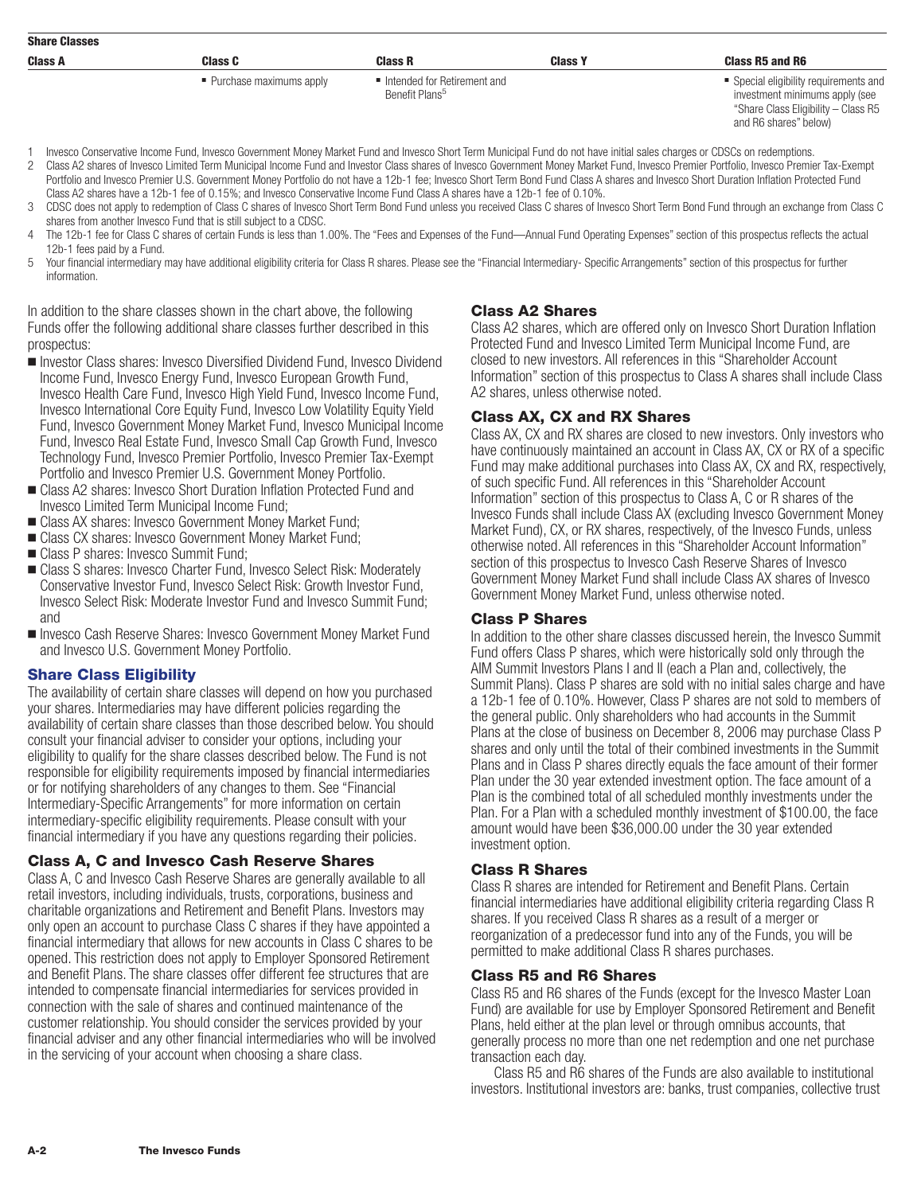**Share Classes**

| Class A | Class C | Class R | Class Y | Class R5 and R6 |
|---|---|---|---|---|
| | ■ Purchase maximums apply | ■ Intended for Retirement and Benefit Plans[5] | | ■ Special eligibility requirements and investment minimums apply (see "Share Class Eligibility – Class R5 and R6 shares" below) |

1 Invesco Conservative Income Fund, Invesco Government Money Market Fund and Invesco Short Term Municipal Fund do not have initial sales charges or CDSCs on redemptions.

2 Class A2 shares of Invesco Limited Term Municipal Income Fund and Investor Class shares of Invesco Government Money Market Fund, Invesco Premier Portfolio, Invesco Premier Tax-Exempt Portfolio and Invesco Premier U.S. Government Money Portfolio do not have a 12b-1 fee; Invesco Short Term Bond Fund Class A shares and Invesco Short Duration Inflation Protected Fund Class A2 shares have a 12b-1 fee of 0.15%; and Invesco Conservative Income Fund Class A shares have a 12b-1 fee of 0.10%.

3 CDSC does not apply to redemption of Class C shares of Invesco Short Term Bond Fund unless you received Class C shares of Invesco Short Term Bond Fund through an exchange from Class C shares from another Invesco Fund that is still subject to a CDSC.

4 The 12b-1 fee for Class C shares of certain Funds is less than 1.00%. The "Fees and Expenses of the Fund—Annual Fund Operating Expenses" section of this prospectus reflects the actual 12b-1 fees paid by a Fund.

5 Your financial intermediary may have additional eligibility criteria for Class R shares. Please see the "Financial Intermediary- Specific Arrangements" section of this prospectus for further information.

In addition to the share classes shown in the chart above, the following Funds offer the following additional share classes further described in this prospectus:

- Investor Class shares: Invesco Diversified Dividend Fund, Invesco Dividend Income Fund, Invesco Energy Fund, Invesco European Growth Fund, Invesco Health Care Fund, Invesco High Yield Fund, Invesco Income Fund, Invesco International Core Equity Fund, Invesco Low Volatility Equity Yield Fund, Invesco Government Money Market Fund, Invesco Municipal Income Fund, Invesco Real Estate Fund, Invesco Small Cap Growth Fund, Invesco Technology Fund, Invesco Premier Portfolio, Invesco Premier Tax-Exempt Portfolio and Invesco Premier U.S. Government Money Portfolio.
- Class A2 shares: Invesco Short Duration Inflation Protected Fund and Invesco Limited Term Municipal Income Fund;
- Class AX shares: Invesco Government Money Market Fund;
- Class CX shares: Invesco Government Money Market Fund;
- Class P shares: Invesco Summit Fund;
- Class S shares: Invesco Charter Fund, Invesco Select Risk: Moderately Conservative Investor Fund, Invesco Select Risk: Growth Investor Fund, Invesco Select Risk: Moderate Investor Fund and Invesco Summit Fund; and
- Invesco Cash Reserve Shares: Invesco Government Money Market Fund and Invesco U.S. Government Money Portfolio.

## Share Class Eligibility

The availability of certain share classes will depend on how you purchased your shares. Intermediaries may have different policies regarding the availability of certain share classes than those described below. You should consult your financial adviser to consider your options, including your eligibility to qualify for the share classes described below. The Fund is not responsible for eligibility requirements imposed by financial intermediaries or for notifying shareholders of any changes to them. See "Financial Intermediary-Specific Arrangements" for more information on certain intermediary-specific eligibility requirements. Please consult with your financial intermediary if you have any questions regarding their policies.

### Class A, C and Invesco Cash Reserve Shares

Class A, C and Invesco Cash Reserve Shares are generally available to all retail investors, including individuals, trusts, corporations, business and charitable organizations and Retirement and Benefit Plans. Investors may only open an account to purchase Class C shares if they have appointed a financial intermediary that allows for new accounts in Class C shares to be opened. This restriction does not apply to Employer Sponsored Retirement and Benefit Plans. The share classes offer different fee structures that are intended to compensate financial intermediaries for services provided in connection with the sale of shares and continued maintenance of the customer relationship. You should consider the services provided by your financial adviser and any other financial intermediaries who will be involved in the servicing of your account when choosing a share class.

### Class A2 Shares

Class A2 shares, which are offered only on Invesco Short Duration Inflation Protected Fund and Invesco Limited Term Municipal Income Fund, are closed to new investors. All references in this "Shareholder Account Information" section of this prospectus to Class A shares shall include Class A2 shares, unless otherwise noted.

### Class AX, CX and RX Shares

Class AX, CX and RX shares are closed to new investors. Only investors who have continuously maintained an account in Class AX, CX or RX of a specific Fund may make additional purchases into Class AX, CX and RX, respectively, of such specific Fund. All references in this "Shareholder Account Information" section of this prospectus to Class A, C or R shares of the Invesco Funds shall include Class AX (excluding Invesco Government Money Market Fund), CX, or RX shares, respectively, of the Invesco Funds, unless otherwise noted. All references in this "Shareholder Account Information" section of this prospectus to Invesco Cash Reserve Shares of Invesco Government Money Market Fund shall include Class AX shares of Invesco Government Money Market Fund, unless otherwise noted.

### Class P Shares

In addition to the other share classes discussed herein, the Invesco Summit Fund offers Class P shares, which were historically sold only through the AIM Summit Investors Plans I and II (each a Plan and, collectively, the Summit Plans). Class P shares are sold with no initial sales charge and have a 12b-1 fee of 0.10%. However, Class P shares are not sold to members of the general public. Only shareholders who had accounts in the Summit Plans at the close of business on December 8, 2006 may purchase Class P shares and only until the total of their combined investments in the Summit Plans and in Class P shares directly equals the face amount of their former Plan under the 30 year extended investment option. The face amount of a Plan is the combined total of all scheduled monthly investments under the Plan. For a Plan with a scheduled monthly investment of $100.00, the face amount would have been $36,000.00 under the 30 year extended investment option.

### Class R Shares

Class R shares are intended for Retirement and Benefit Plans. Certain financial intermediaries have additional eligibility criteria regarding Class R shares. If you received Class R shares as a result of a merger or reorganization of a predecessor fund into any of the Funds, you will be permitted to make additional Class R shares purchases.

### Class R5 and R6 Shares

Class R5 and R6 shares of the Funds (except for the Invesco Master Loan Fund) are available for use by Employer Sponsored Retirement and Benefit Plans, held either at the plan level or through omnibus accounts, that generally process no more than one net redemption and one net purchase transaction each day.

Class R5 and R6 shares of the Funds are also available to institutional investors. Institutional investors are: banks, trust companies, collective trust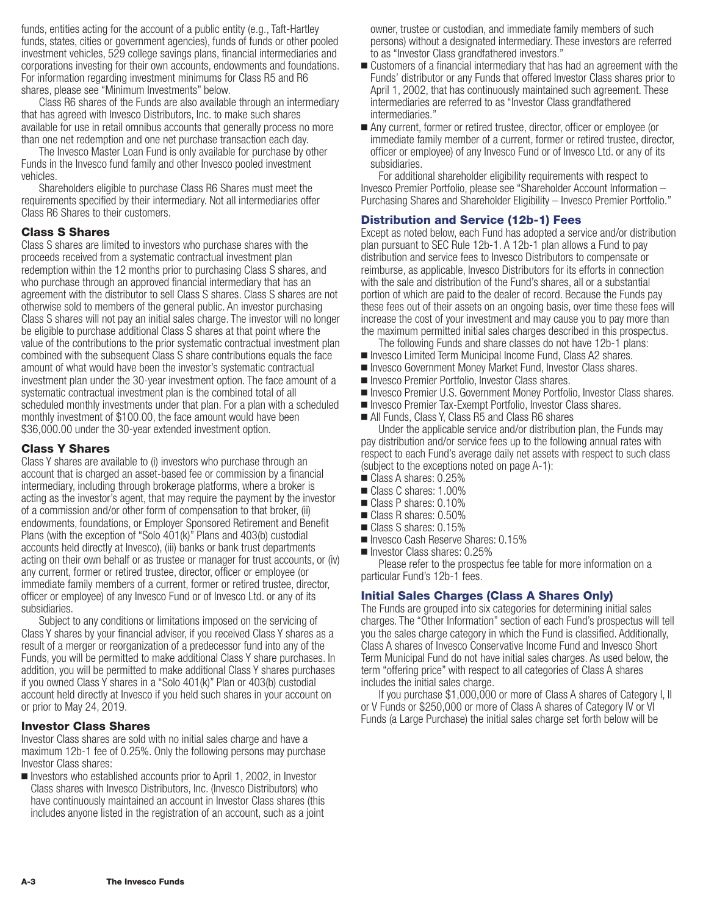funds, entities acting for the account of a public entity (e.g., Taft-Hartley funds, states, cities or government agencies), funds of funds or other pooled investment vehicles, 529 college savings plans, financial intermediaries and corporations investing for their own accounts, endowments and foundations. For information regarding investment minimums for Class R5 and R6 shares, please see "Minimum Investments" below.

Class R6 shares of the Funds are also available through an intermediary that has agreed with Invesco Distributors, Inc. to make such shares available for use in retail omnibus accounts that generally process no more than one net redemption and one net purchase transaction each day.

The Invesco Master Loan Fund is only available for purchase by other Funds in the Invesco fund family and other Invesco pooled investment vehicles.

Shareholders eligible to purchase Class R6 Shares must meet the requirements specified by their intermediary. Not all intermediaries offer Class R6 Shares to their customers.

### Class S Shares

Class S shares are limited to investors who purchase shares with the proceeds received from a systematic contractual investment plan redemption within the 12 months prior to purchasing Class S shares, and who purchase through an approved financial intermediary that has an agreement with the distributor to sell Class S shares. Class S shares are not otherwise sold to members of the general public. An investor purchasing Class S shares will not pay an initial sales charge. The investor will no longer be eligible to purchase additional Class S shares at that point where the value of the contributions to the prior systematic contractual investment plan combined with the subsequent Class S share contributions equals the face amount of what would have been the investor's systematic contractual investment plan under the 30-year investment option. The face amount of a systematic contractual investment plan is the combined total of all scheduled monthly investments under that plan. For a plan with a scheduled monthly investment of $100.00, the face amount would have been $36,000.00 under the 30-year extended investment option.

### Class Y Shares

Class Y shares are available to (i) investors who purchase through an account that is charged an asset-based fee or commission by a financial intermediary, including through brokerage platforms, where a broker is acting as the investor's agent, that may require the payment by the investor of a commission and/or other form of compensation to that broker, (ii) endowments, foundations, or Employer Sponsored Retirement and Benefit Plans (with the exception of "Solo 401(k)" Plans and 403(b) custodial accounts held directly at Invesco), (iii) banks or bank trust departments acting on their own behalf or as trustee or manager for trust accounts, or (iv) any current, former or retired trustee, director, officer or employee (or immediate family members of a current, former or retired trustee, director, officer or employee) of any Invesco Fund or of Invesco Ltd. or any of its subsidiaries.

Subject to any conditions or limitations imposed on the servicing of Class Y shares by your financial adviser, if you received Class Y shares as a result of a merger or reorganization of a predecessor fund into any of the Funds, you will be permitted to make additional Class Y share purchases. In addition, you will be permitted to make additional Class Y shares purchases if you owned Class Y shares in a "Solo 401(k)" Plan or 403(b) custodial account held directly at Invesco if you held such shares in your account on or prior to May 24, 2019.

### Investor Class Shares

Investor Class shares are sold with no initial sales charge and have a maximum 12b-1 fee of 0.25%. Only the following persons may purchase Investor Class shares:

- Investors who established accounts prior to April 1, 2002, in Investor Class shares with Invesco Distributors, Inc. (Invesco Distributors) who have continuously maintained an account in Investor Class shares (this includes anyone listed in the registration of an account, such as a joint owner, trustee or custodian, and immediate family members of such persons) without a designated intermediary. These investors are referred to as "Investor Class grandfathered investors."
- Customers of a financial intermediary that has had an agreement with the Funds' distributor or any Funds that offered Investor Class shares prior to April 1, 2002, that has continuously maintained such agreement. These intermediaries are referred to as "Investor Class grandfathered intermediaries."
- Any current, former or retired trustee, director, officer or employee (or immediate family member of a current, former or retired trustee, director, officer or employee) of any Invesco Fund or of Invesco Ltd. or any of its subsidiaries.

For additional shareholder eligibility requirements with respect to Invesco Premier Portfolio, please see "Shareholder Account Information – Purchasing Shares and Shareholder Eligibility – Invesco Premier Portfolio."

## Distribution and Service (12b-1) Fees

Except as noted below, each Fund has adopted a service and/or distribution plan pursuant to SEC Rule 12b-1. A 12b-1 plan allows a Fund to pay distribution and service fees to Invesco Distributors to compensate or reimburse, as applicable, Invesco Distributors for its efforts in connection with the sale and distribution of the Fund's shares, all or a substantial portion of which are paid to the dealer of record. Because the Funds pay these fees out of their assets on an ongoing basis, over time these fees will increase the cost of your investment and may cause you to pay more than the maximum permitted initial sales charges described in this prospectus.

The following Funds and share classes do not have 12b-1 plans:

- Invesco Limited Term Municipal Income Fund, Class A2 shares.
- Invesco Government Money Market Fund, Investor Class shares.
- Invesco Premier Portfolio, Investor Class shares.
- Invesco Premier U.S. Government Money Portfolio, Investor Class shares.
- Invesco Premier Tax-Exempt Portfolio, Investor Class shares.
- All Funds, Class Y, Class R5 and Class R6 shares

Under the applicable service and/or distribution plan, the Funds may pay distribution and/or service fees up to the following annual rates with respect to each Fund's average daily net assets with respect to such class (subject to the exceptions noted on page A-1):

- Class A shares: 0.25%
- Class C shares: 1.00%
- Class P shares: 0.10%
- Class R shares: 0.50%
- Class S shares: 0.15%
- Invesco Cash Reserve Shares: 0.15%
- Investor Class shares: 0.25%

Please refer to the prospectus fee table for more information on a particular Fund's 12b-1 fees.

## Initial Sales Charges (Class A Shares Only)

The Funds are grouped into six categories for determining initial sales charges. The "Other Information" section of each Fund's prospectus will tell you the sales charge category in which the Fund is classified. Additionally, Class A shares of Invesco Conservative Income Fund and Invesco Short Term Municipal Fund do not have initial sales charges. As used below, the term "offering price" with respect to all categories of Class A shares includes the initial sales charge.

If you purchase $1,000,000 or more of Class A shares of Category I, II or V Funds or $250,000 or more of Class A shares of Category IV or VI Funds (a Large Purchase) the initial sales charge set forth below will be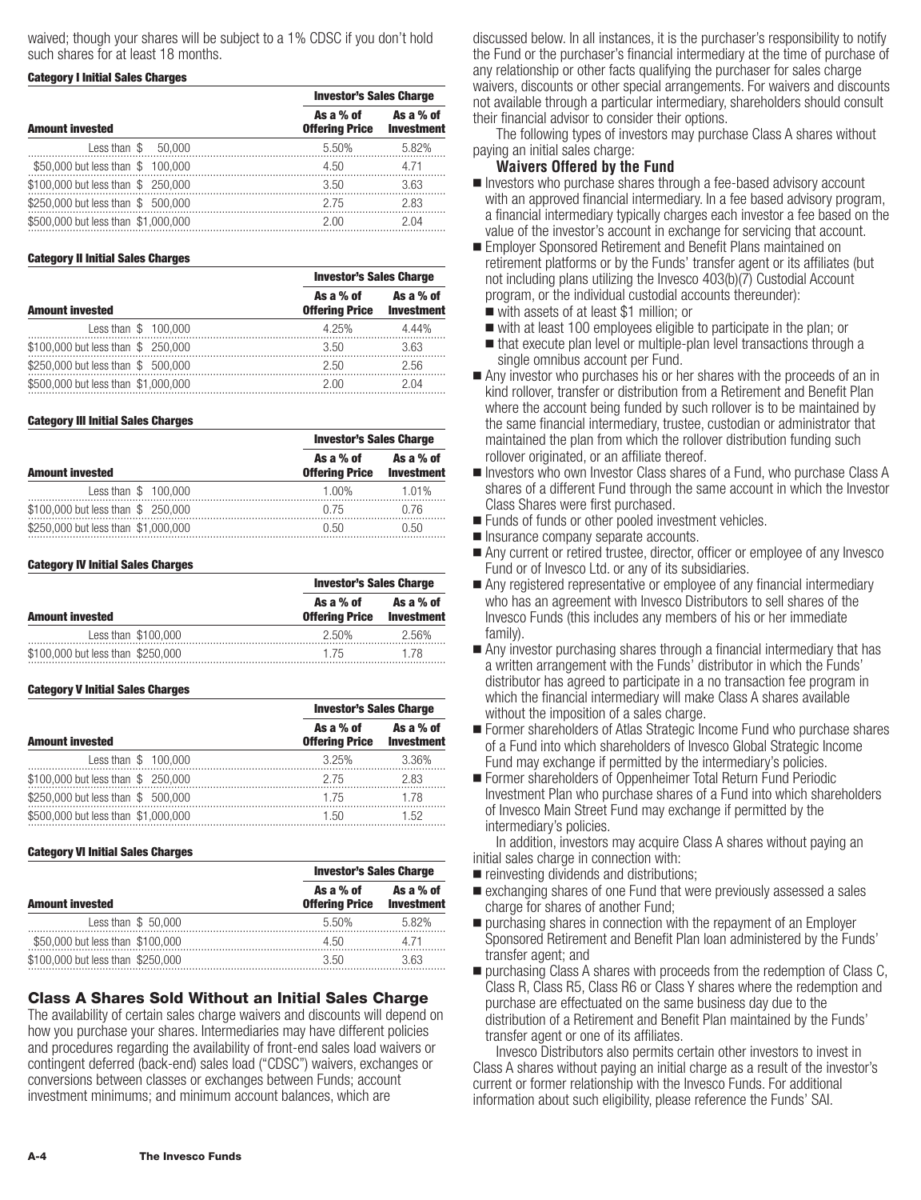waived; though your shares will be subject to a 1% CDSC if you don't hold such shares for at least 18 months.

#### Category I Initial Sales Charges

| | Investor's Sales Charge | |
|---|---|---|
| **Amount invested** | **As a % of Offering Price** | **As a % of Investment** |
| Less than $ 50,000 | 5.50% | 5.82% |
| $50,000 but less than $ 100,000 | 4.50 | 4.71 |
| $100,000 but less than $ 250,000 | 3.50 | 3.63 |
| $250,000 but less than $ 500,000 | 2.75 | 2.83 |
| $500,000 but less than $1,000,000 | 2.00 | 2.04 |

#### Category II Initial Sales Charges

| | Investor's Sales Charge | |
|---|---|---|
| **Amount invested** | **As a % of Offering Price** | **As a % of Investment** |
| Less than $ 100,000 | 4.25% | 4.44% |
| $100,000 but less than $ 250,000 | 3.50 | 3.63 |
| $250,000 but less than $ 500,000 | 2.50 | 2.56 |
| $500,000 but less than $1,000,000 | 2.00 | 2.04 |

#### Category III Initial Sales Charges

| | Investor's Sales Charge | |
|---|---|---|
| **Amount invested** | **As a % of Offering Price** | **As a % of Investment** |
| Less than $ 100,000 | 1.00% | 1.01% |
| $100,000 but less than $ 250,000 | 0.75 | 0.76 |
| $250,000 but less than $1,000,000 | 0.50 | 0.50 |

#### Category IV Initial Sales Charges

| | Investor's Sales Charge | |
|---|---|---|
| **Amount invested** | **As a % of Offering Price** | **As a % of Investment** |
| Less than $100,000 | 2.50% | 2.56% |
| $100,000 but less than $250,000 | 1.75 | 1.78 |

#### Category V Initial Sales Charges

| | Investor's Sales Charge | |
|---|---|---|
| **Amount invested** | **As a % of Offering Price** | **As a % of Investment** |
| Less than $ 100,000 | 3.25% | 3.36% |
| $100,000 but less than $ 250,000 | 2.75 | 2.83 |
| $250,000 but less than $ 500,000 | 1.75 | 1.78 |
| $500,000 but less than $1,000,000 | 1.50 | 1.52 |

#### Category VI Initial Sales Charges

| | Investor's Sales Charge | |
|---|---|---|
| **Amount invested** | **As a % of Offering Price** | **As a % of Investment** |
| Less than $ 50,000 | 5.50% | 5.82% |
| $50,000 but less than $100,000 | 4.50 | 4.71 |
| $100,000 but less than $250,000 | 3.50 | 3.63 |

### Class A Shares Sold Without an Initial Sales Charge

The availability of certain sales charge waivers and discounts will depend on how you purchase your shares. Intermediaries may have different policies and procedures regarding the availability of front-end sales load waivers or contingent deferred (back-end) sales load ("CDSC") waivers, exchanges or conversions between classes or exchanges between Funds; account investment minimums; and minimum account balances, which are discussed below. In all instances, it is the purchaser's responsibility to notify the Fund or the purchaser's financial intermediary at the time of purchase of any relationship or other facts qualifying the purchaser for sales charge waivers, discounts or other special arrangements. For waivers and discounts not available through a particular intermediary, shareholders should consult their financial advisor to consider their options.

The following types of investors may purchase Class A shares without paying an initial sales charge:

#### Waivers Offered by the Fund

- Investors who purchase shares through a fee-based advisory account with an approved financial intermediary. In a fee based advisory program, a financial intermediary typically charges each investor a fee based on the value of the investor's account in exchange for servicing that account.
- Employer Sponsored Retirement and Benefit Plans maintained on retirement platforms or by the Funds' transfer agent or its affiliates (but not including plans utilizing the Invesco 403(b)(7) Custodial Account program, or the individual custodial accounts thereunder):
  - with assets of at least $1 million; or
  - with at least 100 employees eligible to participate in the plan; or
  - that execute plan level or multiple-plan level transactions through a single omnibus account per Fund.
- Any investor who purchases his or her shares with the proceeds of an in kind rollover, transfer or distribution from a Retirement and Benefit Plan where the account being funded by such rollover is to be maintained by the same financial intermediary, trustee, custodian or administrator that maintained the plan from which the rollover distribution funding such rollover originated, or an affiliate thereof.
- Investors who own Investor Class shares of a Fund, who purchase Class A shares of a different Fund through the same account in which the Investor Class Shares were first purchased.
- Funds of funds or other pooled investment vehicles.
- Insurance company separate accounts.
- Any current or retired trustee, director, officer or employee of any Invesco Fund or of Invesco Ltd. or any of its subsidiaries.
- Any registered representative or employee of any financial intermediary who has an agreement with Invesco Distributors to sell shares of the Invesco Funds (this includes any members of his or her immediate family).
- Any investor purchasing shares through a financial intermediary that has a written arrangement with the Funds' distributor in which the Funds' distributor has agreed to participate in a no transaction fee program in which the financial intermediary will make Class A shares available without the imposition of a sales charge.
- Former shareholders of Atlas Strategic Income Fund who purchase shares of a Fund into which shareholders of Invesco Global Strategic Income Fund may exchange if permitted by the intermediary's policies.
- Former shareholders of Oppenheimer Total Return Fund Periodic Investment Plan who purchase shares of a Fund into which shareholders of Invesco Main Street Fund may exchange if permitted by the intermediary's policies.

In addition, investors may acquire Class A shares without paying an initial sales charge in connection with:

- reinvesting dividends and distributions;
- exchanging shares of one Fund that were previously assessed a sales charge for shares of another Fund;
- purchasing shares in connection with the repayment of an Employer Sponsored Retirement and Benefit Plan loan administered by the Funds' transfer agent; and
- purchasing Class A shares with proceeds from the redemption of Class C, Class R, Class R5, Class R6 or Class Y shares where the redemption and purchase are effectuated on the same business day due to the distribution of a Retirement and Benefit Plan maintained by the Funds' transfer agent or one of its affiliates.

Invesco Distributors also permits certain other investors to invest in Class A shares without paying an initial charge as a result of the investor's current or former relationship with the Invesco Funds. For additional information about such eligibility, please reference the Funds' SAI.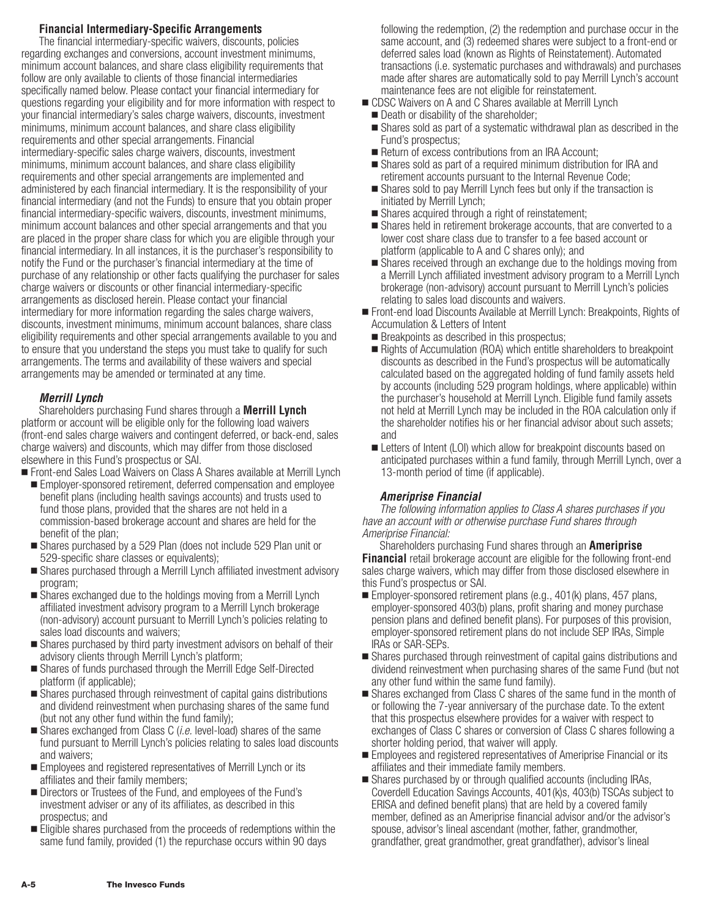### Financial Intermediary-Specific Arrangements

The financial intermediary-specific waivers, discounts, policies regarding exchanges and conversions, account investment minimums, minimum account balances, and share class eligibility requirements that follow are only available to clients of those financial intermediaries specifically named below. Please contact your financial intermediary for questions regarding your eligibility and for more information with respect to your financial intermediary's sales charge waivers, discounts, investment minimums, minimum account balances, and share class eligibility requirements and other special arrangements. Financial intermediary-specific sales charge waivers, discounts, investment minimums, minimum account balances, and share class eligibility requirements and other special arrangements are implemented and administered by each financial intermediary. It is the responsibility of your financial intermediary (and not the Funds) to ensure that you obtain proper financial intermediary-specific waivers, discounts, investment minimums, minimum account balances and other special arrangements and that you are placed in the proper share class for which you are eligible through your financial intermediary. In all instances, it is the purchaser's responsibility to notify the Fund or the purchaser's financial intermediary at the time of purchase of any relationship or other facts qualifying the purchaser for sales charge waivers or discounts or other financial intermediary-specific arrangements as disclosed herein. Please contact your financial intermediary for more information regarding the sales charge waivers, discounts, investment minimums, minimum account balances, share class eligibility requirements and other special arrangements available to you and to ensure that you understand the steps you must take to qualify for such arrangements. The terms and availability of these waivers and special arrangements may be amended or terminated at any time.

#### *Merrill Lynch*

Shareholders purchasing Fund shares through a **Merrill Lynch** platform or account will be eligible only for the following load waivers (front-end sales charge waivers and contingent deferred, or back-end, sales charge waivers) and discounts, which may differ from those disclosed elsewhere in this Fund's prospectus or SAI.

- Front-end Sales Load Waivers on Class A Shares available at Merrill Lynch
  - Employer-sponsored retirement, deferred compensation and employee benefit plans (including health savings accounts) and trusts used to fund those plans, provided that the shares are not held in a commission-based brokerage account and shares are held for the benefit of the plan;
  - Shares purchased by a 529 Plan (does not include 529 Plan unit or 529-specific share classes or equivalents);
  - Shares purchased through a Merrill Lynch affiliated investment advisory program;
  - Shares exchanged due to the holdings moving from a Merrill Lynch affiliated investment advisory program to a Merrill Lynch brokerage (non-advisory) account pursuant to Merrill Lynch's policies relating to sales load discounts and waivers;
  - Shares purchased by third party investment advisors on behalf of their advisory clients through Merrill Lynch's platform;
  - Shares of funds purchased through the Merrill Edge Self-Directed platform (if applicable);
  - Shares purchased through reinvestment of capital gains distributions and dividend reinvestment when purchasing shares of the same fund (but not any other fund within the fund family);
  - Shares exchanged from Class C (*i.e.* level-load) shares of the same fund pursuant to Merrill Lynch's policies relating to sales load discounts and waivers;
  - Employees and registered representatives of Merrill Lynch or its affiliates and their family members;
  - Directors or Trustees of the Fund, and employees of the Fund's investment adviser or any of its affiliates, as described in this prospectus; and
  - Eligible shares purchased from the proceeds of redemptions within the same fund family, provided (1) the repurchase occurs within 90 days following the redemption, (2) the redemption and purchase occur in the same account, and (3) redeemed shares were subject to a front-end or deferred sales load (known as Rights of Reinstatement). Automated transactions (i.e. systematic purchases and withdrawals) and purchases made after shares are automatically sold to pay Merrill Lynch's account maintenance fees are not eligible for reinstatement.
- CDSC Waivers on A and C Shares available at Merrill Lynch
  - Death or disability of the shareholder;
  - Shares sold as part of a systematic withdrawal plan as described in the Fund's prospectus;
  - Return of excess contributions from an IRA Account;
  - Shares sold as part of a required minimum distribution for IRA and retirement accounts pursuant to the Internal Revenue Code;
  - Shares sold to pay Merrill Lynch fees but only if the transaction is initiated by Merrill Lynch;
  - Shares acquired through a right of reinstatement;
  - Shares held in retirement brokerage accounts, that are converted to a lower cost share class due to transfer to a fee based account or platform (applicable to A and C shares only); and
  - Shares received through an exchange due to the holdings moving from a Merrill Lynch affiliated investment advisory program to a Merrill Lynch brokerage (non-advisory) account pursuant to Merrill Lynch's policies relating to sales load discounts and waivers.
- Front-end load Discounts Available at Merrill Lynch: Breakpoints, Rights of Accumulation & Letters of Intent
  - Breakpoints as described in this prospectus;
  - Rights of Accumulation (ROA) which entitle shareholders to breakpoint discounts as described in the Fund's prospectus will be automatically calculated based on the aggregated holding of fund family assets held by accounts (including 529 program holdings, where applicable) within the purchaser's household at Merrill Lynch. Eligible fund family assets not held at Merrill Lynch may be included in the ROA calculation only if the shareholder notifies his or her financial advisor about such assets; and
  - Letters of Intent (LOI) which allow for breakpoint discounts based on anticipated purchases within a fund family, through Merrill Lynch, over a 13-month period of time (if applicable).

#### *Ameriprise Financial*

*The following information applies to Class A shares purchases if you have an account with or otherwise purchase Fund shares through Ameriprise Financial:*

Shareholders purchasing Fund shares through an **Ameriprise Financial** retail brokerage account are eligible for the following front-end sales charge waivers, which may differ from those disclosed elsewhere in this Fund's prospectus or SAI.

- Employer-sponsored retirement plans (e.g., 401(k) plans, 457 plans, employer-sponsored 403(b) plans, profit sharing and money purchase pension plans and defined benefit plans). For purposes of this provision, employer-sponsored retirement plans do not include SEP IRAs, Simple IRAs or SAR-SEPs.
- Shares purchased through reinvestment of capital gains distributions and dividend reinvestment when purchasing shares of the same Fund (but not any other fund within the same fund family).
- Shares exchanged from Class C shares of the same fund in the month of or following the 7-year anniversary of the purchase date. To the extent that this prospectus elsewhere provides for a waiver with respect to exchanges of Class C shares or conversion of Class C shares following a shorter holding period, that waiver will apply.
- Employees and registered representatives of Ameriprise Financial or its affiliates and their immediate family members.
- Shares purchased by or through qualified accounts (including IRAs, Coverdell Education Savings Accounts, 401(k)s, 403(b) TSCAs subject to ERISA and defined benefit plans) that are held by a covered family member, defined as an Ameriprise financial advisor and/or the advisor's spouse, advisor's lineal ascendant (mother, father, grandmother, grandfather, great grandmother, great grandfather), advisor's lineal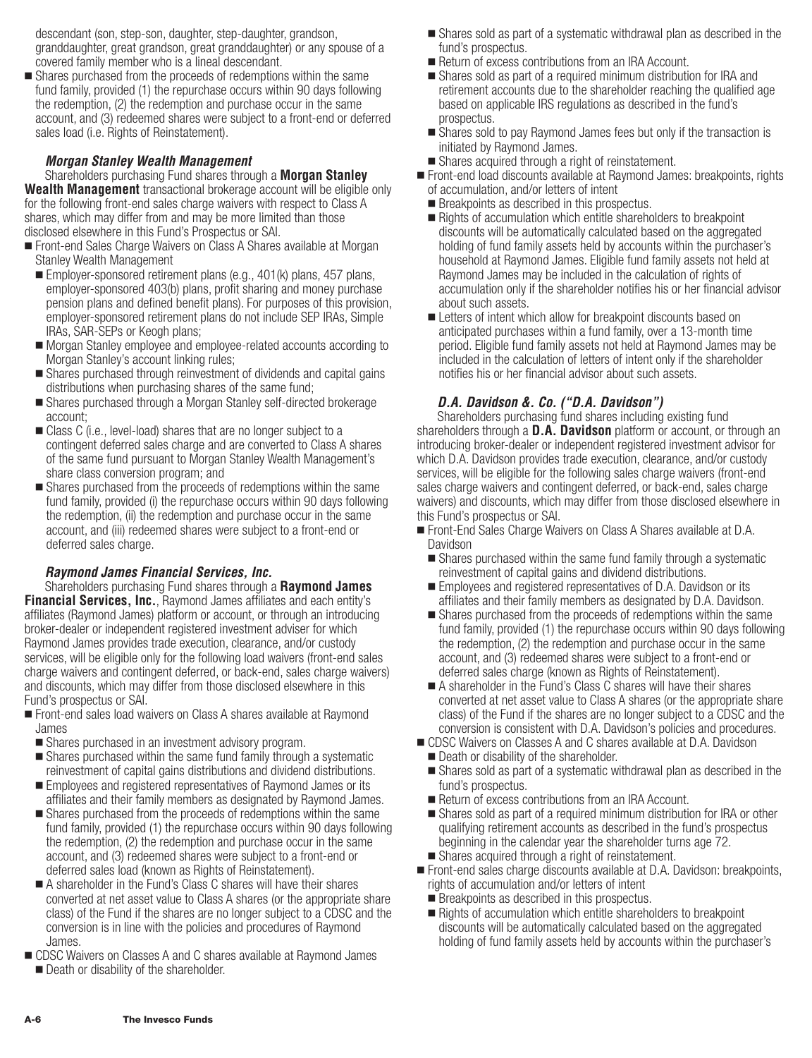descendant (son, step-son, daughter, step-daughter, grandson, granddaughter, great grandson, great granddaughter) or any spouse of a covered family member who is a lineal descendant.

- Shares purchased from the proceeds of redemptions within the same fund family, provided (1) the repurchase occurs within 90 days following the redemption, (2) the redemption and purchase occur in the same account, and (3) redeemed shares were subject to a front-end or deferred sales load (i.e. Rights of Reinstatement).

### *Morgan Stanley Wealth Management*

Shareholders purchasing Fund shares through a **Morgan Stanley Wealth Management** transactional brokerage account will be eligible only for the following front-end sales charge waivers with respect to Class A shares, which may differ from and may be more limited than those disclosed elsewhere in this Fund's Prospectus or SAI.

- Front-end Sales Charge Waivers on Class A Shares available at Morgan Stanley Wealth Management
  - Employer-sponsored retirement plans (e.g., 401(k) plans, 457 plans, employer-sponsored 403(b) plans, profit sharing and money purchase pension plans and defined benefit plans). For purposes of this provision, employer-sponsored retirement plans do not include SEP IRAs, Simple IRAs, SAR-SEPs or Keogh plans;
  - Morgan Stanley employee and employee-related accounts according to Morgan Stanley's account linking rules;
  - Shares purchased through reinvestment of dividends and capital gains distributions when purchasing shares of the same fund;
  - Shares purchased through a Morgan Stanley self-directed brokerage account;
  - Class C (i.e., level-load) shares that are no longer subject to a contingent deferred sales charge and are converted to Class A shares of the same fund pursuant to Morgan Stanley Wealth Management's share class conversion program; and
  - Shares purchased from the proceeds of redemptions within the same fund family, provided (i) the repurchase occurs within 90 days following the redemption, (ii) the redemption and purchase occur in the same account, and (iii) redeemed shares were subject to a front-end or deferred sales charge.

### *Raymond James Financial Services, Inc.*

Shareholders purchasing Fund shares through a **Raymond James Financial Services, Inc.**, Raymond James affiliates and each entity's affiliates (Raymond James) platform or account, or through an introducing broker-dealer or independent registered investment adviser for which Raymond James provides trade execution, clearance, and/or custody services, will be eligible only for the following load waivers (front-end sales charge waivers and contingent deferred, or back-end, sales charge waivers) and discounts, which may differ from those disclosed elsewhere in this Fund's prospectus or SAI.

- Front-end sales load waivers on Class A shares available at Raymond James
  - Shares purchased in an investment advisory program.
  - Shares purchased within the same fund family through a systematic reinvestment of capital gains distributions and dividend distributions.
  - Employees and registered representatives of Raymond James or its affiliates and their family members as designated by Raymond James.
  - Shares purchased from the proceeds of redemptions within the same fund family, provided (1) the repurchase occurs within 90 days following the redemption, (2) the redemption and purchase occur in the same account, and (3) redeemed shares were subject to a front-end or deferred sales load (known as Rights of Reinstatement).
  - A shareholder in the Fund's Class C shares will have their shares converted at net asset value to Class A shares (or the appropriate share class) of the Fund if the shares are no longer subject to a CDSC and the conversion is in line with the policies and procedures of Raymond James.
- CDSC Waivers on Classes A and C shares available at Raymond James
  - Death or disability of the shareholder.
  - Shares sold as part of a systematic withdrawal plan as described in the fund's prospectus.
  - Return of excess contributions from an IRA Account.
  - Shares sold as part of a required minimum distribution for IRA and retirement accounts due to the shareholder reaching the qualified age based on applicable IRS regulations as described in the fund's prospectus.
  - Shares sold to pay Raymond James fees but only if the transaction is initiated by Raymond James.
  - Shares acquired through a right of reinstatement.
- Front-end load discounts available at Raymond James: breakpoints, rights of accumulation, and/or letters of intent
  - Breakpoints as described in this prospectus.
  - Rights of accumulation which entitle shareholders to breakpoint discounts will be automatically calculated based on the aggregated holding of fund family assets held by accounts within the purchaser's household at Raymond James. Eligible fund family assets not held at Raymond James may be included in the calculation of rights of accumulation only if the shareholder notifies his or her financial advisor about such assets.
  - Letters of intent which allow for breakpoint discounts based on anticipated purchases within a fund family, over a 13-month time period. Eligible fund family assets not held at Raymond James may be included in the calculation of letters of intent only if the shareholder notifies his or her financial advisor about such assets.

### *D.A. Davidson &. Co. ("D.A. Davidson")*

Shareholders purchasing fund shares including existing fund shareholders through a **D.A. Davidson** platform or account, or through an introducing broker-dealer or independent registered investment advisor for which D.A. Davidson provides trade execution, clearance, and/or custody services, will be eligible for the following sales charge waivers (front-end sales charge waivers and contingent deferred, or back-end, sales charge waivers) and discounts, which may differ from those disclosed elsewhere in this Fund's prospectus or SAI.

- Front-End Sales Charge Waivers on Class A Shares available at D.A. Davidson
  - Shares purchased within the same fund family through a systematic reinvestment of capital gains and dividend distributions.
  - Employees and registered representatives of D.A. Davidson or its affiliates and their family members as designated by D.A. Davidson.
  - Shares purchased from the proceeds of redemptions within the same fund family, provided (1) the repurchase occurs within 90 days following the redemption, (2) the redemption and purchase occur in the same account, and (3) redeemed shares were subject to a front-end or deferred sales charge (known as Rights of Reinstatement).
  - A shareholder in the Fund's Class C shares will have their shares converted at net asset value to Class A shares (or the appropriate share class) of the Fund if the shares are no longer subject to a CDSC and the conversion is consistent with D.A. Davidson's policies and procedures.
- CDSC Waivers on Classes A and C shares available at D.A. Davidson
  - Death or disability of the shareholder.
  - Shares sold as part of a systematic withdrawal plan as described in the fund's prospectus.
  - Return of excess contributions from an IRA Account.
  - Shares sold as part of a required minimum distribution for IRA or other qualifying retirement accounts as described in the fund's prospectus beginning in the calendar year the shareholder turns age 72.
  - Shares acquired through a right of reinstatement.
- Front-end sales charge discounts available at D.A. Davidson: breakpoints, rights of accumulation and/or letters of intent
  - Breakpoints as described in this prospectus.
  - Rights of accumulation which entitle shareholders to breakpoint discounts will be automatically calculated based on the aggregated holding of fund family assets held by accounts within the purchaser's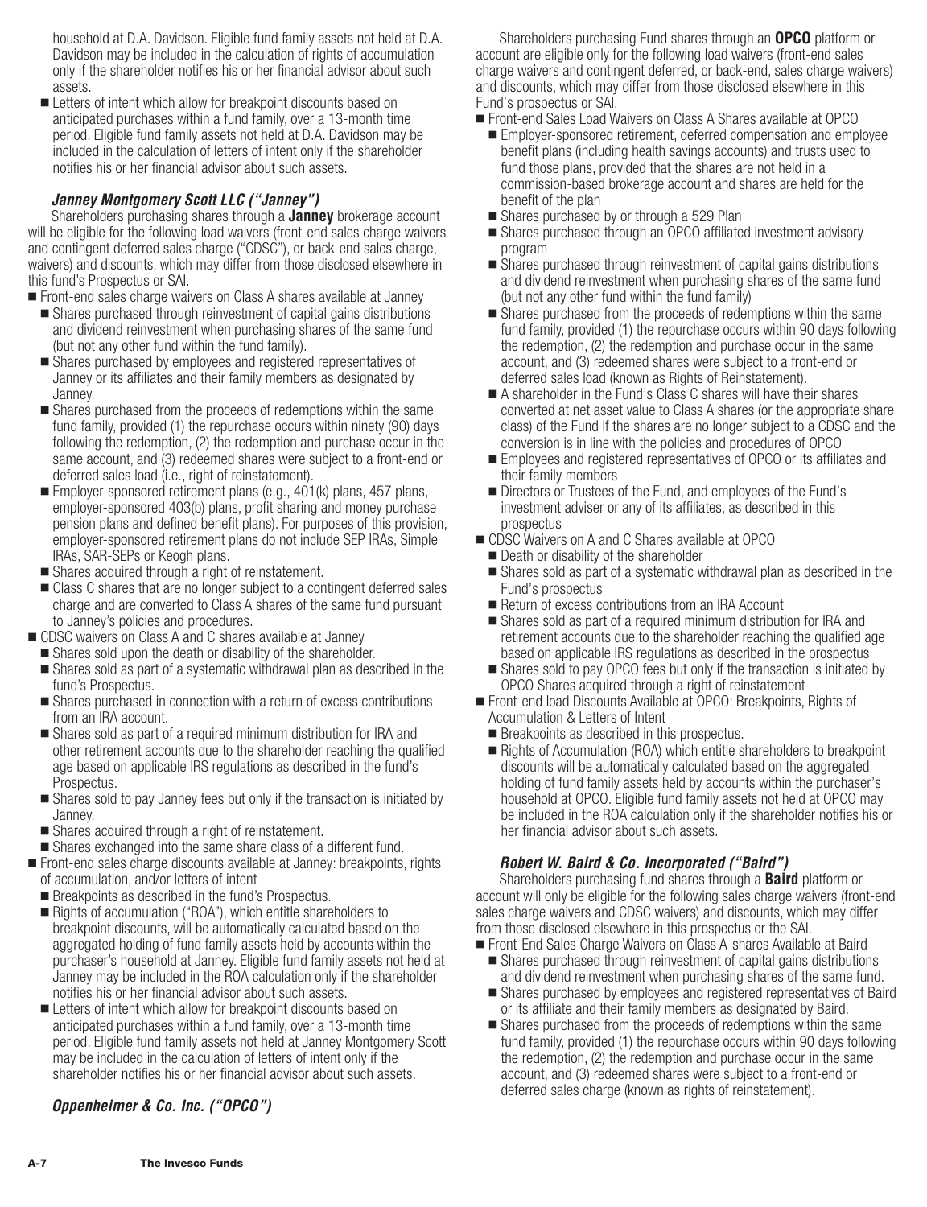household at D.A. Davidson. Eligible fund family assets not held at D.A. Davidson may be included in the calculation of rights of accumulation only if the shareholder notifies his or her financial advisor about such assets.

- Letters of intent which allow for breakpoint discounts based on anticipated purchases within a fund family, over a 13-month time period. Eligible fund family assets not held at D.A. Davidson may be included in the calculation of letters of intent only if the shareholder notifies his or her financial advisor about such assets.

### *Janney Montgomery Scott LLC ("Janney")*

Shareholders purchasing shares through a **Janney** brokerage account will be eligible for the following load waivers (front-end sales charge waivers and contingent deferred sales charge ("CDSC"), or back-end sales charge, waivers) and discounts, which may differ from those disclosed elsewhere in this fund's Prospectus or SAI.

- Front-end sales charge waivers on Class A shares available at Janney
  - Shares purchased through reinvestment of capital gains distributions and dividend reinvestment when purchasing shares of the same fund (but not any other fund within the fund family).
  - Shares purchased by employees and registered representatives of Janney or its affiliates and their family members as designated by Janney.
  - Shares purchased from the proceeds of redemptions within the same fund family, provided (1) the repurchase occurs within ninety (90) days following the redemption, (2) the redemption and purchase occur in the same account, and (3) redeemed shares were subject to a front-end or deferred sales load (i.e., right of reinstatement).
  - Employer-sponsored retirement plans (e.g., 401(k) plans, 457 plans, employer-sponsored 403(b) plans, profit sharing and money purchase pension plans and defined benefit plans). For purposes of this provision, employer-sponsored retirement plans do not include SEP IRAs, Simple IRAs, SAR-SEPs or Keogh plans.
  - Shares acquired through a right of reinstatement.
  - Class C shares that are no longer subject to a contingent deferred sales charge and are converted to Class A shares of the same fund pursuant to Janney's policies and procedures.
- CDSC waivers on Class A and C shares available at Janney
  - Shares sold upon the death or disability of the shareholder.
  - Shares sold as part of a systematic withdrawal plan as described in the fund's Prospectus.
  - Shares purchased in connection with a return of excess contributions from an IRA account.
  - Shares sold as part of a required minimum distribution for IRA and other retirement accounts due to the shareholder reaching the qualified age based on applicable IRS regulations as described in the fund's Prospectus.
  - Shares sold to pay Janney fees but only if the transaction is initiated by Janney.
  - Shares acquired through a right of reinstatement.
  - Shares exchanged into the same share class of a different fund.
- Front-end sales charge discounts available at Janney: breakpoints, rights of accumulation, and/or letters of intent
  - Breakpoints as described in the fund's Prospectus.
  - Rights of accumulation ("ROA"), which entitle shareholders to breakpoint discounts, will be automatically calculated based on the aggregated holding of fund family assets held by accounts within the purchaser's household at Janney. Eligible fund family assets not held at Janney may be included in the ROA calculation only if the shareholder notifies his or her financial advisor about such assets.
  - Letters of intent which allow for breakpoint discounts based on anticipated purchases within a fund family, over a 13-month time period. Eligible fund family assets not held at Janney Montgomery Scott may be included in the calculation of letters of intent only if the shareholder notifies his or her financial advisor about such assets.

### *Oppenheimer & Co. Inc. ("OPCO")*

Shareholders purchasing Fund shares through an **OPCO** platform or account are eligible only for the following load waivers (front-end sales charge waivers and contingent deferred, or back-end, sales charge waivers) and discounts, which may differ from those disclosed elsewhere in this Fund's prospectus or SAI.

- Front-end Sales Load Waivers on Class A Shares available at OPCO
  - Employer-sponsored retirement, deferred compensation and employee benefit plans (including health savings accounts) and trusts used to fund those plans, provided that the shares are not held in a commission-based brokerage account and shares are held for the benefit of the plan
  - Shares purchased by or through a 529 Plan
  - Shares purchased through an OPCO affiliated investment advisory program
  - Shares purchased through reinvestment of capital gains distributions and dividend reinvestment when purchasing shares of the same fund (but not any other fund within the fund family)
  - Shares purchased from the proceeds of redemptions within the same fund family, provided (1) the repurchase occurs within 90 days following the redemption, (2) the redemption and purchase occur in the same account, and (3) redeemed shares were subject to a front-end or deferred sales load (known as Rights of Reinstatement).
  - A shareholder in the Fund's Class C shares will have their shares converted at net asset value to Class A shares (or the appropriate share class) of the Fund if the shares are no longer subject to a CDSC and the conversion is in line with the policies and procedures of OPCO
  - Employees and registered representatives of OPCO or its affiliates and their family members
  - Directors or Trustees of the Fund, and employees of the Fund's investment adviser or any of its affiliates, as described in this prospectus
- CDSC Waivers on A and C Shares available at OPCO
  - Death or disability of the shareholder
  - Shares sold as part of a systematic withdrawal plan as described in the Fund's prospectus
  - Return of excess contributions from an IRA Account
  - Shares sold as part of a required minimum distribution for IRA and retirement accounts due to the shareholder reaching the qualified age based on applicable IRS regulations as described in the prospectus
  - Shares sold to pay OPCO fees but only if the transaction is initiated by OPCO Shares acquired through a right of reinstatement
- Front-end load Discounts Available at OPCO: Breakpoints, Rights of Accumulation & Letters of Intent
  - Breakpoints as described in this prospectus.
  - Rights of Accumulation (ROA) which entitle shareholders to breakpoint discounts will be automatically calculated based on the aggregated holding of fund family assets held by accounts within the purchaser's household at OPCO. Eligible fund family assets not held at OPCO may be included in the ROA calculation only if the shareholder notifies his or her financial advisor about such assets.

### *Robert W. Baird & Co. Incorporated ("Baird")*

Shareholders purchasing fund shares through a **Baird** platform or account will only be eligible for the following sales charge waivers (front-end sales charge waivers and CDSC waivers) and discounts, which may differ from those disclosed elsewhere in this prospectus or the SAI.

- Front-End Sales Charge Waivers on Class A-shares Available at Baird
  - Shares purchased through reinvestment of capital gains distributions and dividend reinvestment when purchasing shares of the same fund.
  - Shares purchased by employees and registered representatives of Baird or its affiliate and their family members as designated by Baird.
  - Shares purchased from the proceeds of redemptions within the same fund family, provided (1) the repurchase occurs within 90 days following the redemption, (2) the redemption and purchase occur in the same account, and (3) redeemed shares were subject to a front-end or deferred sales charge (known as rights of reinstatement).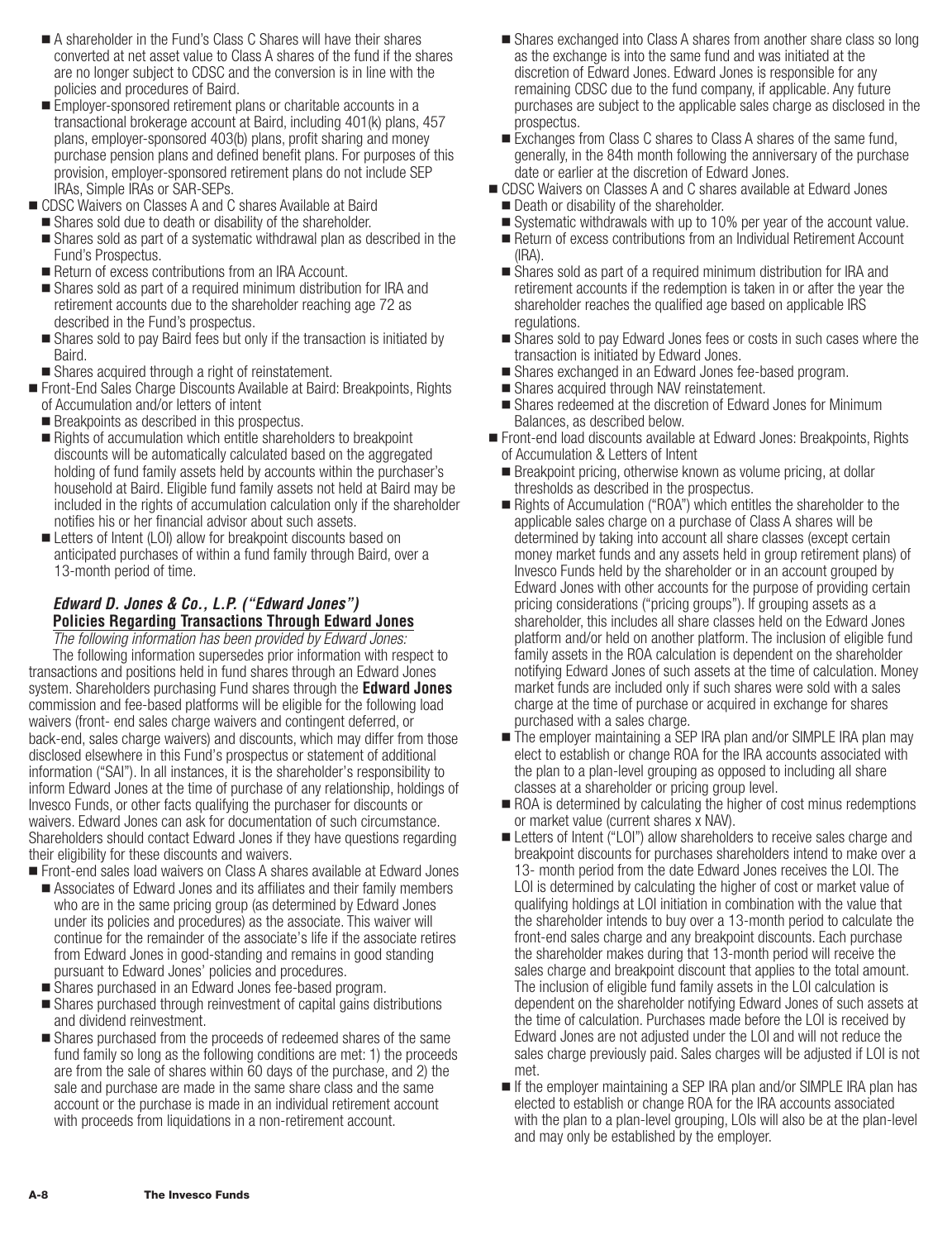- A shareholder in the Fund's Class C Shares will have their shares converted at net asset value to Class A shares of the fund if the shares are no longer subject to CDSC and the conversion is in line with the policies and procedures of Baird.
- Employer-sponsored retirement plans or charitable accounts in a transactional brokerage account at Baird, including 401(k) plans, 457 plans, employer-sponsored 403(b) plans, profit sharing and money purchase pension plans and defined benefit plans. For purposes of this provision, employer-sponsored retirement plans do not include SEP IRAs, Simple IRAs or SAR-SEPs.

- CDSC Waivers on Classes A and C shares Available at Baird
  - Shares sold due to death or disability of the shareholder.
  - Shares sold as part of a systematic withdrawal plan as described in the Fund's Prospectus.
  - Return of excess contributions from an IRA Account.
  - Shares sold as part of a required minimum distribution for IRA and retirement accounts due to the shareholder reaching age 72 as described in the Fund's prospectus.
  - Shares sold to pay Baird fees but only if the transaction is initiated by Baird.
  - Shares acquired through a right of reinstatement.
- Front-End Sales Charge Discounts Available at Baird: Breakpoints, Rights of Accumulation and/or letters of intent
  - Breakpoints as described in this prospectus.
  - Rights of accumulation which entitle shareholders to breakpoint discounts will be automatically calculated based on the aggregated holding of fund family assets held by accounts within the purchaser's household at Baird. Eligible fund family assets not held at Baird may be included in the rights of accumulation calculation only if the shareholder notifies his or her financial advisor about such assets.
  - Letters of Intent (LOI) allow for breakpoint discounts based on anticipated purchases of within a fund family through Baird, over a 13-month period of time.

### *Edward D. Jones & Co., L.P. ("Edward Jones")*
### **Policies Regarding Transactions Through Edward Jones**

*The following information has been provided by Edward Jones:*

The following information supersedes prior information with respect to transactions and positions held in fund shares through an Edward Jones system. Shareholders purchasing Fund shares through the **Edward Jones** commission and fee-based platforms will be eligible for the following load waivers (front- end sales charge waivers and contingent deferred, or back-end, sales charge waivers) and discounts, which may differ from those disclosed elsewhere in this Fund's prospectus or statement of additional information ("SAI"). In all instances, it is the shareholder's responsibility to inform Edward Jones at the time of purchase of any relationship, holdings of Invesco Funds, or other facts qualifying the purchaser for discounts or waivers. Edward Jones can ask for documentation of such circumstance. Shareholders should contact Edward Jones if they have questions regarding their eligibility for these discounts and waivers.

- Front-end sales load waivers on Class A shares available at Edward Jones
  - Associates of Edward Jones and its affiliates and their family members who are in the same pricing group (as determined by Edward Jones under its policies and procedures) as the associate. This waiver will continue for the remainder of the associate's life if the associate retires from Edward Jones in good-standing and remains in good standing pursuant to Edward Jones' policies and procedures.
  - Shares purchased in an Edward Jones fee-based program.
  - Shares purchased through reinvestment of capital gains distributions and dividend reinvestment.
  - Shares purchased from the proceeds of redeemed shares of the same fund family so long as the following conditions are met: 1) the proceeds are from the sale of shares within 60 days of the purchase, and 2) the sale and purchase are made in the same share class and the same account or the purchase is made in an individual retirement account with proceeds from liquidations in a non-retirement account.
  - Shares exchanged into Class A shares from another share class so long as the exchange is into the same fund and was initiated at the discretion of Edward Jones. Edward Jones is responsible for any remaining CDSC due to the fund company, if applicable. Any future purchases are subject to the applicable sales charge as disclosed in the prospectus.
  - Exchanges from Class C shares to Class A shares of the same fund, generally, in the 84th month following the anniversary of the purchase date or earlier at the discretion of Edward Jones.
- CDSC Waivers on Classes A and C shares available at Edward Jones
  - Death or disability of the shareholder.
  - Systematic withdrawals with up to 10% per year of the account value.
  - Return of excess contributions from an Individual Retirement Account (IRA).
  - Shares sold as part of a required minimum distribution for IRA and retirement accounts if the redemption is taken in or after the year the shareholder reaches the qualified age based on applicable IRS regulations.
  - Shares sold to pay Edward Jones fees or costs in such cases where the transaction is initiated by Edward Jones.
  - Shares exchanged in an Edward Jones fee-based program.
  - Shares acquired through NAV reinstatement.
  - Shares redeemed at the discretion of Edward Jones for Minimum Balances, as described below.
- Front-end load discounts available at Edward Jones: Breakpoints, Rights of Accumulation & Letters of Intent
  - Breakpoint pricing, otherwise known as volume pricing, at dollar thresholds as described in the prospectus.
  - Rights of Accumulation ("ROA") which entitles the shareholder to the applicable sales charge on a purchase of Class A shares will be determined by taking into account all share classes (except certain money market funds and any assets held in group retirement plans) of Invesco Funds held by the shareholder or in an account grouped by Edward Jones with other accounts for the purpose of providing certain pricing considerations ("pricing groups"). If grouping assets as a shareholder, this includes all share classes held on the Edward Jones platform and/or held on another platform. The inclusion of eligible fund family assets in the ROA calculation is dependent on the shareholder notifying Edward Jones of such assets at the time of calculation. Money market funds are included only if such shares were sold with a sales charge at the time of purchase or acquired in exchange for shares purchased with a sales charge.
  - The employer maintaining a SEP IRA plan and/or SIMPLE IRA plan may elect to establish or change ROA for the IRA accounts associated with the plan to a plan-level grouping as opposed to including all share classes at a shareholder or pricing group level.
  - ROA is determined by calculating the higher of cost minus redemptions or market value (current shares x NAV).
  - Letters of Intent ("LOI") allow shareholders to receive sales charge and breakpoint discounts for purchases shareholders intend to make over a 13- month period from the date Edward Jones receives the LOI. The LOI is determined by calculating the higher of cost or market value of qualifying holdings at LOI initiation in combination with the value that the shareholder intends to buy over a 13-month period to calculate the front-end sales charge and any breakpoint discounts. Each purchase the shareholder makes during that 13-month period will receive the sales charge and breakpoint discount that applies to the total amount. The inclusion of eligible fund family assets in the LOI calculation is dependent on the shareholder notifying Edward Jones of such assets at the time of calculation. Purchases made before the LOI is received by Edward Jones are not adjusted under the LOI and will not reduce the sales charge previously paid. Sales charges will be adjusted if LOI is not met.
  - If the employer maintaining a SEP IRA plan and/or SIMPLE IRA plan has elected to establish or change ROA for the IRA accounts associated with the plan to a plan-level grouping, LOIs will also be at the plan-level and may only be established by the employer.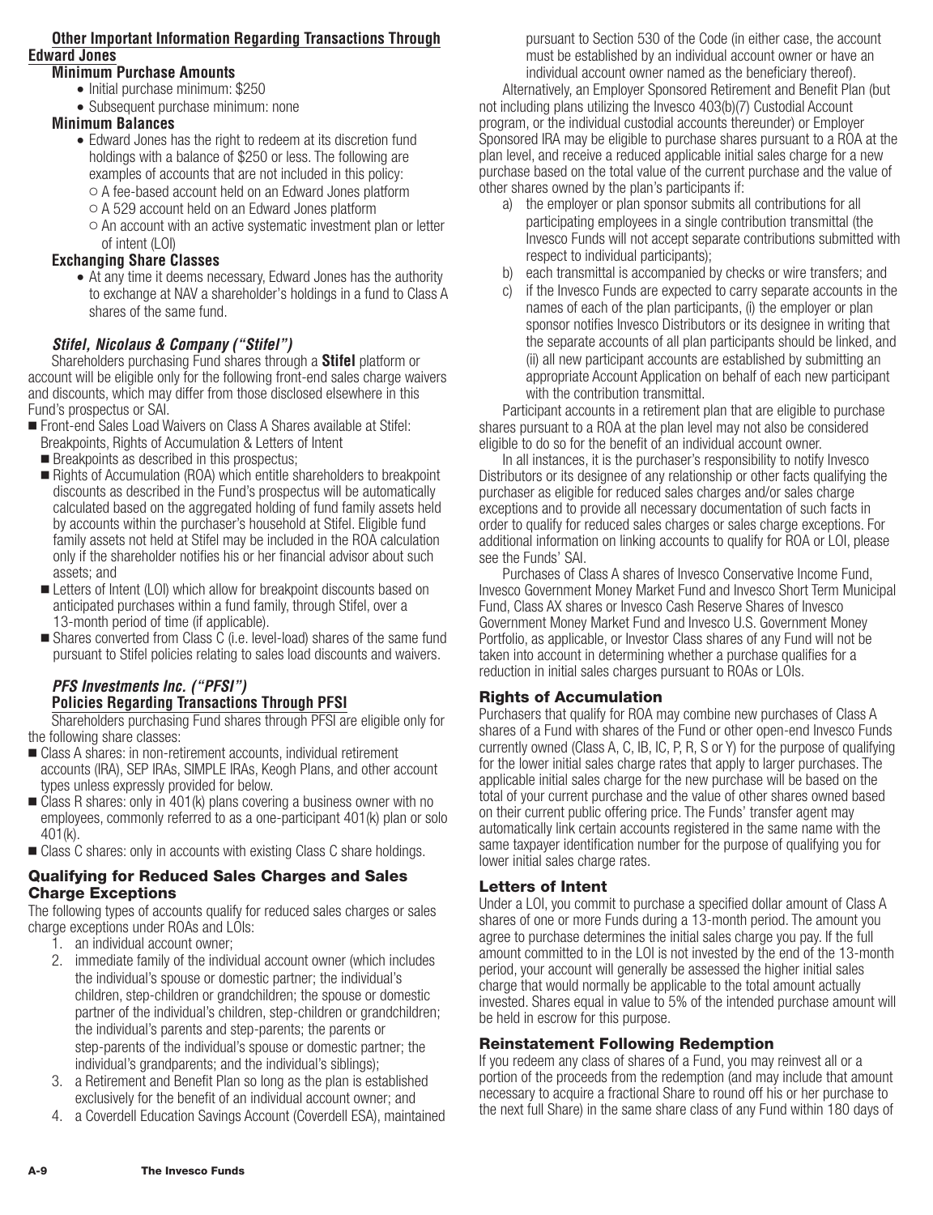### Other Important Information Regarding Transactions Through Edward Jones

#### Minimum Purchase Amounts

- Initial purchase minimum: $250
- Subsequent purchase minimum: none

#### Minimum Balances

- Edward Jones has the right to redeem at its discretion fund holdings with a balance of $250 or less. The following are examples of accounts that are not included in this policy:
  - A fee-based account held on an Edward Jones platform
  - A 529 account held on an Edward Jones platform
  - An account with an active systematic investment plan or letter of intent (LOI)

#### Exchanging Share Classes

- At any time it deems necessary, Edward Jones has the authority to exchange at NAV a shareholder's holdings in a fund to Class A shares of the same fund.

### *Stifel, Nicolaus & Company ("Stifel")*

Shareholders purchasing Fund shares through a **Stifel** platform or account will be eligible only for the following front-end sales charge waivers and discounts, which may differ from those disclosed elsewhere in this Fund's prospectus or SAI.

- Front-end Sales Load Waivers on Class A Shares available at Stifel: Breakpoints, Rights of Accumulation & Letters of Intent
  - Breakpoints as described in this prospectus;
  - Rights of Accumulation (ROA) which entitle shareholders to breakpoint discounts as described in the Fund's prospectus will be automatically calculated based on the aggregated holding of fund family assets held by accounts within the purchaser's household at Stifel. Eligible fund family assets not held at Stifel may be included in the ROA calculation only if the shareholder notifies his or her financial advisor about such assets; and
  - Letters of Intent (LOI) which allow for breakpoint discounts based on anticipated purchases within a fund family, through Stifel, over a 13-month period of time (if applicable).
  - Shares converted from Class C (i.e. level-load) shares of the same fund pursuant to Stifel policies relating to sales load discounts and waivers.

### *PFS Investments Inc. ("PFSI")*

#### Policies Regarding Transactions Through PFSI

Shareholders purchasing Fund shares through PFSI are eligible only for the following share classes:

- Class A shares: in non-retirement accounts, individual retirement accounts (IRA), SEP IRAs, SIMPLE IRAs, Keogh Plans, and other account types unless expressly provided for below.
- Class R shares: only in 401(k) plans covering a business owner with no employees, commonly referred to as a one-participant 401(k) plan or solo 401(k).
- Class C shares: only in accounts with existing Class C share holdings.

## Qualifying for Reduced Sales Charges and Sales Charge Exceptions

The following types of accounts qualify for reduced sales charges or sales charge exceptions under ROAs and LOIs:

1. an individual account owner;
2. immediate family of the individual account owner (which includes the individual's spouse or domestic partner; the individual's children, step-children or grandchildren; the spouse or domestic partner of the individual's children, step-children or grandchildren; the individual's parents and step-parents; the parents or step-parents of the individual's spouse or domestic partner; the individual's grandparents; and the individual's siblings);
3. a Retirement and Benefit Plan so long as the plan is established exclusively for the benefit of an individual account owner; and
4. a Coverdell Education Savings Account (Coverdell ESA), maintained pursuant to Section 530 of the Code (in either case, the account must be established by an individual account owner or have an individual account owner named as the beneficiary thereof).

Alternatively, an Employer Sponsored Retirement and Benefit Plan (but not including plans utilizing the Invesco 403(b)(7) Custodial Account program, or the individual custodial accounts thereunder) or Employer Sponsored IRA may be eligible to purchase shares pursuant to a ROA at the plan level, and receive a reduced applicable initial sales charge for a new purchase based on the total value of the current purchase and the value of other shares owned by the plan's participants if:

a) the employer or plan sponsor submits all contributions for all participating employees in a single contribution transmittal (the Invesco Funds will not accept separate contributions submitted with respect to individual participants);
b) each transmittal is accompanied by checks or wire transfers; and
c) if the Invesco Funds are expected to carry separate accounts in the names of each of the plan participants, (i) the employer or plan sponsor notifies Invesco Distributors or its designee in writing that the separate accounts of all plan participants should be linked, and (ii) all new participant accounts are established by submitting an appropriate Account Application on behalf of each new participant with the contribution transmittal.

Participant accounts in a retirement plan that are eligible to purchase shares pursuant to a ROA at the plan level may not also be considered eligible to do so for the benefit of an individual account owner.

In all instances, it is the purchaser's responsibility to notify Invesco Distributors or its designee of any relationship or other facts qualifying the purchaser as eligible for reduced sales charges and/or sales charge exceptions and to provide all necessary documentation of such facts in order to qualify for reduced sales charges or sales charge exceptions. For additional information on linking accounts to qualify for ROA or LOI, please see the Funds' SAI.

Purchases of Class A shares of Invesco Conservative Income Fund, Invesco Government Money Market Fund and Invesco Short Term Municipal Fund, Class AX shares or Invesco Cash Reserve Shares of Invesco Government Money Market Fund and Invesco U.S. Government Money Portfolio, as applicable, or Investor Class shares of any Fund will not be taken into account in determining whether a purchase qualifies for a reduction in initial sales charges pursuant to ROAs or LOIs.

## Rights of Accumulation

Purchasers that qualify for ROA may combine new purchases of Class A shares of a Fund with shares of the Fund or other open-end Invesco Funds currently owned (Class A, C, IB, IC, P, R, S or Y) for the purpose of qualifying for the lower initial sales charge rates that apply to larger purchases. The applicable initial sales charge for the new purchase will be based on the total of your current purchase and the value of other shares owned based on their current public offering price. The Funds' transfer agent may automatically link certain accounts registered in the same name with the same taxpayer identification number for the purpose of qualifying you for lower initial sales charge rates.

## Letters of Intent

Under a LOI, you commit to purchase a specified dollar amount of Class A shares of one or more Funds during a 13-month period. The amount you agree to purchase determines the initial sales charge you pay. If the full amount committed to in the LOI is not invested by the end of the 13-month period, your account will generally be assessed the higher initial sales charge that would normally be applicable to the total amount actually invested. Shares equal in value to 5% of the intended purchase amount will be held in escrow for this purpose.

## Reinstatement Following Redemption

If you redeem any class of shares of a Fund, you may reinvest all or a portion of the proceeds from the redemption (and may include that amount necessary to acquire a fractional Share to round off his or her purchase to the next full Share) in the same share class of any Fund within 180 days of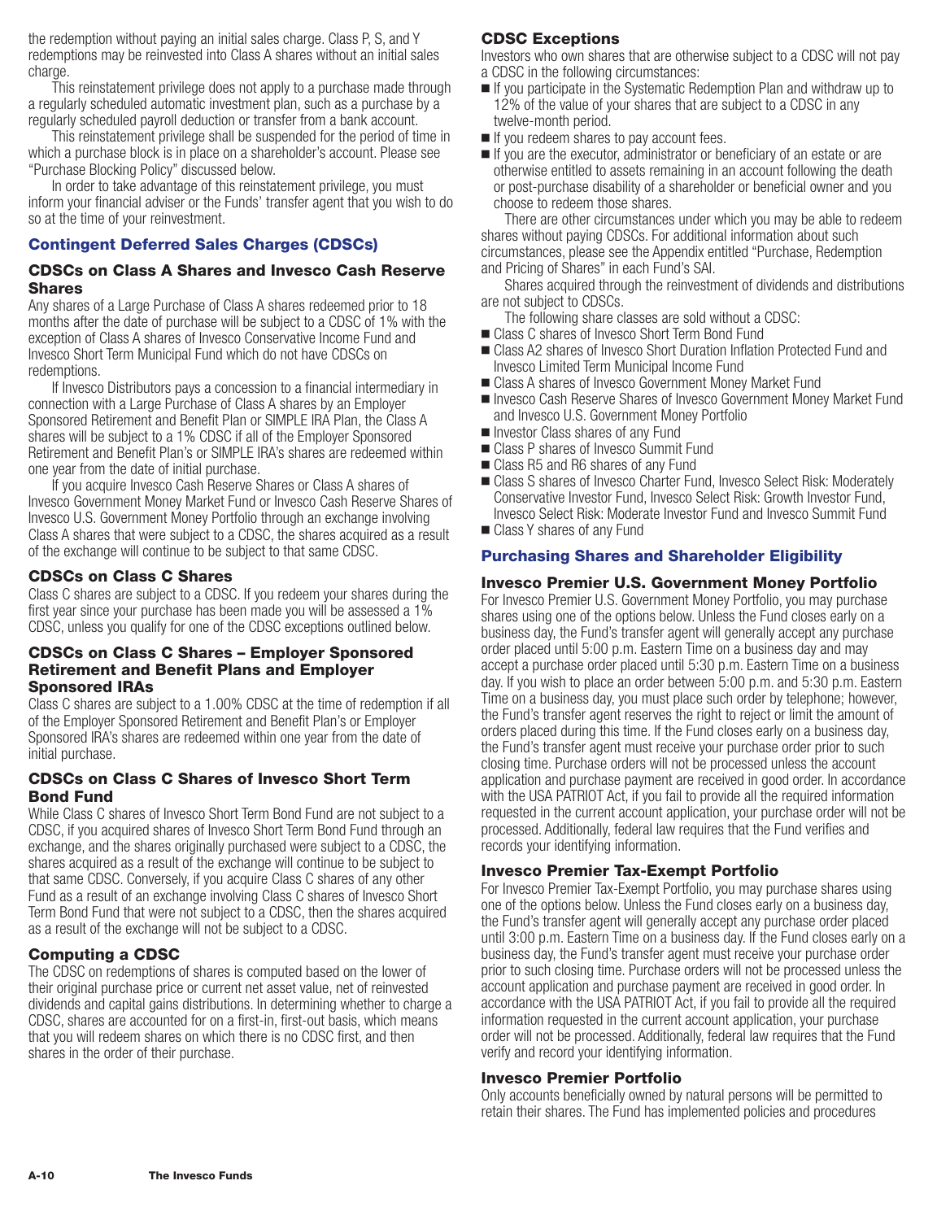the redemption without paying an initial sales charge. Class P, S, and Y redemptions may be reinvested into Class A shares without an initial sales charge.

This reinstatement privilege does not apply to a purchase made through a regularly scheduled automatic investment plan, such as a purchase by a regularly scheduled payroll deduction or transfer from a bank account.

This reinstatement privilege shall be suspended for the period of time in which a purchase block is in place on a shareholder's account. Please see "Purchase Blocking Policy" discussed below.

In order to take advantage of this reinstatement privilege, you must inform your financial adviser or the Funds' transfer agent that you wish to do so at the time of your reinvestment.

## Contingent Deferred Sales Charges (CDSCs)

### CDSCs on Class A Shares and Invesco Cash Reserve Shares

Any shares of a Large Purchase of Class A shares redeemed prior to 18 months after the date of purchase will be subject to a CDSC of 1% with the exception of Class A shares of Invesco Conservative Income Fund and Invesco Short Term Municipal Fund which do not have CDSCs on redemptions.

If Invesco Distributors pays a concession to a financial intermediary in connection with a Large Purchase of Class A shares by an Employer Sponsored Retirement and Benefit Plan or SIMPLE IRA Plan, the Class A shares will be subject to a 1% CDSC if all of the Employer Sponsored Retirement and Benefit Plan's or SIMPLE IRA's shares are redeemed within one year from the date of initial purchase.

If you acquire Invesco Cash Reserve Shares or Class A shares of Invesco Government Money Market Fund or Invesco Cash Reserve Shares of Invesco U.S. Government Money Portfolio through an exchange involving Class A shares that were subject to a CDSC, the shares acquired as a result of the exchange will continue to be subject to that same CDSC.

### CDSCs on Class C Shares

Class C shares are subject to a CDSC. If you redeem your shares during the first year since your purchase has been made you will be assessed a 1% CDSC, unless you qualify for one of the CDSC exceptions outlined below.

### CDSCs on Class C Shares – Employer Sponsored Retirement and Benefit Plans and Employer Sponsored IRAs

Class C shares are subject to a 1.00% CDSC at the time of redemption if all of the Employer Sponsored Retirement and Benefit Plan's or Employer Sponsored IRA's shares are redeemed within one year from the date of initial purchase.

### CDSCs on Class C Shares of Invesco Short Term Bond Fund

While Class C shares of Invesco Short Term Bond Fund are not subject to a CDSC, if you acquired shares of Invesco Short Term Bond Fund through an exchange, and the shares originally purchased were subject to a CDSC, the shares acquired as a result of the exchange will continue to be subject to that same CDSC. Conversely, if you acquire Class C shares of any other Fund as a result of an exchange involving Class C shares of Invesco Short Term Bond Fund that were not subject to a CDSC, then the shares acquired as a result of the exchange will not be subject to a CDSC.

### Computing a CDSC

The CDSC on redemptions of shares is computed based on the lower of their original purchase price or current net asset value, net of reinvested dividends and capital gains distributions. In determining whether to charge a CDSC, shares are accounted for on a first-in, first-out basis, which means that you will redeem shares on which there is no CDSC first, and then shares in the order of their purchase.

### CDSC Exceptions

Investors who own shares that are otherwise subject to a CDSC will not pay a CDSC in the following circumstances:

- If you participate in the Systematic Redemption Plan and withdraw up to 12% of the value of your shares that are subject to a CDSC in any twelve-month period.
- If you redeem shares to pay account fees.
- If you are the executor, administrator or beneficiary of an estate or are otherwise entitled to assets remaining in an account following the death or post-purchase disability of a shareholder or beneficial owner and you choose to redeem those shares.

There are other circumstances under which you may be able to redeem shares without paying CDSCs. For additional information about such circumstances, please see the Appendix entitled "Purchase, Redemption and Pricing of Shares" in each Fund's SAI.

Shares acquired through the reinvestment of dividends and distributions are not subject to CDSCs.

The following share classes are sold without a CDSC:

- Class C shares of Invesco Short Term Bond Fund
- Class A2 shares of Invesco Short Duration Inflation Protected Fund and Invesco Limited Term Municipal Income Fund
- Class A shares of Invesco Government Money Market Fund
- Invesco Cash Reserve Shares of Invesco Government Money Market Fund and Invesco U.S. Government Money Portfolio
- Investor Class shares of any Fund
- Class P shares of Invesco Summit Fund
- Class R5 and R6 shares of any Fund
- Class S shares of Invesco Charter Fund, Invesco Select Risk: Moderately Conservative Investor Fund, Invesco Select Risk: Growth Investor Fund, Invesco Select Risk: Moderate Investor Fund and Invesco Summit Fund
- Class Y shares of any Fund

## Purchasing Shares and Shareholder Eligibility

### Invesco Premier U.S. Government Money Portfolio

For Invesco Premier U.S. Government Money Portfolio, you may purchase shares using one of the options below. Unless the Fund closes early on a business day, the Fund's transfer agent will generally accept any purchase order placed until 5:00 p.m. Eastern Time on a business day and may accept a purchase order placed until 5:30 p.m. Eastern Time on a business day. If you wish to place an order between 5:00 p.m. and 5:30 p.m. Eastern Time on a business day, you must place such order by telephone; however, the Fund's transfer agent reserves the right to reject or limit the amount of orders placed during this time. If the Fund closes early on a business day, the Fund's transfer agent must receive your purchase order prior to such closing time. Purchase orders will not be processed unless the account application and purchase payment are received in good order. In accordance with the USA PATRIOT Act, if you fail to provide all the required information requested in the current account application, your purchase order will not be processed. Additionally, federal law requires that the Fund verifies and records your identifying information.

### Invesco Premier Tax-Exempt Portfolio

For Invesco Premier Tax-Exempt Portfolio, you may purchase shares using one of the options below. Unless the Fund closes early on a business day, the Fund's transfer agent will generally accept any purchase order placed until 3:00 p.m. Eastern Time on a business day. If the Fund closes early on a business day, the Fund's transfer agent must receive your purchase order prior to such closing time. Purchase orders will not be processed unless the account application and purchase payment are received in good order. In accordance with the USA PATRIOT Act, if you fail to provide all the required information requested in the current account application, your purchase order will not be processed. Additionally, federal law requires that the Fund verify and record your identifying information.

### Invesco Premier Portfolio

Only accounts beneficially owned by natural persons will be permitted to retain their shares. The Fund has implemented policies and procedures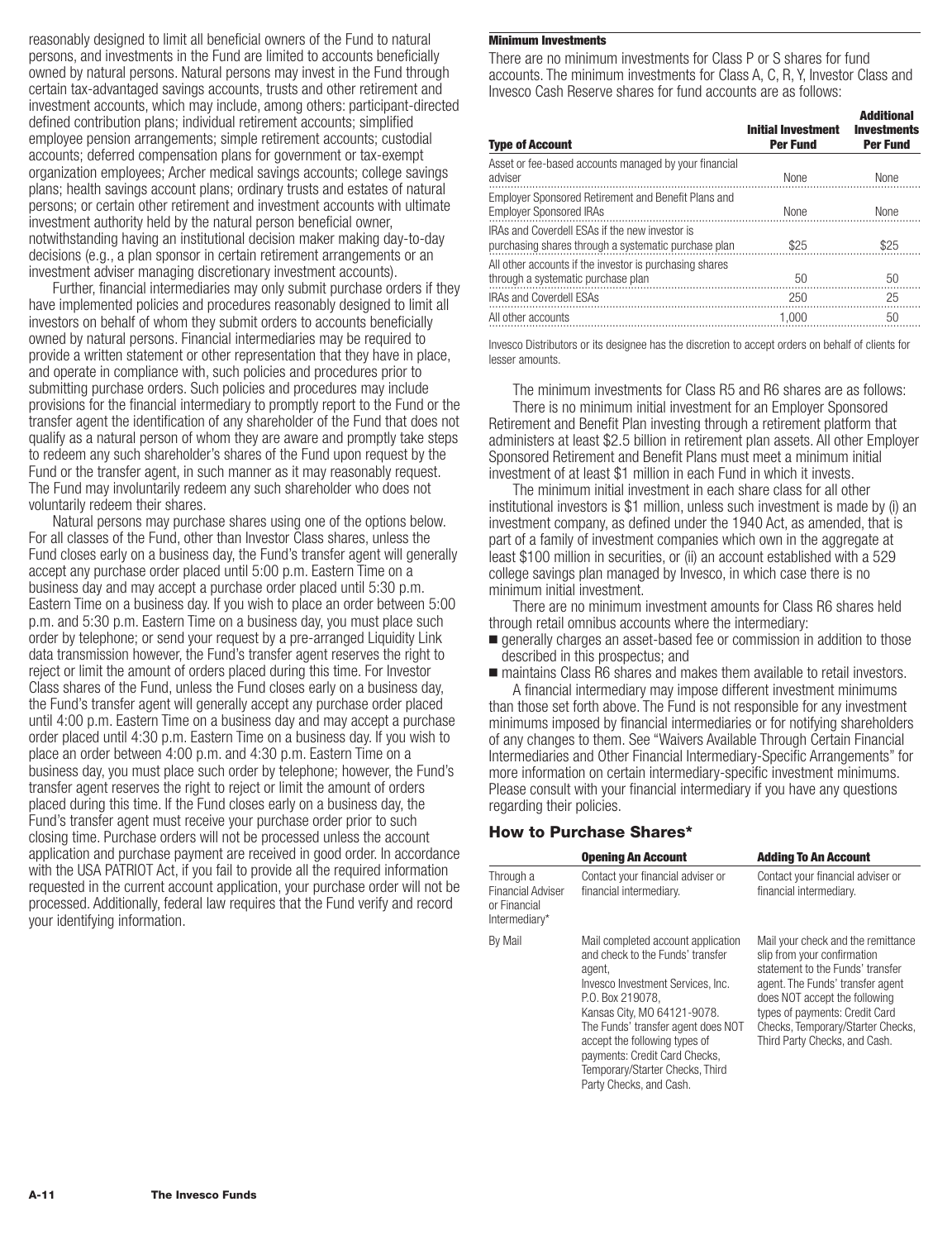reasonably designed to limit all beneficial owners of the Fund to natural persons, and investments in the Fund are limited to accounts beneficially owned by natural persons. Natural persons may invest in the Fund through certain tax-advantaged savings accounts, trusts and other retirement and investment accounts, which may include, among others: participant-directed defined contribution plans; individual retirement accounts; simplified employee pension arrangements; simple retirement accounts; custodial accounts; deferred compensation plans for government or tax-exempt organization employees; Archer medical savings accounts; college savings plans; health savings account plans; ordinary trusts and estates of natural persons; or certain other retirement and investment accounts with ultimate investment authority held by the natural person beneficial owner, notwithstanding having an institutional decision maker making day-to-day decisions (e.g., a plan sponsor in certain retirement arrangements or an investment adviser managing discretionary investment accounts).

Further, financial intermediaries may only submit purchase orders if they have implemented policies and procedures reasonably designed to limit all investors on behalf of whom they submit orders to accounts beneficially owned by natural persons. Financial intermediaries may be required to provide a written statement or other representation that they have in place, and operate in compliance with, such policies and procedures prior to submitting purchase orders. Such policies and procedures may include provisions for the financial intermediary to promptly report to the Fund or the transfer agent the identification of any shareholder of the Fund that does not qualify as a natural person of whom they are aware and promptly take steps to redeem any such shareholder's shares of the Fund upon request by the Fund or the transfer agent, in such manner as it may reasonably request. The Fund may involuntarily redeem any such shareholder who does not voluntarily redeem their shares.

Natural persons may purchase shares using one of the options below. For all classes of the Fund, other than Investor Class shares, unless the Fund closes early on a business day, the Fund's transfer agent will generally accept any purchase order placed until 5:00 p.m. Eastern Time on a business day and may accept a purchase order placed until 5:30 p.m. Eastern Time on a business day. If you wish to place an order between 5:00 p.m. and 5:30 p.m. Eastern Time on a business day, you must place such order by telephone; or send your request by a pre-arranged Liquidity Link data transmission however, the Fund's transfer agent reserves the right to reject or limit the amount of orders placed during this time. For Investor Class shares of the Fund, unless the Fund closes early on a business day, the Fund's transfer agent will generally accept any purchase order placed until 4:00 p.m. Eastern Time on a business day and may accept a purchase order placed until 4:30 p.m. Eastern Time on a business day. If you wish to place an order between 4:00 p.m. and 4:30 p.m. Eastern Time on a business day, you must place such order by telephone; however, the Fund's transfer agent reserves the right to reject or limit the amount of orders placed during this time. If the Fund closes early on a business day, the Fund's transfer agent must receive your purchase order prior to such closing time. Purchase orders will not be processed unless the account application and purchase payment are received in good order. In accordance with the USA PATRIOT Act, if you fail to provide all the required information requested in the current account application, your purchase order will not be processed. Additionally, federal law requires that the Fund verify and record your identifying information.

#### Minimum Investments

There are no minimum investments for Class P or S shares for fund accounts. The minimum investments for Class A, C, R, Y, Investor Class and Invesco Cash Reserve shares for fund accounts are as follows:

| Type of Account | Initial Investment Per Fund | Additional Investments Per Fund |
|---|---|---|
| Asset or fee-based accounts managed by your financial adviser | None | None |
| Employer Sponsored Retirement and Benefit Plans and Employer Sponsored IRAs | None | None |
| IRAs and Coverdell ESAs if the new investor is purchasing shares through a systematic purchase plan | $25 | $25 |
| All other accounts if the investor is purchasing shares through a systematic purchase plan | 50 | 50 |
| IRAs and Coverdell ESAs | 250 | 25 |
| All other accounts | 1,000 | 50 |

Invesco Distributors or its designee has the discretion to accept orders on behalf of clients for lesser amounts.

The minimum investments for Class R5 and R6 shares are as follows:

There is no minimum initial investment for an Employer Sponsored Retirement and Benefit Plan investing through a retirement platform that administers at least $2.5 billion in retirement plan assets. All other Employer Sponsored Retirement and Benefit Plans must meet a minimum initial investment of at least $1 million in each Fund in which it invests.

The minimum initial investment in each share class for all other institutional investors is $1 million, unless such investment is made by (i) an investment company, as defined under the 1940 Act, as amended, that is part of a family of investment companies which own in the aggregate at least $100 million in securities, or (ii) an account established with a 529 college savings plan managed by Invesco, in which case there is no minimum initial investment.

There are no minimum investment amounts for Class R6 shares held through retail omnibus accounts where the intermediary:

- generally charges an asset-based fee or commission in addition to those described in this prospectus; and
- maintains Class R6 shares and makes them available to retail investors.

A financial intermediary may impose different investment minimums than those set forth above. The Fund is not responsible for any investment minimums imposed by financial intermediaries or for notifying shareholders of any changes to them. See "Waivers Available Through Certain Financial Intermediaries and Other Financial Intermediary-Specific Arrangements" for more information on certain intermediary-specific investment minimums. Please consult with your financial intermediary if you have any questions regarding their policies.

### How to Purchase Shares*

| | Opening An Account | Adding To An Account |
|---|---|---|
| Through a Financial Adviser or Financial Intermediary* | Contact your financial adviser or financial intermediary. | Contact your financial adviser or financial intermediary. |
| By Mail | Mail completed account application and check to the Funds' transfer agent, Invesco Investment Services, Inc. P.O. Box 219078, Kansas City, MO 64121-9078. The Funds' transfer agent does NOT accept the following types of payments: Credit Card Checks, Temporary/Starter Checks, Third Party Checks, and Cash. | Mail your check and the remittance slip from your confirmation statement to the Funds' transfer agent. The Funds' transfer agent does NOT accept the following types of payments: Credit Card Checks, Temporary/Starter Checks, Third Party Checks, and Cash. |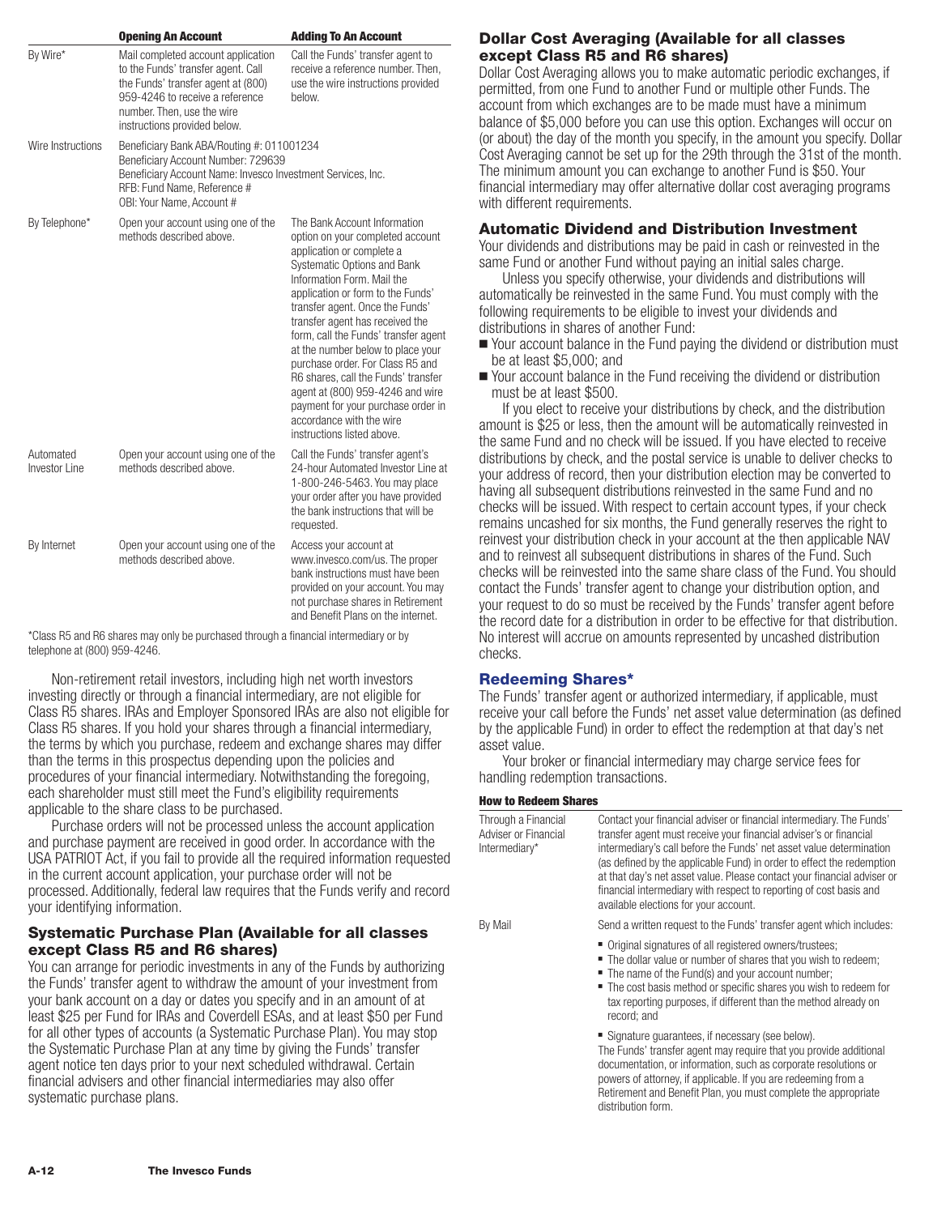| | Opening An Account | Adding To An Account |
|---|---|---|
| By Wire* | Mail completed account application to the Funds' transfer agent. Call the Funds' transfer agent at (800) 959-4246 to receive a reference number. Then, use the wire instructions provided below. | Call the Funds' transfer agent to receive a reference number. Then, use the wire instructions provided below. |
| Wire Instructions | Beneficiary Bank ABA/Routing #: 011001234<br>Beneficiary Account Number: 729639<br>Beneficiary Account Name: Invesco Investment Services, Inc.<br>RFB: Fund Name, Reference #<br>OBI: Your Name, Account # | |
| By Telephone* | Open your account using one of the methods described above. | The Bank Account Information option on your completed account application or complete a Systematic Options and Bank Information Form. Mail the application or form to the Funds' transfer agent. Once the Funds' transfer agent has received the form, call the Funds' transfer agent at the number below to place your purchase order. For Class R5 and R6 shares, call the Funds' transfer agent at (800) 959-4246 and wire payment for your purchase order in accordance with the wire instructions listed above. |
| Automated Investor Line | Open your account using one of the methods described above. | Call the Funds' transfer agent's 24-hour Automated Investor Line at 1-800-246-5463. You may place your order after you have provided the bank instructions that will be requested. |
| By Internet | Open your account using one of the methods described above. | Access your account at www.invesco.com/us. The proper bank instructions must have been provided on your account. You may not purchase shares in Retirement and Benefit Plans on the internet. |

*Class R5 and R6 shares may only be purchased through a financial intermediary or by telephone at (800) 959-4246.

Non-retirement retail investors, including high net worth investors investing directly or through a financial intermediary, are not eligible for Class R5 shares. IRAs and Employer Sponsored IRAs are also not eligible for Class R5 shares. If you hold your shares through a financial intermediary, the terms by which you purchase, redeem and exchange shares may differ than the terms in this prospectus depending upon the policies and procedures of your financial intermediary. Notwithstanding the foregoing, each shareholder must still meet the Fund's eligibility requirements applicable to the share class to be purchased.

Purchase orders will not be processed unless the account application and purchase payment are received in good order. In accordance with the USA PATRIOT Act, if you fail to provide all the required information requested in the current account application, your purchase order will not be processed. Additionally, federal law requires that the Funds verify and record your identifying information.

### Systematic Purchase Plan (Available for all classes except Class R5 and R6 shares)

You can arrange for periodic investments in any of the Funds by authorizing the Funds' transfer agent to withdraw the amount of your investment from your bank account on a day or dates you specify and in an amount of at least $25 per Fund for IRAs and Coverdell ESAs, and at least $50 per Fund for all other types of accounts (a Systematic Purchase Plan). You may stop the Systematic Purchase Plan at any time by giving the Funds' transfer agent notice ten days prior to your next scheduled withdrawal. Certain financial advisers and other financial intermediaries may also offer systematic purchase plans.

### Dollar Cost Averaging (Available for all classes except Class R5 and R6 shares)

Dollar Cost Averaging allows you to make automatic periodic exchanges, if permitted, from one Fund to another Fund or multiple other Funds. The account from which exchanges are to be made must have a minimum balance of $5,000 before you can use this option. Exchanges will occur on (or about) the day of the month you specify, in the amount you specify. Dollar Cost Averaging cannot be set up for the 29th through the 31st of the month. The minimum amount you can exchange to another Fund is $50. Your financial intermediary may offer alternative dollar cost averaging programs with different requirements.

### Automatic Dividend and Distribution Investment

Your dividends and distributions may be paid in cash or reinvested in the same Fund or another Fund without paying an initial sales charge.

Unless you specify otherwise, your dividends and distributions will automatically be reinvested in the same Fund. You must comply with the following requirements to be eligible to invest your dividends and distributions in shares of another Fund:

- Your account balance in the Fund paying the dividend or distribution must be at least $5,000; and
- Your account balance in the Fund receiving the dividend or distribution must be at least $500.

If you elect to receive your distributions by check, and the distribution amount is $25 or less, then the amount will be automatically reinvested in the same Fund and no check will be issued. If you have elected to receive distributions by check, and the postal service is unable to deliver checks to your address of record, then your distribution election may be converted to having all subsequent distributions reinvested in the same Fund and no checks will be issued. With respect to certain account types, if your check remains uncashed for six months, the Fund generally reserves the right to reinvest your distribution check in your account at the then applicable NAV and to reinvest all subsequent distributions in shares of the Fund. Such checks will be reinvested into the same share class of the Fund. You should contact the Funds' transfer agent to change your distribution option, and your request to do so must be received by the Funds' transfer agent before the record date for a distribution in order to be effective for that distribution. No interest will accrue on amounts represented by uncashed distribution checks.

## Redeeming Shares*

The Funds' transfer agent or authorized intermediary, if applicable, must receive your call before the Funds' net asset value determination (as defined by the applicable Fund) in order to effect the redemption at that day's net asset value.

Your broker or financial intermediary may charge service fees for handling redemption transactions.

**How to Redeem Shares**

| | |
|---|---|
| Through a Financial Adviser or Financial Intermediary* | Contact your financial adviser or financial intermediary. The Funds' transfer agent must receive your financial adviser's or financial intermediary's call before the Funds' net asset value determination (as defined by the applicable Fund) in order to effect the redemption at that day's net asset value. Please contact your financial adviser or financial intermediary with respect to reporting of cost basis and available elections for your account. |
| By Mail | Send a written request to the Funds' transfer agent which includes:<br>■ Original signatures of all registered owners/trustees;<br>■ The dollar value or number of shares that you wish to redeem;<br>■ The name of the Fund(s) and your account number;<br>■ The cost basis method or specific shares you wish to redeem for tax reporting purposes, if different than the method already on record; and<br>■ Signature guarantees, if necessary (see below).<br>The Funds' transfer agent may require that you provide additional documentation, or information, such as corporate resolutions or powers of attorney, if applicable. If you are redeeming from a Retirement and Benefit Plan, you must complete the appropriate distribution form. |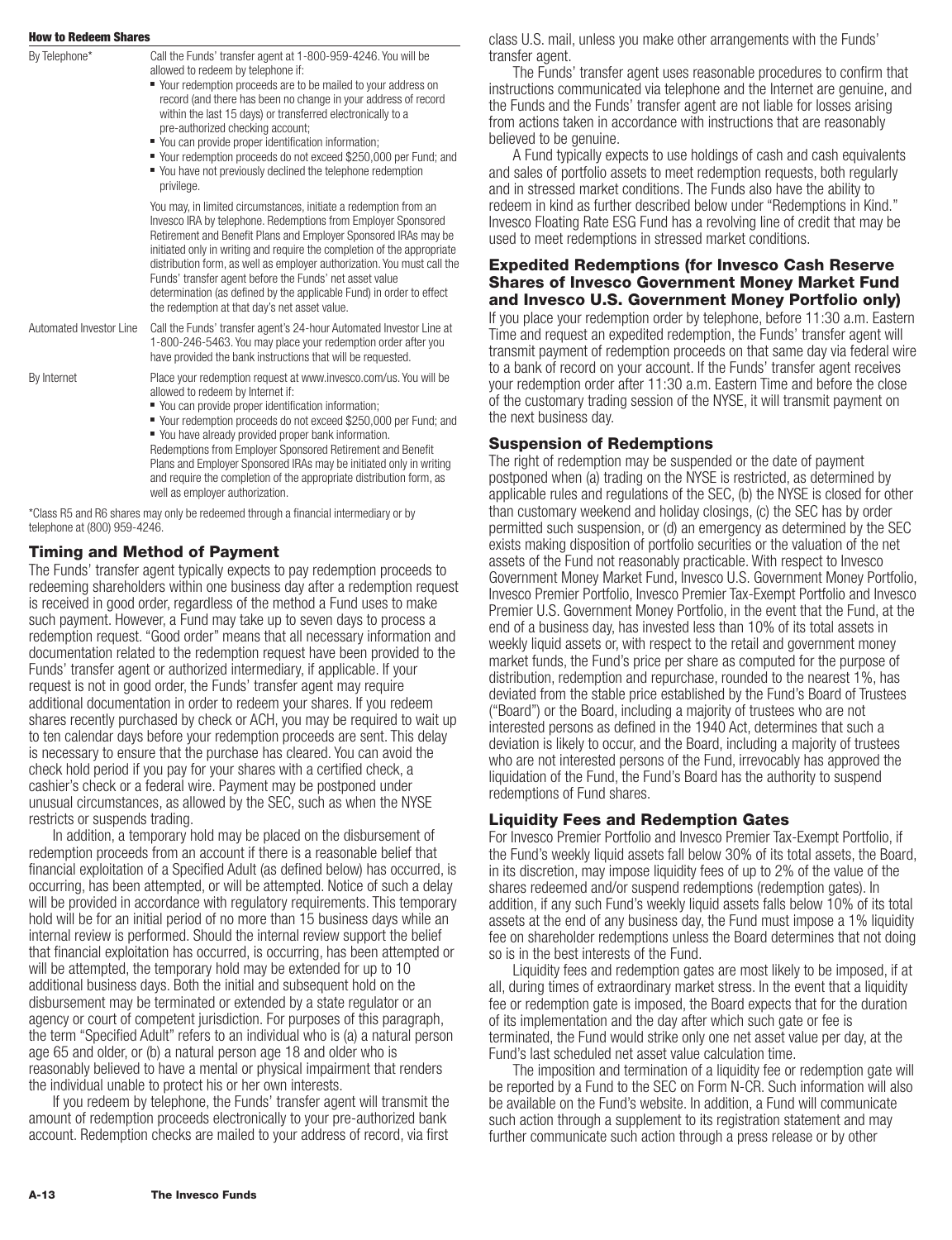#### How to Redeem Shares

| | |
|---|---|
| By Telephone* | Call the Funds' transfer agent at 1-800-959-4246. You will be allowed to redeem by telephone if: ▪ Your redemption proceeds are to be mailed to your address on record (and there has been no change in your address of record within the last 15 days) or transferred electronically to a pre-authorized checking account; ▪ You can provide proper identification information; ▪ Your redemption proceeds do not exceed $250,000 per Fund; and ▪ You have not previously declined the telephone redemption privilege. <br><br> You may, in limited circumstances, initiate a redemption from an Invesco IRA by telephone. Redemptions from Employer Sponsored Retirement and Benefit Plans and Employer Sponsored IRAs may be initiated only in writing and require the completion of the appropriate distribution form, as well as employer authorization. You must call the Funds' transfer agent before the Funds' net asset value determination (as defined by the applicable Fund) in order to effect the redemption at that day's net asset value. |
| Automated Investor Line | Call the Funds' transfer agent's 24-hour Automated Investor Line at 1-800-246-5463. You may place your redemption order after you have provided the bank instructions that will be requested. |
| By Internet | Place your redemption request at www.invesco.com/us. You will be allowed to redeem by Internet if: ▪ You can provide proper identification information; ▪ Your redemption proceeds do not exceed $250,000 per Fund; and ▪ You have already provided proper bank information. Redemptions from Employer Sponsored Retirement and Benefit Plans and Employer Sponsored IRAs may be initiated only in writing and require the completion of the appropriate distribution form, as well as employer authorization. |

*Class R5 and R6 shares may only be redeemed through a financial intermediary or by telephone at (800) 959-4246.

### Timing and Method of Payment

The Funds' transfer agent typically expects to pay redemption proceeds to redeeming shareholders within one business day after a redemption request is received in good order, regardless of the method a Fund uses to make such payment. However, a Fund may take up to seven days to process a redemption request. "Good order" means that all necessary information and documentation related to the redemption request have been provided to the Funds' transfer agent or authorized intermediary, if applicable. If your request is not in good order, the Funds' transfer agent may require additional documentation in order to redeem your shares. If you redeem shares recently purchased by check or ACH, you may be required to wait up to ten calendar days before your redemption proceeds are sent. This delay is necessary to ensure that the purchase has cleared. You can avoid the check hold period if you pay for your shares with a certified check, a cashier's check or a federal wire. Payment may be postponed under unusual circumstances, as allowed by the SEC, such as when the NYSE restricts or suspends trading.

In addition, a temporary hold may be placed on the disbursement of redemption proceeds from an account if there is a reasonable belief that financial exploitation of a Specified Adult (as defined below) has occurred, is occurring, has been attempted, or will be attempted. Notice of such a delay will be provided in accordance with regulatory requirements. This temporary hold will be for an initial period of no more than 15 business days while an internal review is performed. Should the internal review support the belief that financial exploitation has occurred, is occurring, has been attempted or will be attempted, the temporary hold may be extended for up to 10 additional business days. Both the initial and subsequent hold on the disbursement may be terminated or extended by a state regulator or an agency or court of competent jurisdiction. For purposes of this paragraph, the term "Specified Adult" refers to an individual who is (a) a natural person age 65 and older, or (b) a natural person age 18 and older who is reasonably believed to have a mental or physical impairment that renders the individual unable to protect his or her own interests.

If you redeem by telephone, the Funds' transfer agent will transmit the amount of redemption proceeds electronically to your pre-authorized bank account. Redemption checks are mailed to your address of record, via first class U.S. mail, unless you make other arrangements with the Funds' transfer agent.

The Funds' transfer agent uses reasonable procedures to confirm that instructions communicated via telephone and the Internet are genuine, and the Funds and the Funds' transfer agent are not liable for losses arising from actions taken in accordance with instructions that are reasonably believed to be genuine.

A Fund typically expects to use holdings of cash and cash equivalents and sales of portfolio assets to meet redemption requests, both regularly and in stressed market conditions. The Funds also have the ability to redeem in kind as further described below under "Redemptions in Kind." Invesco Floating Rate ESG Fund has a revolving line of credit that may be used to meet redemptions in stressed market conditions.

### Expedited Redemptions (for Invesco Cash Reserve Shares of Invesco Government Money Market Fund and Invesco U.S. Government Money Portfolio only)

If you place your redemption order by telephone, before 11:30 a.m. Eastern Time and request an expedited redemption, the Funds' transfer agent will transmit payment of redemption proceeds on that same day via federal wire to a bank of record on your account. If the Funds' transfer agent receives your redemption order after 11:30 a.m. Eastern Time and before the close of the customary trading session of the NYSE, it will transmit payment on the next business day.

### Suspension of Redemptions

The right of redemption may be suspended or the date of payment postponed when (a) trading on the NYSE is restricted, as determined by applicable rules and regulations of the SEC, (b) the NYSE is closed for other than customary weekend and holiday closings, (c) the SEC has by order permitted such suspension, or (d) an emergency as determined by the SEC exists making disposition of portfolio securities or the valuation of the net assets of the Fund not reasonably practicable. With respect to Invesco Government Money Market Fund, Invesco U.S. Government Money Portfolio, Invesco Premier Portfolio, Invesco Premier Tax-Exempt Portfolio and Invesco Premier U.S. Government Money Portfolio, in the event that the Fund, at the end of a business day, has invested less than 10% of its total assets in weekly liquid assets or, with respect to the retail and government money market funds, the Fund's price per share as computed for the purpose of distribution, redemption and repurchase, rounded to the nearest 1%, has deviated from the stable price established by the Fund's Board of Trustees ("Board") or the Board, including a majority of trustees who are not interested persons as defined in the 1940 Act, determines that such a deviation is likely to occur, and the Board, including a majority of trustees who are not interested persons of the Fund, irrevocably has approved the liquidation of the Fund, the Fund's Board has the authority to suspend redemptions of Fund shares.

### Liquidity Fees and Redemption Gates

For Invesco Premier Portfolio and Invesco Premier Tax-Exempt Portfolio, if the Fund's weekly liquid assets fall below 30% of its total assets, the Board, in its discretion, may impose liquidity fees of up to 2% of the value of the shares redeemed and/or suspend redemptions (redemption gates). In addition, if any such Fund's weekly liquid assets falls below 10% of its total assets at the end of any business day, the Fund must impose a 1% liquidity fee on shareholder redemptions unless the Board determines that not doing so is in the best interests of the Fund.

Liquidity fees and redemption gates are most likely to be imposed, if at all, during times of extraordinary market stress. In the event that a liquidity fee or redemption gate is imposed, the Board expects that for the duration of its implementation and the day after which such gate or fee is terminated, the Fund would strike only one net asset value per day, at the Fund's last scheduled net asset value calculation time.

The imposition and termination of a liquidity fee or redemption gate will be reported by a Fund to the SEC on Form N-CR. Such information will also be available on the Fund's website. In addition, a Fund will communicate such action through a supplement to its registration statement and may further communicate such action through a press release or by other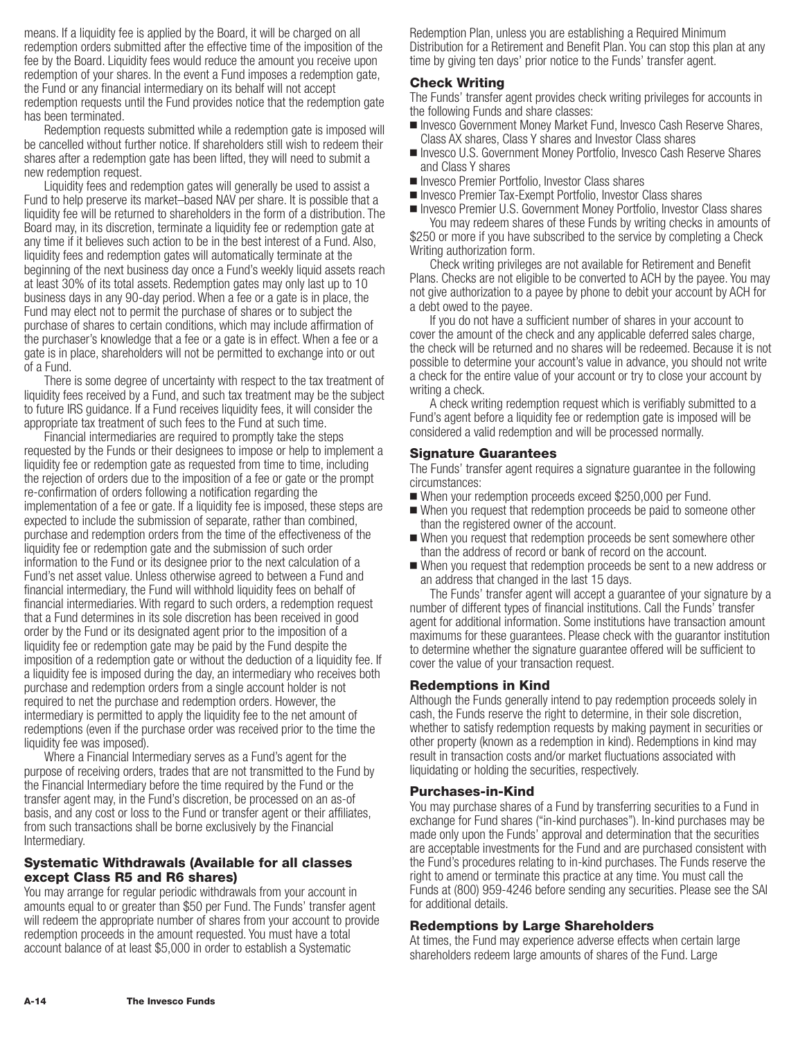means. If a liquidity fee is applied by the Board, it will be charged on all redemption orders submitted after the effective time of the imposition of the fee by the Board. Liquidity fees would reduce the amount you receive upon redemption of your shares. In the event a Fund imposes a redemption gate, the Fund or any financial intermediary on its behalf will not accept redemption requests until the Fund provides notice that the redemption gate has been terminated.

Redemption requests submitted while a redemption gate is imposed will be cancelled without further notice. If shareholders still wish to redeem their shares after a redemption gate has been lifted, they will need to submit a new redemption request.

Liquidity fees and redemption gates will generally be used to assist a Fund to help preserve its market–based NAV per share. It is possible that a liquidity fee will be returned to shareholders in the form of a distribution. The Board may, in its discretion, terminate a liquidity fee or redemption gate at any time if it believes such action to be in the best interest of a Fund. Also, liquidity fees and redemption gates will automatically terminate at the beginning of the next business day once a Fund's weekly liquid assets reach at least 30% of its total assets. Redemption gates may only last up to 10 business days in any 90-day period. When a fee or a gate is in place, the Fund may elect not to permit the purchase of shares or to subject the purchase of shares to certain conditions, which may include affirmation of the purchaser's knowledge that a fee or a gate is in effect. When a fee or a gate is in place, shareholders will not be permitted to exchange into or out of a Fund.

There is some degree of uncertainty with respect to the tax treatment of liquidity fees received by a Fund, and such tax treatment may be the subject to future IRS guidance. If a Fund receives liquidity fees, it will consider the appropriate tax treatment of such fees to the Fund at such time.

Financial intermediaries are required to promptly take the steps requested by the Funds or their designees to impose or help to implement a liquidity fee or redemption gate as requested from time to time, including the rejection of orders due to the imposition of a fee or gate or the prompt re-confirmation of orders following a notification regarding the implementation of a fee or gate. If a liquidity fee is imposed, these steps are expected to include the submission of separate, rather than combined, purchase and redemption orders from the time of the effectiveness of the liquidity fee or redemption gate and the submission of such order information to the Fund or its designee prior to the next calculation of a Fund's net asset value. Unless otherwise agreed to between a Fund and financial intermediary, the Fund will withhold liquidity fees on behalf of financial intermediaries. With regard to such orders, a redemption request that a Fund determines in its sole discretion has been received in good order by the Fund or its designated agent prior to the imposition of a liquidity fee or redemption gate may be paid by the Fund despite the imposition of a redemption gate or without the deduction of a liquidity fee. If a liquidity fee is imposed during the day, an intermediary who receives both purchase and redemption orders from a single account holder is not required to net the purchase and redemption orders. However, the intermediary is permitted to apply the liquidity fee to the net amount of redemptions (even if the purchase order was received prior to the time the liquidity fee was imposed).

Where a Financial Intermediary serves as a Fund's agent for the purpose of receiving orders, trades that are not transmitted to the Fund by the Financial Intermediary before the time required by the Fund or the transfer agent may, in the Fund's discretion, be processed on an as-of basis, and any cost or loss to the Fund or transfer agent or their affiliates, from such transactions shall be borne exclusively by the Financial Intermediary.

### Systematic Withdrawals (Available for all classes except Class R5 and R6 shares)

You may arrange for regular periodic withdrawals from your account in amounts equal to or greater than $50 per Fund. The Funds' transfer agent will redeem the appropriate number of shares from your account to provide redemption proceeds in the amount requested. You must have a total account balance of at least $5,000 in order to establish a Systematic Redemption Plan, unless you are establishing a Required Minimum Distribution for a Retirement and Benefit Plan. You can stop this plan at any time by giving ten days' prior notice to the Funds' transfer agent.

### Check Writing

The Funds' transfer agent provides check writing privileges for accounts in the following Funds and share classes:

- Invesco Government Money Market Fund, Invesco Cash Reserve Shares, Class AX shares, Class Y shares and Investor Class shares
- Invesco U.S. Government Money Portfolio, Invesco Cash Reserve Shares and Class Y shares
- Invesco Premier Portfolio, Investor Class shares
- Invesco Premier Tax-Exempt Portfolio, Investor Class shares
- Invesco Premier U.S. Government Money Portfolio, Investor Class shares

You may redeem shares of these Funds by writing checks in amounts of $250 or more if you have subscribed to the service by completing a Check Writing authorization form.

Check writing privileges are not available for Retirement and Benefit Plans. Checks are not eligible to be converted to ACH by the payee. You may not give authorization to a payee by phone to debit your account by ACH for a debt owed to the payee.

If you do not have a sufficient number of shares in your account to cover the amount of the check and any applicable deferred sales charge, the check will be returned and no shares will be redeemed. Because it is not possible to determine your account's value in advance, you should not write a check for the entire value of your account or try to close your account by writing a check.

A check writing redemption request which is verifiably submitted to a Fund's agent before a liquidity fee or redemption gate is imposed will be considered a valid redemption and will be processed normally.

### Signature Guarantees

The Funds' transfer agent requires a signature guarantee in the following circumstances:

- When your redemption proceeds exceed $250,000 per Fund.
- When you request that redemption proceeds be paid to someone other than the registered owner of the account.
- When you request that redemption proceeds be sent somewhere other than the address of record or bank of record on the account.
- When you request that redemption proceeds be sent to a new address or an address that changed in the last 15 days.

The Funds' transfer agent will accept a guarantee of your signature by a number of different types of financial institutions. Call the Funds' transfer agent for additional information. Some institutions have transaction amount maximums for these guarantees. Please check with the guarantor institution to determine whether the signature guarantee offered will be sufficient to cover the value of your transaction request.

### Redemptions in Kind

Although the Funds generally intend to pay redemption proceeds solely in cash, the Funds reserve the right to determine, in their sole discretion, whether to satisfy redemption requests by making payment in securities or other property (known as a redemption in kind). Redemptions in kind may result in transaction costs and/or market fluctuations associated with liquidating or holding the securities, respectively.

### Purchases-in-Kind

You may purchase shares of a Fund by transferring securities to a Fund in exchange for Fund shares ("in-kind purchases"). In-kind purchases may be made only upon the Funds' approval and determination that the securities are acceptable investments for the Fund and are purchased consistent with the Fund's procedures relating to in-kind purchases. The Funds reserve the right to amend or terminate this practice at any time. You must call the Funds at (800) 959-4246 before sending any securities. Please see the SAI for additional details.

### Redemptions by Large Shareholders

At times, the Fund may experience adverse effects when certain large shareholders redeem large amounts of shares of the Fund. Large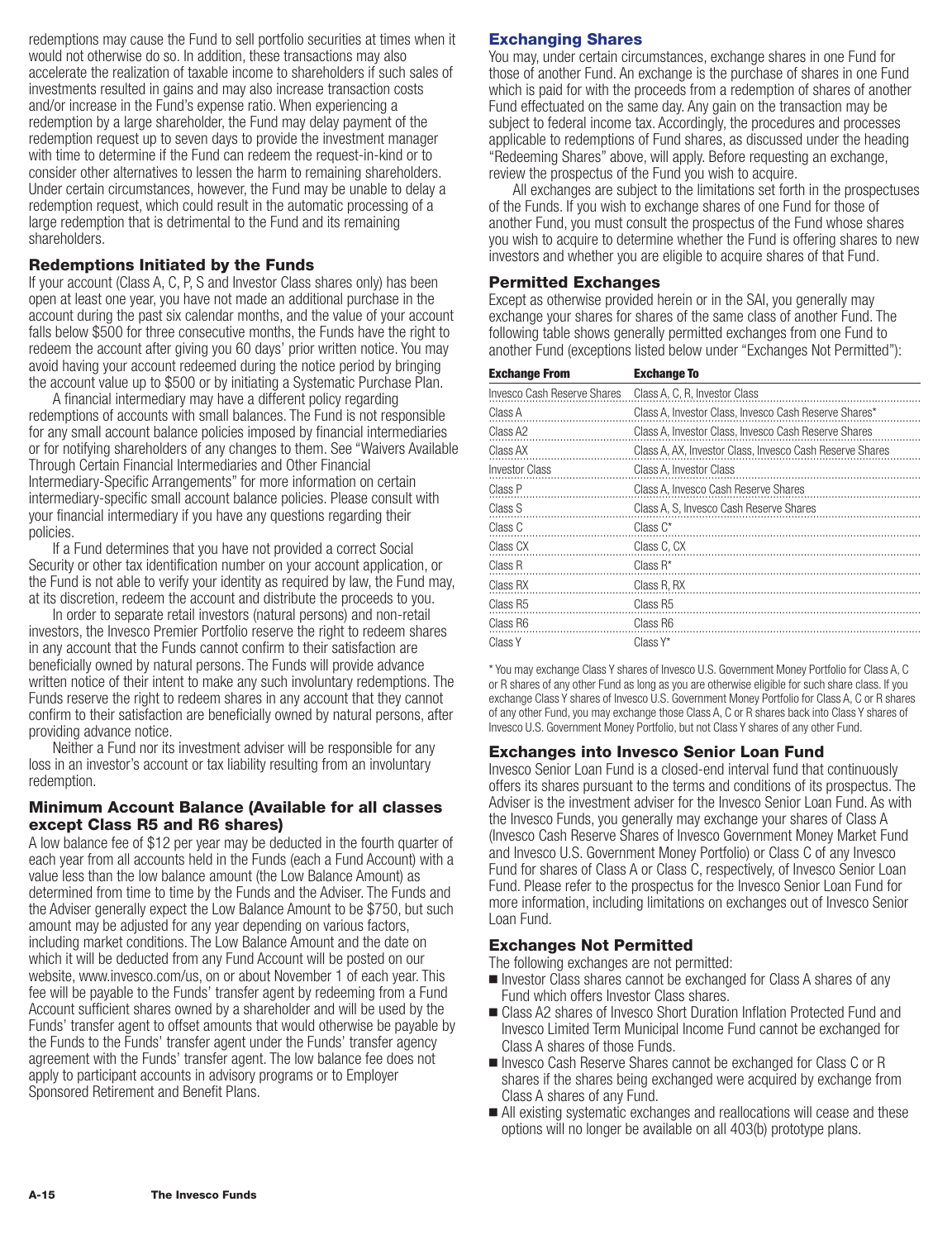redemptions may cause the Fund to sell portfolio securities at times when it would not otherwise do so. In addition, these transactions may also accelerate the realization of taxable income to shareholders if such sales of investments resulted in gains and may also increase transaction costs and/or increase in the Fund's expense ratio. When experiencing a redemption by a large shareholder, the Fund may delay payment of the redemption request up to seven days to provide the investment manager with time to determine if the Fund can redeem the request-in-kind or to consider other alternatives to lessen the harm to remaining shareholders. Under certain circumstances, however, the Fund may be unable to delay a redemption request, which could result in the automatic processing of a large redemption that is detrimental to the Fund and its remaining shareholders.

### Redemptions Initiated by the Funds

If your account (Class A, C, P, S and Investor Class shares only) has been open at least one year, you have not made an additional purchase in the account during the past six calendar months, and the value of your account falls below $500 for three consecutive months, the Funds have the right to redeem the account after giving you 60 days' prior written notice. You may avoid having your account redeemed during the notice period by bringing the account value up to $500 or by initiating a Systematic Purchase Plan.

A financial intermediary may have a different policy regarding redemptions of accounts with small balances. The Fund is not responsible for any small account balance policies imposed by financial intermediaries or for notifying shareholders of any changes to them. See "Waivers Available Through Certain Financial Intermediaries and Other Financial Intermediary-Specific Arrangements" for more information on certain intermediary-specific small account balance policies. Please consult with your financial intermediary if you have any questions regarding their policies.

If a Fund determines that you have not provided a correct Social Security or other tax identification number on your account application, or the Fund is not able to verify your identity as required by law, the Fund may, at its discretion, redeem the account and distribute the proceeds to you.

In order to separate retail investors (natural persons) and non-retail investors, the Invesco Premier Portfolio reserve the right to redeem shares in any account that the Funds cannot confirm to their satisfaction are beneficially owned by natural persons. The Funds will provide advance written notice of their intent to make any such involuntary redemptions. The Funds reserve the right to redeem shares in any account that they cannot confirm to their satisfaction are beneficially owned by natural persons, after providing advance notice.

Neither a Fund nor its investment adviser will be responsible for any loss in an investor's account or tax liability resulting from an involuntary redemption.

### Minimum Account Balance (Available for all classes except Class R5 and R6 shares)

A low balance fee of $12 per year may be deducted in the fourth quarter of each year from all accounts held in the Funds (each a Fund Account) with a value less than the low balance amount (the Low Balance Amount) as determined from time to time by the Funds and the Adviser. The Funds and the Adviser generally expect the Low Balance Amount to be $750, but such amount may be adjusted for any year depending on various factors, including market conditions. The Low Balance Amount and the date on which it will be deducted from any Fund Account will be posted on our website, www.invesco.com/us, on or about November 1 of each year. This fee will be payable to the Funds' transfer agent by redeeming from a Fund Account sufficient shares owned by a shareholder and will be used by the Funds' transfer agent to offset amounts that would otherwise be payable by the Funds to the Funds' transfer agent under the Funds' transfer agency agreement with the Funds' transfer agent. The low balance fee does not apply to participant accounts in advisory programs or to Employer Sponsored Retirement and Benefit Plans.

## Exchanging Shares

You may, under certain circumstances, exchange shares in one Fund for those of another Fund. An exchange is the purchase of shares in one Fund which is paid for with the proceeds from a redemption of shares of another Fund effectuated on the same day. Any gain on the transaction may be subject to federal income tax. Accordingly, the procedures and processes applicable to redemptions of Fund shares, as discussed under the heading "Redeeming Shares" above, will apply. Before requesting an exchange, review the prospectus of the Fund you wish to acquire.

All exchanges are subject to the limitations set forth in the prospectuses of the Funds. If you wish to exchange shares of one Fund for those of another Fund, you must consult the prospectus of the Fund whose shares you wish to acquire to determine whether the Fund is offering shares to new investors and whether you are eligible to acquire shares of that Fund.

### Permitted Exchanges

Except as otherwise provided herein or in the SAI, you generally may exchange your shares for shares of the same class of another Fund. The following table shows generally permitted exchanges from one Fund to another Fund (exceptions listed below under "Exchanges Not Permitted"):

| Exchange From | Exchange To |
|---|---|
| Invesco Cash Reserve Shares | Class A, C, R, Investor Class |
| Class A | Class A, Investor Class, Invesco Cash Reserve Shares* |
| Class A2 | Class A, Investor Class, Invesco Cash Reserve Shares |
| Class AX | Class A, AX, Investor Class, Invesco Cash Reserve Shares |
| Investor Class | Class A, Investor Class |
| Class P | Class A, Invesco Cash Reserve Shares |
| Class S | Class A, S, Invesco Cash Reserve Shares |
| Class C | Class C* |
| Class CX | Class C, CX |
| Class R | Class R* |
| Class RX | Class R, RX |
| Class R5 | Class R5 |
| Class R6 | Class R6 |
| Class Y | Class Y* |

\* You may exchange Class Y shares of Invesco U.S. Government Money Portfolio for Class A, C or R shares of any other Fund as long as you are otherwise eligible for such share class. If you exchange Class Y shares of Invesco U.S. Government Money Portfolio for Class A, C or R shares of any other Fund, you may exchange those Class A, C or R shares back into Class Y shares of Invesco U.S. Government Money Portfolio, but not Class Y shares of any other Fund.

### Exchanges into Invesco Senior Loan Fund

Invesco Senior Loan Fund is a closed-end interval fund that continuously offers its shares pursuant to the terms and conditions of its prospectus. The Adviser is the investment adviser for the Invesco Senior Loan Fund. As with the Invesco Funds, you generally may exchange your shares of Class A (Invesco Cash Reserve Shares of Invesco Government Money Market Fund and Invesco U.S. Government Money Portfolio) or Class C of any Invesco Fund for shares of Class A or Class C, respectively, of Invesco Senior Loan Fund. Please refer to the prospectus for the Invesco Senior Loan Fund for more information, including limitations on exchanges out of Invesco Senior Loan Fund.

### Exchanges Not Permitted

The following exchanges are not permitted:

- Investor Class shares cannot be exchanged for Class A shares of any Fund which offers Investor Class shares.
- Class A2 shares of Invesco Short Duration Inflation Protected Fund and Invesco Limited Term Municipal Income Fund cannot be exchanged for Class A shares of those Funds.
- Invesco Cash Reserve Shares cannot be exchanged for Class C or R shares if the shares being exchanged were acquired by exchange from Class A shares of any Fund.
- All existing systematic exchanges and reallocations will cease and these options will no longer be available on all 403(b) prototype plans.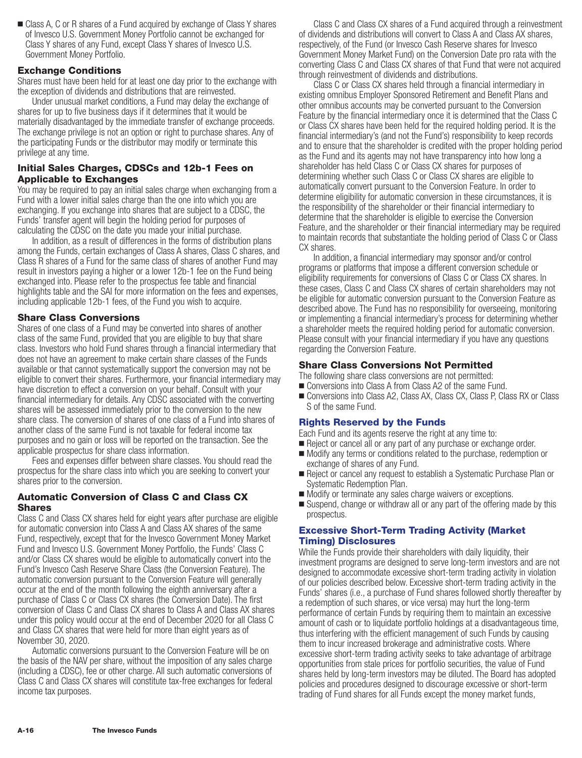- Class A, C or R shares of a Fund acquired by exchange of Class Y shares of Invesco U.S. Government Money Portfolio cannot be exchanged for Class Y shares of any Fund, except Class Y shares of Invesco U.S. Government Money Portfolio.

### Exchange Conditions

Shares must have been held for at least one day prior to the exchange with the exception of dividends and distributions that are reinvested.

Under unusual market conditions, a Fund may delay the exchange of shares for up to five business days if it determines that it would be materially disadvantaged by the immediate transfer of exchange proceeds. The exchange privilege is not an option or right to purchase shares. Any of the participating Funds or the distributor may modify or terminate this privilege at any time.

### Initial Sales Charges, CDSCs and 12b-1 Fees on Applicable to Exchanges

You may be required to pay an initial sales charge when exchanging from a Fund with a lower initial sales charge than the one into which you are exchanging. If you exchange into shares that are subject to a CDSC, the Funds' transfer agent will begin the holding period for purposes of calculating the CDSC on the date you made your initial purchase.

In addition, as a result of differences in the forms of distribution plans among the Funds, certain exchanges of Class A shares, Class C shares, and Class R shares of a Fund for the same class of shares of another Fund may result in investors paying a higher or a lower 12b-1 fee on the Fund being exchanged into. Please refer to the prospectus fee table and financial highlights table and the SAI for more information on the fees and expenses, including applicable 12b-1 fees, of the Fund you wish to acquire.

### Share Class Conversions

Shares of one class of a Fund may be converted into shares of another class of the same Fund, provided that you are eligible to buy that share class. Investors who hold Fund shares through a financial intermediary that does not have an agreement to make certain share classes of the Funds available or that cannot systematically support the conversion may not be eligible to convert their shares. Furthermore, your financial intermediary may have discretion to effect a conversion on your behalf. Consult with your financial intermediary for details. Any CDSC associated with the converting shares will be assessed immediately prior to the conversion to the new share class. The conversion of shares of one class of a Fund into shares of another class of the same Fund is not taxable for federal income tax purposes and no gain or loss will be reported on the transaction. See the applicable prospectus for share class information.

Fees and expenses differ between share classes. You should read the prospectus for the share class into which you are seeking to convert your shares prior to the conversion.

### Automatic Conversion of Class C and Class CX Shares

Class C and Class CX shares held for eight years after purchase are eligible for automatic conversion into Class A and Class AX shares of the same Fund, respectively, except that for the Invesco Government Money Market Fund and Invesco U.S. Government Money Portfolio, the Funds' Class C and/or Class CX shares would be eligible to automatically convert into the Fund's Invesco Cash Reserve Share Class (the Conversion Feature). The automatic conversion pursuant to the Conversion Feature will generally occur at the end of the month following the eighth anniversary after a purchase of Class C or Class CX shares (the Conversion Date). The first conversion of Class C and Class CX shares to Class A and Class AX shares under this policy would occur at the end of December 2020 for all Class C and Class CX shares that were held for more than eight years as of November 30, 2020.

Automatic conversions pursuant to the Conversion Feature will be on the basis of the NAV per share, without the imposition of any sales charge (including a CDSC), fee or other charge. All such automatic conversions of Class C and Class CX shares will constitute tax-free exchanges for federal income tax purposes.

Class C and Class CX shares of a Fund acquired through a reinvestment of dividends and distributions will convert to Class A and Class AX shares, respectively, of the Fund (or Invesco Cash Reserve shares for Invesco Government Money Market Fund) on the Conversion Date pro rata with the converting Class C and Class CX shares of that Fund that were not acquired through reinvestment of dividends and distributions.

Class C or Class CX shares held through a financial intermediary in existing omnibus Employer Sponsored Retirement and Benefit Plans and other omnibus accounts may be converted pursuant to the Conversion Feature by the financial intermediary once it is determined that the Class C or Class CX shares have been held for the required holding period. It is the financial intermediary's (and not the Fund's) responsibility to keep records and to ensure that the shareholder is credited with the proper holding period as the Fund and its agents may not have transparency into how long a shareholder has held Class C or Class CX shares for purposes of determining whether such Class C or Class CX shares are eligible to automatically convert pursuant to the Conversion Feature. In order to determine eligibility for automatic conversion in these circumstances, it is the responsibility of the shareholder or their financial intermediary to determine that the shareholder is eligible to exercise the Conversion Feature, and the shareholder or their financial intermediary may be required to maintain records that substantiate the holding period of Class C or Class CX shares.

In addition, a financial intermediary may sponsor and/or control programs or platforms that impose a different conversion schedule or eligibility requirements for conversions of Class C or Class CX shares. In these cases, Class C and Class CX shares of certain shareholders may not be eligible for automatic conversion pursuant to the Conversion Feature as described above. The Fund has no responsibility for overseeing, monitoring or implementing a financial intermediary's process for determining whether a shareholder meets the required holding period for automatic conversion. Please consult with your financial intermediary if you have any questions regarding the Conversion Feature.

### Share Class Conversions Not Permitted

The following share class conversions are not permitted:

- Conversions into Class A from Class A2 of the same Fund.
- Conversions into Class A2, Class AX, Class CX, Class P, Class RX or Class S of the same Fund.

### Rights Reserved by the Funds

Each Fund and its agents reserve the right at any time to:

- Reject or cancel all or any part of any purchase or exchange order.
- Modify any terms or conditions related to the purchase, redemption or exchange of shares of any Fund.
- Reject or cancel any request to establish a Systematic Purchase Plan or Systematic Redemption Plan.
- Modify or terminate any sales charge waivers or exceptions.
- Suspend, change or withdraw all or any part of the offering made by this prospectus.

### Excessive Short-Term Trading Activity (Market Timing) Disclosures

While the Funds provide their shareholders with daily liquidity, their investment programs are designed to serve long-term investors and are not designed to accommodate excessive short-term trading activity in violation of our policies described below. Excessive short-term trading activity in the Funds' shares (i.e., a purchase of Fund shares followed shortly thereafter by a redemption of such shares, or vice versa) may hurt the long-term performance of certain Funds by requiring them to maintain an excessive amount of cash or to liquidate portfolio holdings at a disadvantageous time, thus interfering with the efficient management of such Funds by causing them to incur increased brokerage and administrative costs. Where excessive short-term trading activity seeks to take advantage of arbitrage opportunities from stale prices for portfolio securities, the value of Fund shares held by long-term investors may be diluted. The Board has adopted policies and procedures designed to discourage excessive or short-term trading of Fund shares for all Funds except the money market funds,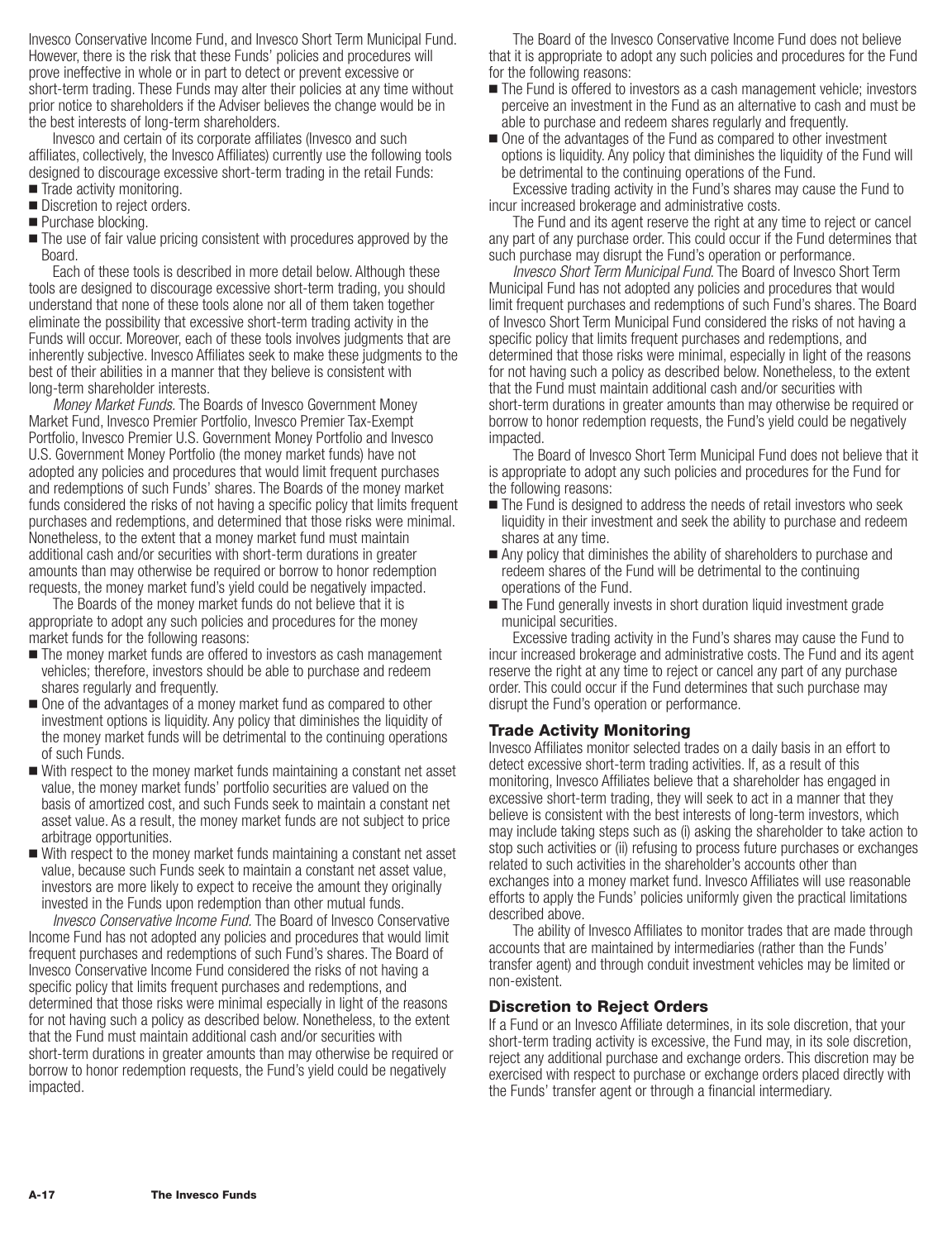Invesco Conservative Income Fund, and Invesco Short Term Municipal Fund. However, there is the risk that these Funds' policies and procedures will prove ineffective in whole or in part to detect or prevent excessive or short-term trading. These Funds may alter their policies at any time without prior notice to shareholders if the Adviser believes the change would be in the best interests of long-term shareholders.

Invesco and certain of its corporate affiliates (Invesco and such affiliates, collectively, the Invesco Affiliates) currently use the following tools designed to discourage excessive short-term trading in the retail Funds:

- Trade activity monitoring.
- Discretion to reject orders.
- Purchase blocking.
- The use of fair value pricing consistent with procedures approved by the Board.

Each of these tools is described in more detail below. Although these tools are designed to discourage excessive short-term trading, you should understand that none of these tools alone nor all of them taken together eliminate the possibility that excessive short-term trading activity in the Funds will occur. Moreover, each of these tools involves judgments that are inherently subjective. Invesco Affiliates seek to make these judgments to the best of their abilities in a manner that they believe is consistent with long-term shareholder interests.

*Money Market Funds.* The Boards of Invesco Government Money Market Fund, Invesco Premier Portfolio, Invesco Premier Tax-Exempt Portfolio, Invesco Premier U.S. Government Money Portfolio and Invesco U.S. Government Money Portfolio (the money market funds) have not adopted any policies and procedures that would limit frequent purchases and redemptions of such Funds' shares. The Boards of the money market funds considered the risks of not having a specific policy that limits frequent purchases and redemptions, and determined that those risks were minimal. Nonetheless, to the extent that a money market fund must maintain additional cash and/or securities with short-term durations in greater amounts than may otherwise be required or borrow to honor redemption requests, the money market fund's yield could be negatively impacted.

The Boards of the money market funds do not believe that it is appropriate to adopt any such policies and procedures for the money market funds for the following reasons:

- The money market funds are offered to investors as cash management vehicles; therefore, investors should be able to purchase and redeem shares regularly and frequently.
- One of the advantages of a money market fund as compared to other investment options is liquidity. Any policy that diminishes the liquidity of the money market funds will be detrimental to the continuing operations of such Funds.
- With respect to the money market funds maintaining a constant net asset value, the money market funds' portfolio securities are valued on the basis of amortized cost, and such Funds seek to maintain a constant net asset value. As a result, the money market funds are not subject to price arbitrage opportunities.
- With respect to the money market funds maintaining a constant net asset value, because such Funds seek to maintain a constant net asset value, investors are more likely to expect to receive the amount they originally invested in the Funds upon redemption than other mutual funds.

*Invesco Conservative Income Fund.* The Board of Invesco Conservative Income Fund has not adopted any policies and procedures that would limit frequent purchases and redemptions of such Fund's shares. The Board of Invesco Conservative Income Fund considered the risks of not having a specific policy that limits frequent purchases and redemptions, and determined that those risks were minimal especially in light of the reasons for not having such a policy as described below. Nonetheless, to the extent that the Fund must maintain additional cash and/or securities with short-term durations in greater amounts than may otherwise be required or borrow to honor redemption requests, the Fund's yield could be negatively impacted.

The Board of the Invesco Conservative Income Fund does not believe that it is appropriate to adopt any such policies and procedures for the Fund for the following reasons:

- The Fund is offered to investors as a cash management vehicle; investors perceive an investment in the Fund as an alternative to cash and must be able to purchase and redeem shares regularly and frequently.
- One of the advantages of the Fund as compared to other investment options is liquidity. Any policy that diminishes the liquidity of the Fund will be detrimental to the continuing operations of the Fund.

Excessive trading activity in the Fund's shares may cause the Fund to incur increased brokerage and administrative costs.

The Fund and its agent reserve the right at any time to reject or cancel any part of any purchase order. This could occur if the Fund determines that such purchase may disrupt the Fund's operation or performance.

*Invesco Short Term Municipal Fund.* The Board of Invesco Short Term Municipal Fund has not adopted any policies and procedures that would limit frequent purchases and redemptions of such Fund's shares. The Board of Invesco Short Term Municipal Fund considered the risks of not having a specific policy that limits frequent purchases and redemptions, and determined that those risks were minimal, especially in light of the reasons for not having such a policy as described below. Nonetheless, to the extent that the Fund must maintain additional cash and/or securities with short-term durations in greater amounts than may otherwise be required or borrow to honor redemption requests, the Fund's yield could be negatively impacted.

The Board of Invesco Short Term Municipal Fund does not believe that it is appropriate to adopt any such policies and procedures for the Fund for the following reasons:

- The Fund is designed to address the needs of retail investors who seek liquidity in their investment and seek the ability to purchase and redeem shares at any time.
- Any policy that diminishes the ability of shareholders to purchase and redeem shares of the Fund will be detrimental to the continuing operations of the Fund.
- The Fund generally invests in short duration liquid investment grade municipal securities.

Excessive trading activity in the Fund's shares may cause the Fund to incur increased brokerage and administrative costs. The Fund and its agent reserve the right at any time to reject or cancel any part of any purchase order. This could occur if the Fund determines that such purchase may disrupt the Fund's operation or performance.

### Trade Activity Monitoring

Invesco Affiliates monitor selected trades on a daily basis in an effort to detect excessive short-term trading activities. If, as a result of this monitoring, Invesco Affiliates believe that a shareholder has engaged in excessive short-term trading, they will seek to act in a manner that they believe is consistent with the best interests of long-term investors, which may include taking steps such as (i) asking the shareholder to take action to stop such activities or (ii) refusing to process future purchases or exchanges related to such activities in the shareholder's accounts other than exchanges into a money market fund. Invesco Affiliates will use reasonable efforts to apply the Funds' policies uniformly given the practical limitations described above.

The ability of Invesco Affiliates to monitor trades that are made through accounts that are maintained by intermediaries (rather than the Funds' transfer agent) and through conduit investment vehicles may be limited or non-existent.

### Discretion to Reject Orders

If a Fund or an Invesco Affiliate determines, in its sole discretion, that your short-term trading activity is excessive, the Fund may, in its sole discretion, reject any additional purchase and exchange orders. This discretion may be exercised with respect to purchase or exchange orders placed directly with the Funds' transfer agent or through a financial intermediary.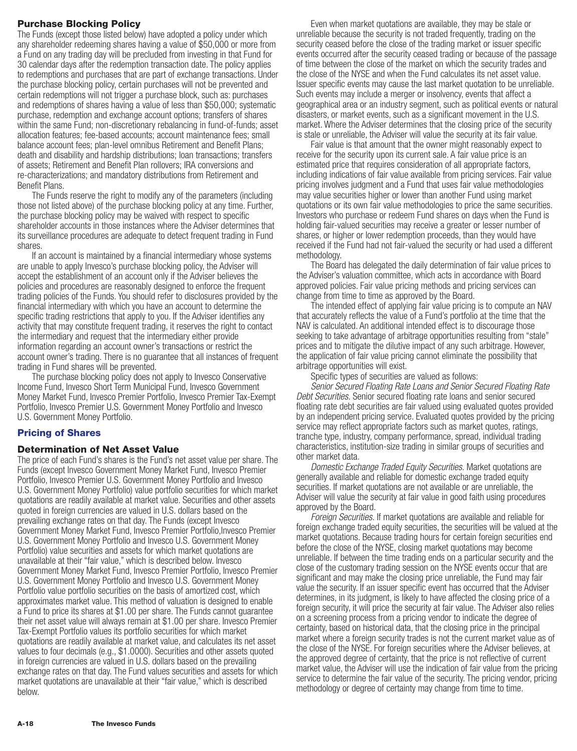### Purchase Blocking Policy

The Funds (except those listed below) have adopted a policy under which any shareholder redeeming shares having a value of $50,000 or more from a Fund on any trading day will be precluded from investing in that Fund for 30 calendar days after the redemption transaction date. The policy applies to redemptions and purchases that are part of exchange transactions. Under the purchase blocking policy, certain purchases will not be prevented and certain redemptions will not trigger a purchase block, such as: purchases and redemptions of shares having a value of less than $50,000; systematic purchase, redemption and exchange account options; transfers of shares within the same Fund; non-discretionary rebalancing in fund-of-funds; asset allocation features; fee-based accounts; account maintenance fees; small balance account fees; plan-level omnibus Retirement and Benefit Plans; death and disability and hardship distributions; loan transactions; transfers of assets; Retirement and Benefit Plan rollovers; IRA conversions and re-characterizations; and mandatory distributions from Retirement and Benefit Plans.

The Funds reserve the right to modify any of the parameters (including those not listed above) of the purchase blocking policy at any time. Further, the purchase blocking policy may be waived with respect to specific shareholder accounts in those instances where the Adviser determines that its surveillance procedures are adequate to detect frequent trading in Fund shares.

If an account is maintained by a financial intermediary whose systems are unable to apply Invesco's purchase blocking policy, the Adviser will accept the establishment of an account only if the Adviser believes the policies and procedures are reasonably designed to enforce the frequent trading policies of the Funds. You should refer to disclosures provided by the financial intermediary with which you have an account to determine the specific trading restrictions that apply to you. If the Adviser identifies any activity that may constitute frequent trading, it reserves the right to contact the intermediary and request that the intermediary either provide information regarding an account owner's transactions or restrict the account owner's trading. There is no guarantee that all instances of frequent trading in Fund shares will be prevented.

The purchase blocking policy does not apply to Invesco Conservative Income Fund, Invesco Short Term Municipal Fund, Invesco Government Money Market Fund, Invesco Premier Portfolio, Invesco Premier Tax-Exempt Portfolio, Invesco Premier U.S. Government Money Portfolio and Invesco U.S. Government Money Portfolio.

## Pricing of Shares

### Determination of Net Asset Value

The price of each Fund's shares is the Fund's net asset value per share. The Funds (except Invesco Government Money Market Fund, Invesco Premier Portfolio, Invesco Premier U.S. Government Money Portfolio and Invesco U.S. Government Money Portfolio) value portfolio securities for which market quotations are readily available at market value. Securities and other assets quoted in foreign currencies are valued in U.S. dollars based on the prevailing exchange rates on that day. The Funds (except Invesco Government Money Market Fund, Invesco Premier Portfolio,Invesco Premier U.S. Government Money Portfolio and Invesco U.S. Government Money Portfolio) value securities and assets for which market quotations are unavailable at their "fair value," which is described below. Invesco Government Money Market Fund, Invesco Premier Portfolio, Invesco Premier U.S. Government Money Portfolio and Invesco U.S. Government Money Portfolio value portfolio securities on the basis of amortized cost, which approximates market value. This method of valuation is designed to enable a Fund to price its shares at $1.00 per share. The Funds cannot guarantee their net asset value will always remain at $1.00 per share. Invesco Premier Tax-Exempt Portfolio values its portfolio securities for which market quotations are readily available at market value, and calculates its net asset values to four decimals (e.g., $1.0000). Securities and other assets quoted in foreign currencies are valued in U.S. dollars based on the prevailing exchange rates on that day. The Fund values securities and assets for which market quotations are unavailable at their "fair value," which is described below.

Even when market quotations are available, they may be stale or unreliable because the security is not traded frequently, trading on the security ceased before the close of the trading market or issuer specific events occurred after the security ceased trading or because of the passage of time between the close of the market on which the security trades and the close of the NYSE and when the Fund calculates its net asset value. Issuer specific events may cause the last market quotation to be unreliable. Such events may include a merger or insolvency, events that affect a geographical area or an industry segment, such as political events or natural disasters, or market events, such as a significant movement in the U.S. market. Where the Adviser determines that the closing price of the security is stale or unreliable, the Adviser will value the security at its fair value.

Fair value is that amount that the owner might reasonably expect to receive for the security upon its current sale. A fair value price is an estimated price that requires consideration of all appropriate factors, including indications of fair value available from pricing services. Fair value pricing involves judgment and a Fund that uses fair value methodologies may value securities higher or lower than another Fund using market quotations or its own fair value methodologies to price the same securities. Investors who purchase or redeem Fund shares on days when the Fund is holding fair-valued securities may receive a greater or lesser number of shares, or higher or lower redemption proceeds, than they would have received if the Fund had not fair-valued the security or had used a different methodology.

The Board has delegated the daily determination of fair value prices to the Adviser's valuation committee, which acts in accordance with Board approved policies. Fair value pricing methods and pricing services can change from time to time as approved by the Board.

The intended effect of applying fair value pricing is to compute an NAV that accurately reflects the value of a Fund's portfolio at the time that the NAV is calculated. An additional intended effect is to discourage those seeking to take advantage of arbitrage opportunities resulting from "stale" prices and to mitigate the dilutive impact of any such arbitrage. However, the application of fair value pricing cannot eliminate the possibility that arbitrage opportunities will exist.

Specific types of securities are valued as follows:

*Senior Secured Floating Rate Loans and Senior Secured Floating Rate Debt Securities.* Senior secured floating rate loans and senior secured floating rate debt securities are fair valued using evaluated quotes provided by an independent pricing service. Evaluated quotes provided by the pricing service may reflect appropriate factors such as market quotes, ratings, tranche type, industry, company performance, spread, individual trading characteristics, institution-size trading in similar groups of securities and other market data.

*Domestic Exchange Traded Equity Securities.* Market quotations are generally available and reliable for domestic exchange traded equity securities. If market quotations are not available or are unreliable, the Adviser will value the security at fair value in good faith using procedures approved by the Board.

*Foreign Securities.* If market quotations are available and reliable for foreign exchange traded equity securities, the securities will be valued at the market quotations. Because trading hours for certain foreign securities end before the close of the NYSE, closing market quotations may become unreliable. If between the time trading ends on a particular security and the close of the customary trading session on the NYSE events occur that are significant and may make the closing price unreliable, the Fund may fair value the security. If an issuer specific event has occurred that the Adviser determines, in its judgment, is likely to have affected the closing price of a foreign security, it will price the security at fair value. The Adviser also relies on a screening process from a pricing vendor to indicate the degree of certainty, based on historical data, that the closing price in the principal market where a foreign security trades is not the current market value as of the close of the NYSE. For foreign securities where the Adviser believes, at the approved degree of certainty, that the price is not reflective of current market value, the Adviser will use the indication of fair value from the pricing service to determine the fair value of the security. The pricing vendor, pricing methodology or degree of certainty may change from time to time.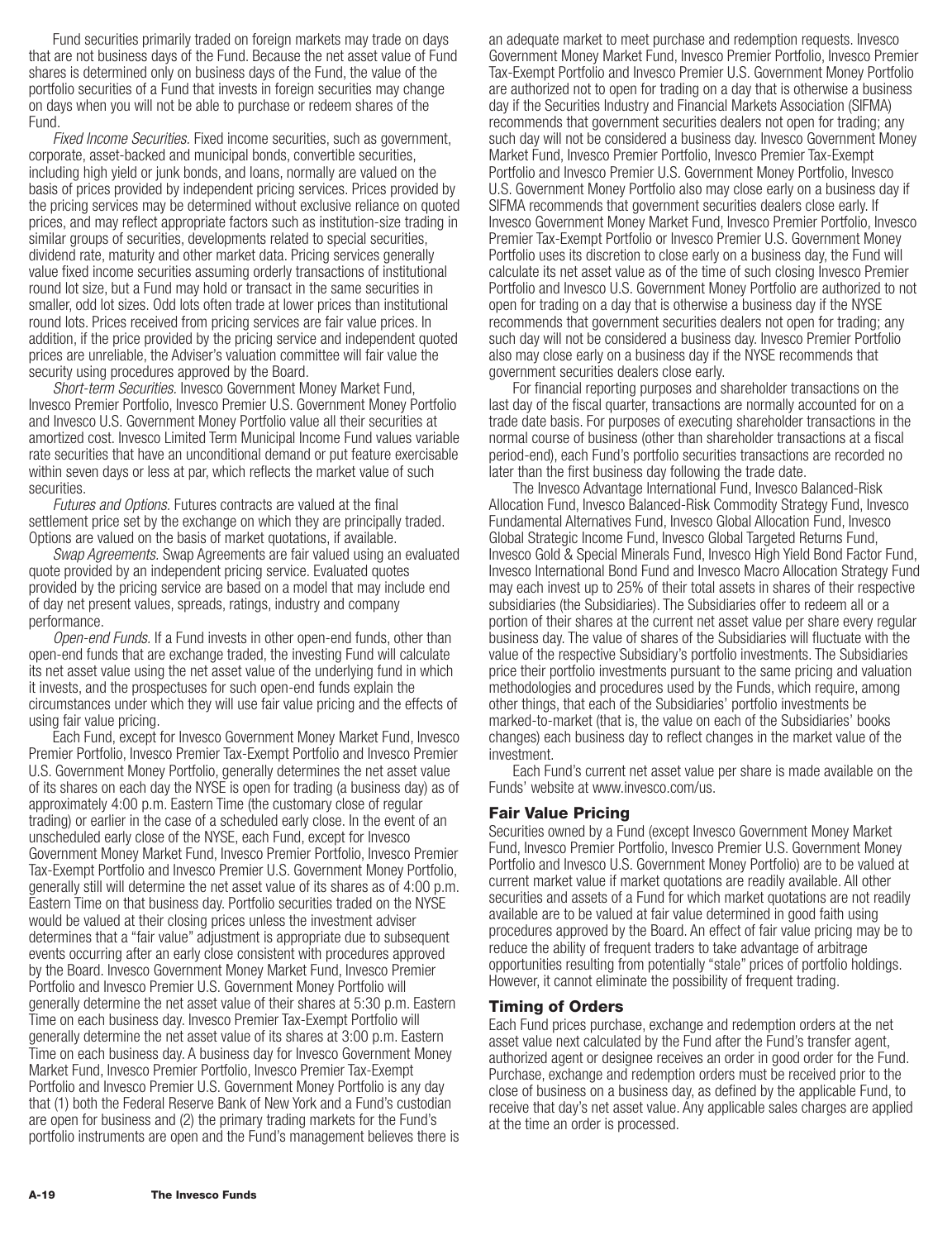Fund securities primarily traded on foreign markets may trade on days that are not business days of the Fund. Because the net asset value of Fund shares is determined only on business days of the Fund, the value of the portfolio securities of a Fund that invests in foreign securities may change on days when you will not be able to purchase or redeem shares of the Fund.

*Fixed Income Securities.* Fixed income securities, such as government, corporate, asset-backed and municipal bonds, convertible securities, including high yield or junk bonds, and loans, normally are valued on the basis of prices provided by independent pricing services. Prices provided by the pricing services may be determined without exclusive reliance on quoted prices, and may reflect appropriate factors such as institution-size trading in similar groups of securities, developments related to special securities, dividend rate, maturity and other market data. Pricing services generally value fixed income securities assuming orderly transactions of institutional round lot size, but a Fund may hold or transact in the same securities in smaller, odd lot sizes. Odd lots often trade at lower prices than institutional round lots. Prices received from pricing services are fair value prices. In addition, if the price provided by the pricing service and independent quoted prices are unreliable, the Adviser's valuation committee will fair value the security using procedures approved by the Board.

*Short-term Securities.* Invesco Government Money Market Fund, Invesco Premier Portfolio, Invesco Premier U.S. Government Money Portfolio and Invesco U.S. Government Money Portfolio value all their securities at amortized cost. Invesco Limited Term Municipal Income Fund values variable rate securities that have an unconditional demand or put feature exercisable within seven days or less at par, which reflects the market value of such securities.

*Futures and Options.* Futures contracts are valued at the final settlement price set by the exchange on which they are principally traded. Options are valued on the basis of market quotations, if available.

*Swap Agreements.* Swap Agreements are fair valued using an evaluated quote provided by an independent pricing service. Evaluated quotes provided by the pricing service are based on a model that may include end of day net present values, spreads, ratings, industry and company performance.

*Open-end Funds.* If a Fund invests in other open-end funds, other than open-end funds that are exchange traded, the investing Fund will calculate its net asset value using the net asset value of the underlying fund in which it invests, and the prospectuses for such open-end funds explain the circumstances under which they will use fair value pricing and the effects of using fair value pricing.

Each Fund, except for Invesco Government Money Market Fund, Invesco Premier Portfolio, Invesco Premier Tax-Exempt Portfolio and Invesco Premier U.S. Government Money Portfolio, generally determines the net asset value of its shares on each day the NYSE is open for trading (a business day) as of approximately 4:00 p.m. Eastern Time (the customary close of regular trading) or earlier in the case of a scheduled early close. In the event of an unscheduled early close of the NYSE, each Fund, except for Invesco Government Money Market Fund, Invesco Premier Portfolio, Invesco Premier Tax-Exempt Portfolio and Invesco Premier U.S. Government Money Portfolio, generally still will determine the net asset value of its shares as of 4:00 p.m. Eastern Time on that business day. Portfolio securities traded on the NYSE would be valued at their closing prices unless the investment adviser determines that a "fair value" adjustment is appropriate due to subsequent events occurring after an early close consistent with procedures approved by the Board. Invesco Government Money Market Fund, Invesco Premier Portfolio and Invesco Premier U.S. Government Money Portfolio will generally determine the net asset value of their shares at 5:30 p.m. Eastern Time on each business day. Invesco Premier Tax-Exempt Portfolio will generally determine the net asset value of its shares at 3:00 p.m. Eastern Time on each business day. A business day for Invesco Government Money Market Fund, Invesco Premier Portfolio, Invesco Premier Tax-Exempt Portfolio and Invesco Premier U.S. Government Money Portfolio is any day that (1) both the Federal Reserve Bank of New York and a Fund's custodian are open for business and (2) the primary trading markets for the Fund's portfolio instruments are open and the Fund's management believes there is an adequate market to meet purchase and redemption requests. Invesco Government Money Market Fund, Invesco Premier Portfolio, Invesco Premier Tax-Exempt Portfolio and Invesco Premier U.S. Government Money Portfolio are authorized not to open for trading on a day that is otherwise a business day if the Securities Industry and Financial Markets Association (SIFMA) recommends that government securities dealers not open for trading; any such day will not be considered a business day. Invesco Government Money Market Fund, Invesco Premier Portfolio, Invesco Premier Tax-Exempt Portfolio and Invesco Premier U.S. Government Money Portfolio, Invesco U.S. Government Money Portfolio also may close early on a business day if SIFMA recommends that government securities dealers close early. If Invesco Government Money Market Fund, Invesco Premier Portfolio, Invesco Premier Tax-Exempt Portfolio or Invesco Premier U.S. Government Money Portfolio uses its discretion to close early on a business day, the Fund will calculate its net asset value as of the time of such closing Invesco Premier Portfolio and Invesco U.S. Government Money Portfolio are authorized to not open for trading on a day that is otherwise a business day if the NYSE recommends that government securities dealers not open for trading; any such day will not be considered a business day. Invesco Premier Portfolio also may close early on a business day if the NYSE recommends that government securities dealers close early.

For financial reporting purposes and shareholder transactions on the last day of the fiscal quarter, transactions are normally accounted for on a trade date basis. For purposes of executing shareholder transactions in the normal course of business (other than shareholder transactions at a fiscal period-end), each Fund's portfolio securities transactions are recorded no later than the first business day following the trade date.

The Invesco Advantage International Fund, Invesco Balanced-Risk Allocation Fund, Invesco Balanced-Risk Commodity Strategy Fund, Invesco Fundamental Alternatives Fund, Invesco Global Allocation Fund, Invesco Global Strategic Income Fund, Invesco Global Targeted Returns Fund, Invesco Gold & Special Minerals Fund, Invesco High Yield Bond Factor Fund, Invesco International Bond Fund and Invesco Macro Allocation Strategy Fund may each invest up to 25% of their total assets in shares of their respective subsidiaries (the Subsidiaries). The Subsidiaries offer to redeem all or a portion of their shares at the current net asset value per share every regular business day. The value of shares of the Subsidiaries will fluctuate with the value of the respective Subsidiary's portfolio investments. The Subsidiaries price their portfolio investments pursuant to the same pricing and valuation methodologies and procedures used by the Funds, which require, among other things, that each of the Subsidiaries' portfolio investments be marked-to-market (that is, the value on each of the Subsidiaries' books changes) each business day to reflect changes in the market value of the investment.

Each Fund's current net asset value per share is made available on the Funds' website at www.invesco.com/us.

## Fair Value Pricing

Securities owned by a Fund (except Invesco Government Money Market Fund, Invesco Premier Portfolio, Invesco Premier U.S. Government Money Portfolio and Invesco U.S. Government Money Portfolio) are to be valued at current market value if market quotations are readily available. All other securities and assets of a Fund for which market quotations are not readily available are to be valued at fair value determined in good faith using procedures approved by the Board. An effect of fair value pricing may be to reduce the ability of frequent traders to take advantage of arbitrage opportunities resulting from potentially "stale" prices of portfolio holdings. However, it cannot eliminate the possibility of frequent trading.

## Timing of Orders

Each Fund prices purchase, exchange and redemption orders at the net asset value next calculated by the Fund after the Fund's transfer agent, authorized agent or designee receives an order in good order for the Fund. Purchase, exchange and redemption orders must be received prior to the close of business on a business day, as defined by the applicable Fund, to receive that day's net asset value. Any applicable sales charges are applied at the time an order is processed.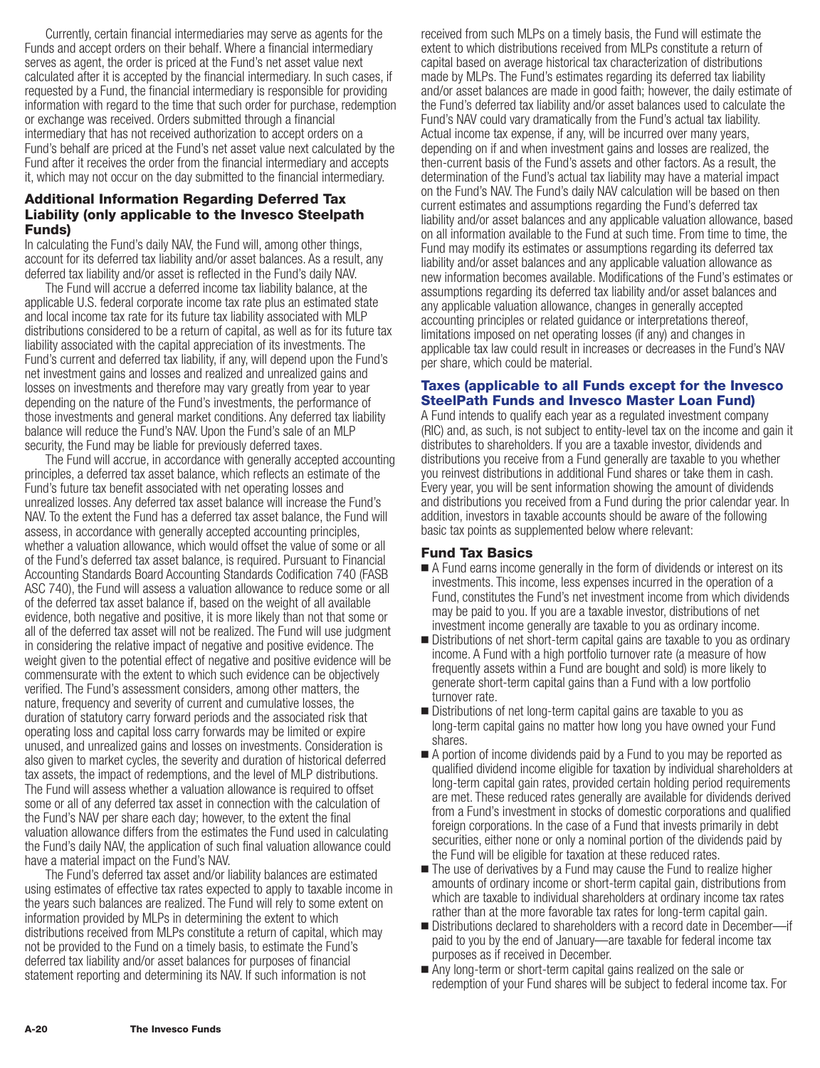Currently, certain financial intermediaries may serve as agents for the Funds and accept orders on their behalf. Where a financial intermediary serves as agent, the order is priced at the Fund's net asset value next calculated after it is accepted by the financial intermediary. In such cases, if requested by a Fund, the financial intermediary is responsible for providing information with regard to the time that such order for purchase, redemption or exchange was received. Orders submitted through a financial intermediary that has not received authorization to accept orders on a Fund's behalf are priced at the Fund's net asset value next calculated by the Fund after it receives the order from the financial intermediary and accepts it, which may not occur on the day submitted to the financial intermediary.

### Additional Information Regarding Deferred Tax Liability (only applicable to the Invesco Steelpath Funds)

In calculating the Fund's daily NAV, the Fund will, among other things, account for its deferred tax liability and/or asset balances. As a result, any deferred tax liability and/or asset is reflected in the Fund's daily NAV.

The Fund will accrue a deferred income tax liability balance, at the applicable U.S. federal corporate income tax rate plus an estimated state and local income tax rate for its future tax liability associated with MLP distributions considered to be a return of capital, as well as for its future tax liability associated with the capital appreciation of its investments. The Fund's current and deferred tax liability, if any, will depend upon the Fund's net investment gains and losses and realized and unrealized gains and losses on investments and therefore may vary greatly from year to year depending on the nature of the Fund's investments, the performance of those investments and general market conditions. Any deferred tax liability balance will reduce the Fund's NAV. Upon the Fund's sale of an MLP security, the Fund may be liable for previously deferred taxes.

The Fund will accrue, in accordance with generally accepted accounting principles, a deferred tax asset balance, which reflects an estimate of the Fund's future tax benefit associated with net operating losses and unrealized losses. Any deferred tax asset balance will increase the Fund's NAV. To the extent the Fund has a deferred tax asset balance, the Fund will assess, in accordance with generally accepted accounting principles, whether a valuation allowance, which would offset the value of some or all of the Fund's deferred tax asset balance, is required. Pursuant to Financial Accounting Standards Board Accounting Standards Codification 740 (FASB ASC 740), the Fund will assess a valuation allowance to reduce some or all of the deferred tax asset balance if, based on the weight of all available evidence, both negative and positive, it is more likely than not that some or all of the deferred tax asset will not be realized. The Fund will use judgment in considering the relative impact of negative and positive evidence. The weight given to the potential effect of negative and positive evidence will be commensurate with the extent to which such evidence can be objectively verified. The Fund's assessment considers, among other matters, the nature, frequency and severity of current and cumulative losses, the duration of statutory carry forward periods and the associated risk that operating loss and capital loss carry forwards may be limited or expire unused, and unrealized gains and losses on investments. Consideration is also given to market cycles, the severity and duration of historical deferred tax assets, the impact of redemptions, and the level of MLP distributions. The Fund will assess whether a valuation allowance is required to offset some or all of any deferred tax asset in connection with the calculation of the Fund's NAV per share each day; however, to the extent the final valuation allowance differs from the estimates the Fund used in calculating the Fund's daily NAV, the application of such final valuation allowance could have a material impact on the Fund's NAV.

The Fund's deferred tax asset and/or liability balances are estimated using estimates of effective tax rates expected to apply to taxable income in the years such balances are realized. The Fund will rely to some extent on information provided by MLPs in determining the extent to which distributions received from MLPs constitute a return of capital, which may not be provided to the Fund on a timely basis, to estimate the Fund's deferred tax liability and/or asset balances for purposes of financial statement reporting and determining its NAV. If such information is not received from such MLPs on a timely basis, the Fund will estimate the extent to which distributions received from MLPs constitute a return of capital based on average historical tax characterization of distributions made by MLPs. The Fund's estimates regarding its deferred tax liability and/or asset balances are made in good faith; however, the daily estimate of the Fund's deferred tax liability and/or asset balances used to calculate the Fund's NAV could vary dramatically from the Fund's actual tax liability. Actual income tax expense, if any, will be incurred over many years, depending on if and when investment gains and losses are realized, the then-current basis of the Fund's assets and other factors. As a result, the determination of the Fund's actual tax liability may have a material impact on the Fund's NAV. The Fund's daily NAV calculation will be based on then current estimates and assumptions regarding the Fund's deferred tax liability and/or asset balances and any applicable valuation allowance, based on all information available to the Fund at such time. From time to time, the Fund may modify its estimates or assumptions regarding its deferred tax liability and/or asset balances and any applicable valuation allowance as new information becomes available. Modifications of the Fund's estimates or assumptions regarding its deferred tax liability and/or asset balances and any applicable valuation allowance, changes in generally accepted accounting principles or related guidance or interpretations thereof, limitations imposed on net operating losses (if any) and changes in applicable tax law could result in increases or decreases in the Fund's NAV per share, which could be material.

### Taxes (applicable to all Funds except for the Invesco SteelPath Funds and Invesco Master Loan Fund)

A Fund intends to qualify each year as a regulated investment company (RIC) and, as such, is not subject to entity-level tax on the income and gain it distributes to shareholders. If you are a taxable investor, dividends and distributions you receive from a Fund generally are taxable to you whether you reinvest distributions in additional Fund shares or take them in cash. Every year, you will be sent information showing the amount of dividends and distributions you received from a Fund during the prior calendar year. In addition, investors in taxable accounts should be aware of the following basic tax points as supplemented below where relevant:

### Fund Tax Basics

- A Fund earns income generally in the form of dividends or interest on its investments. This income, less expenses incurred in the operation of a Fund, constitutes the Fund's net investment income from which dividends may be paid to you. If you are a taxable investor, distributions of net investment income generally are taxable to you as ordinary income.
- Distributions of net short-term capital gains are taxable to you as ordinary income. A Fund with a high portfolio turnover rate (a measure of how frequently assets within a Fund are bought and sold) is more likely to generate short-term capital gains than a Fund with a low portfolio turnover rate.
- Distributions of net long-term capital gains are taxable to you as long-term capital gains no matter how long you have owned your Fund shares.
- A portion of income dividends paid by a Fund to you may be reported as qualified dividend income eligible for taxation by individual shareholders at long-term capital gain rates, provided certain holding period requirements are met. These reduced rates generally are available for dividends derived from a Fund's investment in stocks of domestic corporations and qualified foreign corporations. In the case of a Fund that invests primarily in debt securities, either none or only a nominal portion of the dividends paid by the Fund will be eligible for taxation at these reduced rates.
- The use of derivatives by a Fund may cause the Fund to realize higher amounts of ordinary income or short-term capital gain, distributions from which are taxable to individual shareholders at ordinary income tax rates rather than at the more favorable tax rates for long-term capital gain.
- Distributions declared to shareholders with a record date in December—if paid to you by the end of January—are taxable for federal income tax purposes as if received in December.
- Any long-term or short-term capital gains realized on the sale or redemption of your Fund shares will be subject to federal income tax. For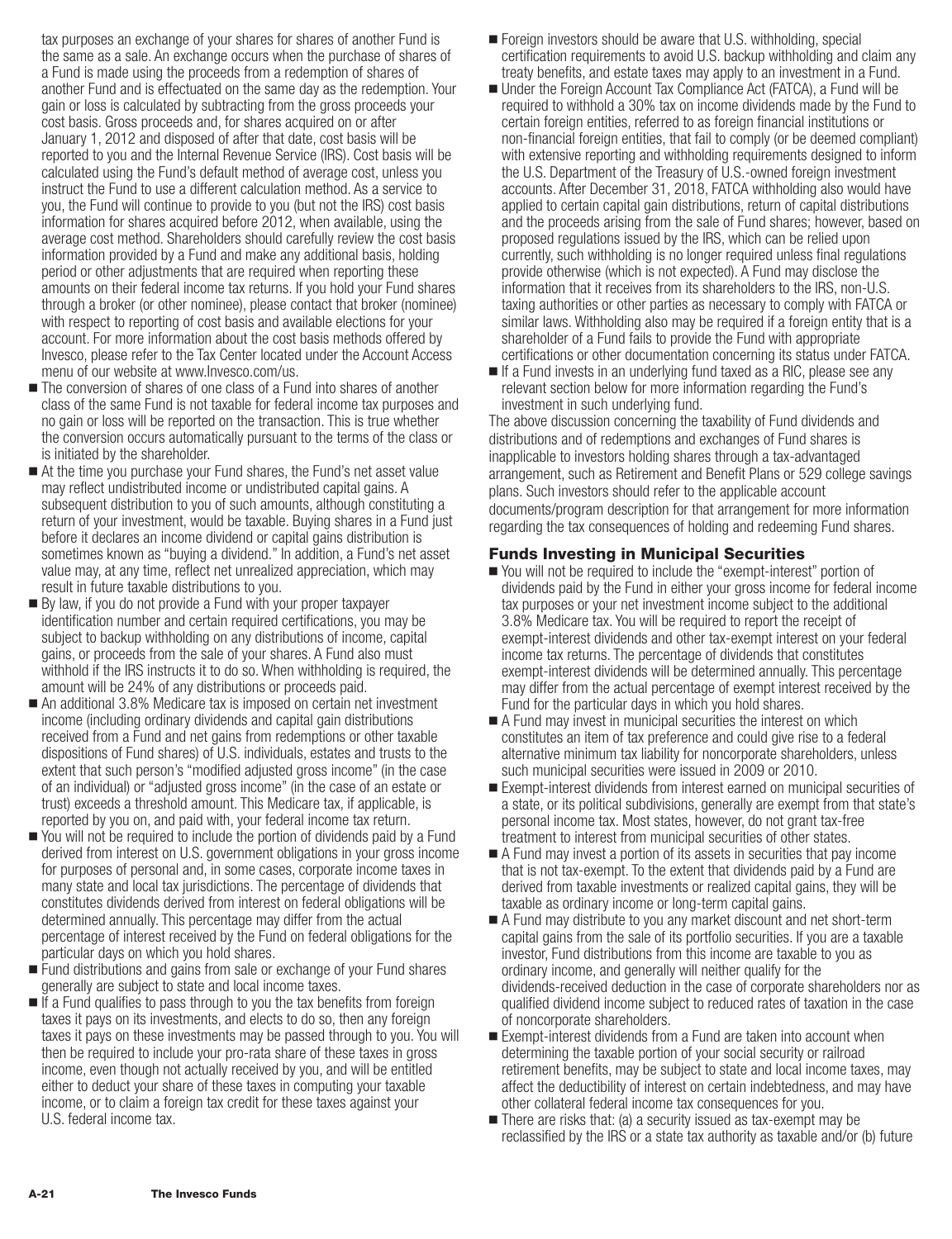tax purposes an exchange of your shares for shares of another Fund is the same as a sale. An exchange occurs when the purchase of shares of a Fund is made using the proceeds from a redemption of shares of another Fund and is effectuated on the same day as the redemption. Your gain or loss is calculated by subtracting from the gross proceeds your cost basis. Gross proceeds and, for shares acquired on or after January 1, 2012 and disposed of after that date, cost basis will be reported to you and the Internal Revenue Service (IRS). Cost basis will be calculated using the Fund's default method of average cost, unless you instruct the Fund to use a different calculation method. As a service to you, the Fund will continue to provide to you (but not the IRS) cost basis information for shares acquired before 2012, when available, using the average cost method. Shareholders should carefully review the cost basis information provided by a Fund and make any additional basis, holding period or other adjustments that are required when reporting these amounts on their federal income tax returns. If you hold your Fund shares through a broker (or other nominee), please contact that broker (nominee) with respect to reporting of cost basis and available elections for your account. For more information about the cost basis methods offered by Invesco, please refer to the Tax Center located under the Account Access menu of our website at www.Invesco.com/us.

- The conversion of shares of one class of a Fund into shares of another class of the same Fund is not taxable for federal income tax purposes and no gain or loss will be reported on the transaction. This is true whether the conversion occurs automatically pursuant to the terms of the class or is initiated by the shareholder.
- At the time you purchase your Fund shares, the Fund's net asset value may reflect undistributed income or undistributed capital gains. A subsequent distribution to you of such amounts, although constituting a return of your investment, would be taxable. Buying shares in a Fund just before it declares an income dividend or capital gains distribution is sometimes known as "buying a dividend." In addition, a Fund's net asset value may, at any time, reflect net unrealized appreciation, which may result in future taxable distributions to you.
- By law, if you do not provide a Fund with your proper taxpayer identification number and certain required certifications, you may be subject to backup withholding on any distributions of income, capital gains, or proceeds from the sale of your shares. A Fund also must withhold if the IRS instructs it to do so. When withholding is required, the amount will be 24% of any distributions or proceeds paid.
- An additional 3.8% Medicare tax is imposed on certain net investment income (including ordinary dividends and capital gain distributions received from a Fund and net gains from redemptions or other taxable dispositions of Fund shares) of U.S. individuals, estates and trusts to the extent that such person's "modified adjusted gross income" (in the case of an individual) or "adjusted gross income" (in the case of an estate or trust) exceeds a threshold amount. This Medicare tax, if applicable, is reported by you on, and paid with, your federal income tax return.
- You will not be required to include the portion of dividends paid by a Fund derived from interest on U.S. government obligations in your gross income for purposes of personal and, in some cases, corporate income taxes in many state and local tax jurisdictions. The percentage of dividends that constitutes dividends derived from interest on federal obligations will be determined annually. This percentage may differ from the actual percentage of interest received by the Fund on federal obligations for the particular days on which you hold shares.
- Fund distributions and gains from sale or exchange of your Fund shares generally are subject to state and local income taxes.
- If a Fund qualifies to pass through to you the tax benefits from foreign taxes it pays on its investments, and elects to do so, then any foreign taxes it pays on these investments may be passed through to you. You will then be required to include your pro-rata share of these taxes in gross income, even though not actually received by you, and will be entitled either to deduct your share of these taxes in computing your taxable income, or to claim a foreign tax credit for these taxes against your U.S. federal income tax.
- Foreign investors should be aware that U.S. withholding, special certification requirements to avoid U.S. backup withholding and claim any treaty benefits, and estate taxes may apply to an investment in a Fund.
- Under the Foreign Account Tax Compliance Act (FATCA), a Fund will be required to withhold a 30% tax on income dividends made by the Fund to certain foreign entities, referred to as foreign financial institutions or non-financial foreign entities, that fail to comply (or be deemed compliant) with extensive reporting and withholding requirements designed to inform the U.S. Department of the Treasury of U.S.-owned foreign investment accounts. After December 31, 2018, FATCA withholding also would have applied to certain capital gain distributions, return of capital distributions and the proceeds arising from the sale of Fund shares; however, based on proposed regulations issued by the IRS, which can be relied upon currently, such withholding is no longer required unless final regulations provide otherwise (which is not expected). A Fund may disclose the information that it receives from its shareholders to the IRS, non-U.S. taxing authorities or other parties as necessary to comply with FATCA or similar laws. Withholding also may be required if a foreign entity that is a shareholder of a Fund fails to provide the Fund with appropriate certifications or other documentation concerning its status under FATCA.
- If a Fund invests in an underlying fund taxed as a RIC, please see any relevant section below for more information regarding the Fund's investment in such underlying fund.

The above discussion concerning the taxability of Fund dividends and distributions and of redemptions and exchanges of Fund shares is inapplicable to investors holding shares through a tax-advantaged arrangement, such as Retirement and Benefit Plans or 529 college savings plans. Such investors should refer to the applicable account documents/program description for that arrangement for more information regarding the tax consequences of holding and redeeming Fund shares.

### Funds Investing in Municipal Securities

- You will not be required to include the "exempt-interest" portion of dividends paid by the Fund in either your gross income for federal income tax purposes or your net investment income subject to the additional 3.8% Medicare tax. You will be required to report the receipt of exempt-interest dividends and other tax-exempt interest on your federal income tax returns. The percentage of dividends that constitutes exempt-interest dividends will be determined annually. This percentage may differ from the actual percentage of exempt interest received by the Fund for the particular days in which you hold shares.
- A Fund may invest in municipal securities the interest on which constitutes an item of tax preference and could give rise to a federal alternative minimum tax liability for noncorporate shareholders, unless such municipal securities were issued in 2009 or 2010.
- Exempt-interest dividends from interest earned on municipal securities of a state, or its political subdivisions, generally are exempt from that state's personal income tax. Most states, however, do not grant tax-free treatment to interest from municipal securities of other states.
- A Fund may invest a portion of its assets in securities that pay income that is not tax-exempt. To the extent that dividends paid by a Fund are derived from taxable investments or realized capital gains, they will be taxable as ordinary income or long-term capital gains.
- A Fund may distribute to you any market discount and net short-term capital gains from the sale of its portfolio securities. If you are a taxable investor, Fund distributions from this income are taxable to you as ordinary income, and generally will neither qualify for the dividends-received deduction in the case of corporate shareholders nor as qualified dividend income subject to reduced rates of taxation in the case of noncorporate shareholders.
- Exempt-interest dividends from a Fund are taken into account when determining the taxable portion of your social security or railroad retirement benefits, may be subject to state and local income taxes, may affect the deductibility of interest on certain indebtedness, and may have other collateral federal income tax consequences for you.
- There are risks that: (a) a security issued as tax-exempt may be reclassified by the IRS or a state tax authority as taxable and/or (b) future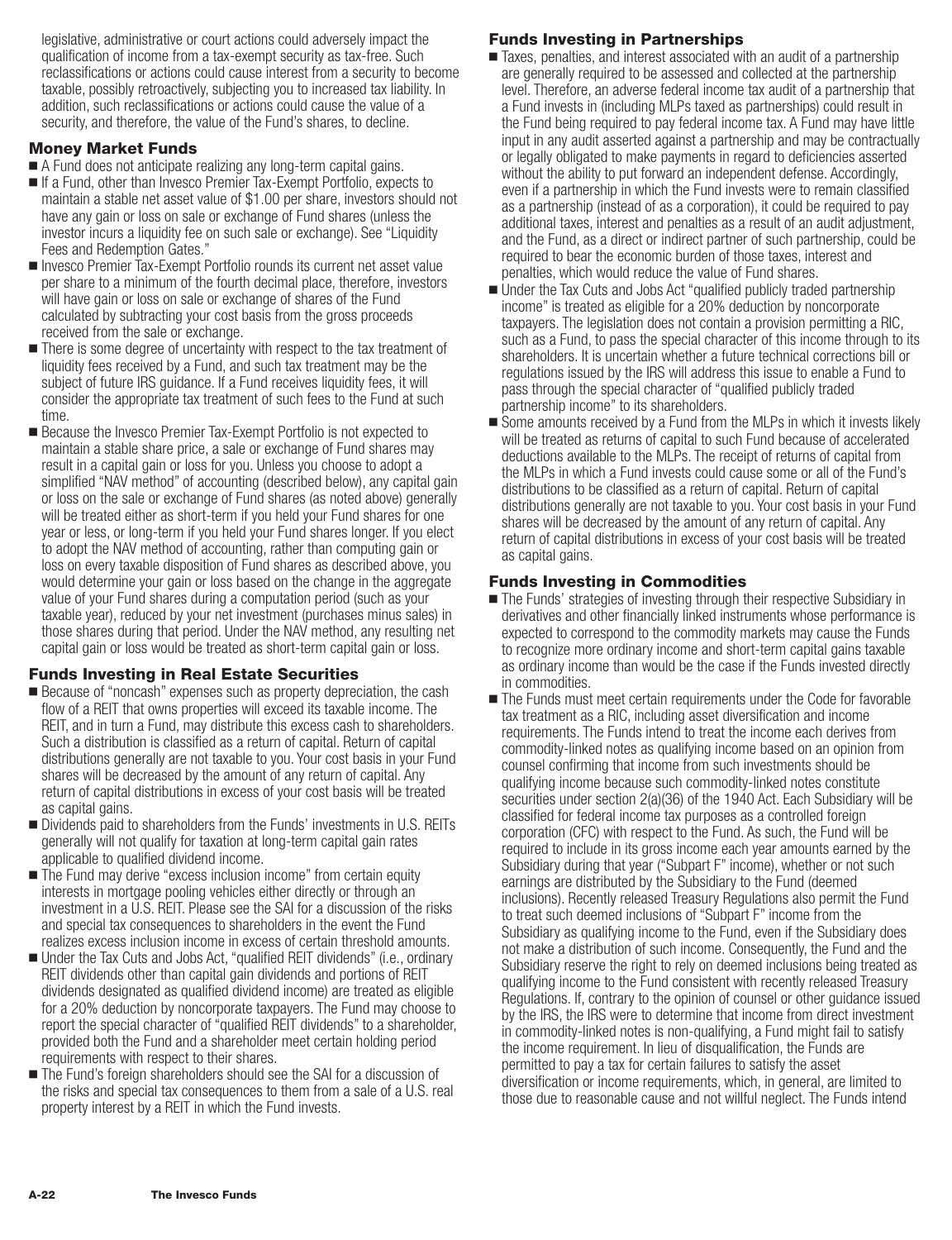legislative, administrative or court actions could adversely impact the qualification of income from a tax-exempt security as tax-free. Such reclassifications or actions could cause interest from a security to become taxable, possibly retroactively, subjecting you to increased tax liability. In addition, such reclassifications or actions could cause the value of a security, and therefore, the value of the Fund's shares, to decline.

### Money Market Funds

- A Fund does not anticipate realizing any long-term capital gains.
- If a Fund, other than Invesco Premier Tax-Exempt Portfolio, expects to maintain a stable net asset value of $1.00 per share, investors should not have any gain or loss on sale or exchange of Fund shares (unless the investor incurs a liquidity fee on such sale or exchange). See "Liquidity Fees and Redemption Gates."
- Invesco Premier Tax-Exempt Portfolio rounds its current net asset value per share to a minimum of the fourth decimal place, therefore, investors will have gain or loss on sale or exchange of shares of the Fund calculated by subtracting your cost basis from the gross proceeds received from the sale or exchange.
- There is some degree of uncertainty with respect to the tax treatment of liquidity fees received by a Fund, and such tax treatment may be the subject of future IRS guidance. If a Fund receives liquidity fees, it will consider the appropriate tax treatment of such fees to the Fund at such time.
- Because the Invesco Premier Tax-Exempt Portfolio is not expected to maintain a stable share price, a sale or exchange of Fund shares may result in a capital gain or loss for you. Unless you choose to adopt a simplified "NAV method" of accounting (described below), any capital gain or loss on the sale or exchange of Fund shares (as noted above) generally will be treated either as short-term if you held your Fund shares for one year or less, or long-term if you held your Fund shares longer. If you elect to adopt the NAV method of accounting, rather than computing gain or loss on every taxable disposition of Fund shares as described above, you would determine your gain or loss based on the change in the aggregate value of your Fund shares during a computation period (such as your taxable year), reduced by your net investment (purchases minus sales) in those shares during that period. Under the NAV method, any resulting net capital gain or loss would be treated as short-term capital gain or loss.

### Funds Investing in Real Estate Securities

- Because of "noncash" expenses such as property depreciation, the cash flow of a REIT that owns properties will exceed its taxable income. The REIT, and in turn a Fund, may distribute this excess cash to shareholders. Such a distribution is classified as a return of capital. Return of capital distributions generally are not taxable to you. Your cost basis in your Fund shares will be decreased by the amount of any return of capital. Any return of capital distributions in excess of your cost basis will be treated as capital gains.
- Dividends paid to shareholders from the Funds' investments in U.S. REITs generally will not qualify for taxation at long-term capital gain rates applicable to qualified dividend income.
- The Fund may derive "excess inclusion income" from certain equity interests in mortgage pooling vehicles either directly or through an investment in a U.S. REIT. Please see the SAI for a discussion of the risks and special tax consequences to shareholders in the event the Fund realizes excess inclusion income in excess of certain threshold amounts.
- Under the Tax Cuts and Jobs Act, "qualified REIT dividends" (i.e., ordinary REIT dividends other than capital gain dividends and portions of REIT dividends designated as qualified dividend income) are treated as eligible for a 20% deduction by noncorporate taxpayers. The Fund may choose to report the special character of "qualified REIT dividends" to a shareholder, provided both the Fund and a shareholder meet certain holding period requirements with respect to their shares.
- The Fund's foreign shareholders should see the SAI for a discussion of the risks and special tax consequences to them from a sale of a U.S. real property interest by a REIT in which the Fund invests.

### Funds Investing in Partnerships

- Taxes, penalties, and interest associated with an audit of a partnership are generally required to be assessed and collected at the partnership level. Therefore, an adverse federal income tax audit of a partnership that a Fund invests in (including MLPs taxed as partnerships) could result in the Fund being required to pay federal income tax. A Fund may have little input in any audit asserted against a partnership and may be contractually or legally obligated to make payments in regard to deficiencies asserted without the ability to put forward an independent defense. Accordingly, even if a partnership in which the Fund invests were to remain classified as a partnership (instead of as a corporation), it could be required to pay additional taxes, interest and penalties as a result of an audit adjustment, and the Fund, as a direct or indirect partner of such partnership, could be required to bear the economic burden of those taxes, interest and penalties, which would reduce the value of Fund shares.
- Under the Tax Cuts and Jobs Act "qualified publicly traded partnership income" is treated as eligible for a 20% deduction by noncorporate taxpayers. The legislation does not contain a provision permitting a RIC, such as a Fund, to pass the special character of this income through to its shareholders. It is uncertain whether a future technical corrections bill or regulations issued by the IRS will address this issue to enable a Fund to pass through the special character of "qualified publicly traded partnership income" to its shareholders.
- Some amounts received by a Fund from the MLPs in which it invests likely will be treated as returns of capital to such Fund because of accelerated deductions available to the MLPs. The receipt of returns of capital from the MLPs in which a Fund invests could cause some or all of the Fund's distributions to be classified as a return of capital. Return of capital distributions generally are not taxable to you. Your cost basis in your Fund shares will be decreased by the amount of any return of capital. Any return of capital distributions in excess of your cost basis will be treated as capital gains.

### Funds Investing in Commodities

- The Funds' strategies of investing through their respective Subsidiary in derivatives and other financially linked instruments whose performance is expected to correspond to the commodity markets may cause the Funds to recognize more ordinary income and short-term capital gains taxable as ordinary income than would be the case if the Funds invested directly in commodities.
- The Funds must meet certain requirements under the Code for favorable tax treatment as a RIC, including asset diversification and income requirements. The Funds intend to treat the income each derives from commodity-linked notes as qualifying income based on an opinion from counsel confirming that income from such investments should be qualifying income because such commodity-linked notes constitute securities under section 2(a)(36) of the 1940 Act. Each Subsidiary will be classified for federal income tax purposes as a controlled foreign corporation (CFC) with respect to the Fund. As such, the Fund will be required to include in its gross income each year amounts earned by the Subsidiary during that year ("Subpart F" income), whether or not such earnings are distributed by the Subsidiary to the Fund (deemed inclusions). Recently released Treasury Regulations also permit the Fund to treat such deemed inclusions of "Subpart F" income from the Subsidiary as qualifying income to the Fund, even if the Subsidiary does not make a distribution of such income. Consequently, the Fund and the Subsidiary reserve the right to rely on deemed inclusions being treated as qualifying income to the Fund consistent with recently released Treasury Regulations. If, contrary to the opinion of counsel or other guidance issued by the IRS, the IRS were to determine that income from direct investment in commodity-linked notes is non-qualifying, a Fund might fail to satisfy the income requirement. In lieu of disqualification, the Funds are permitted to pay a tax for certain failures to satisfy the asset diversification or income requirements, which, in general, are limited to those due to reasonable cause and not willful neglect. The Funds intend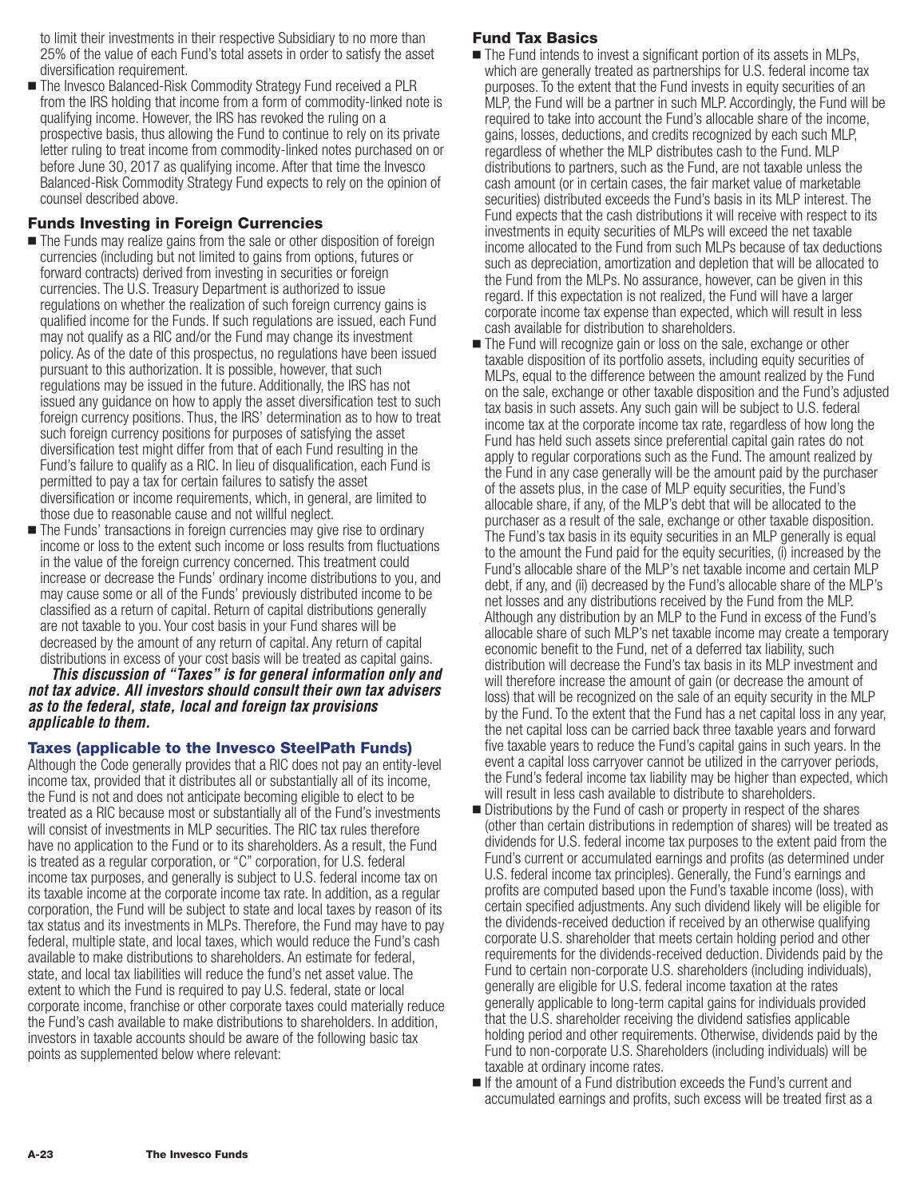to limit their investments in their respective Subsidiary to no more than 25% of the value of each Fund's total assets in order to satisfy the asset diversification requirement.

- The Invesco Balanced-Risk Commodity Strategy Fund received a PLR from the IRS holding that income from a form of commodity-linked note is qualifying income. However, the IRS has revoked the ruling on a prospective basis, thus allowing the Fund to continue to rely on its private letter ruling to treat income from commodity-linked notes purchased on or before June 30, 2017 as qualifying income. After that time the Invesco Balanced-Risk Commodity Strategy Fund expects to rely on the opinion of counsel described above.

### Funds Investing in Foreign Currencies

- The Funds may realize gains from the sale or other disposition of foreign currencies (including but not limited to gains from options, futures or forward contracts) derived from investing in securities or foreign currencies. The U.S. Treasury Department is authorized to issue regulations on whether the realization of such foreign currency gains is qualified income for the Funds. If such regulations are issued, each Fund may not qualify as a RIC and/or the Fund may change its investment policy. As of the date of this prospectus, no regulations have been issued pursuant to this authorization. It is possible, however, that such regulations may be issued in the future. Additionally, the IRS has not issued any guidance on how to apply the asset diversification test to such foreign currency positions. Thus, the IRS' determination as to how to treat such foreign currency positions for purposes of satisfying the asset diversification test might differ from that of each Fund resulting in the Fund's failure to qualify as a RIC. In lieu of disqualification, each Fund is permitted to pay a tax for certain failures to satisfy the asset diversification or income requirements, which, in general, are limited to those due to reasonable cause and not willful neglect.
- The Funds' transactions in foreign currencies may give rise to ordinary income or loss to the extent such income or loss results from fluctuations in the value of the foreign currency concerned. This treatment could increase or decrease the Funds' ordinary income distributions to you, and may cause some or all of the Funds' previously distributed income to be classified as a return of capital. Return of capital distributions generally are not taxable to you. Your cost basis in your Fund shares will be decreased by the amount of any return of capital. Any return of capital distributions in excess of your cost basis will be treated as capital gains.

***This discussion of "Taxes" is for general information only and not tax advice. All investors should consult their own tax advisers as to the federal, state, local and foreign tax provisions applicable to them.***

### Taxes (applicable to the Invesco SteelPath Funds)

Although the Code generally provides that a RIC does not pay an entity-level income tax, provided that it distributes all or substantially all of its income, the Fund is not and does not anticipate becoming eligible to elect to be treated as a RIC because most or substantially all of the Fund's investments will consist of investments in MLP securities. The RIC tax rules therefore have no application to the Fund or to its shareholders. As a result, the Fund is treated as a regular corporation, or "C" corporation, for U.S. federal income tax purposes, and generally is subject to U.S. federal income tax on its taxable income at the corporate income tax rate. In addition, as a regular corporation, the Fund will be subject to state and local taxes by reason of its tax status and its investments in MLPs. Therefore, the Fund may have to pay federal, multiple state, and local taxes, which would reduce the Fund's cash available to make distributions to shareholders. An estimate for federal, state, and local tax liabilities will reduce the fund's net asset value. The extent to which the Fund is required to pay U.S. federal, state or local corporate income, franchise or other corporate taxes could materially reduce the Fund's cash available to make distributions to shareholders. In addition, investors in taxable accounts should be aware of the following basic tax points as supplemented below where relevant:

### Fund Tax Basics

- The Fund intends to invest a significant portion of its assets in MLPs, which are generally treated as partnerships for U.S. federal income tax purposes. To the extent that the Fund invests in equity securities of an MLP, the Fund will be a partner in such MLP. Accordingly, the Fund will be required to take into account the Fund's allocable share of the income, gains, losses, deductions, and credits recognized by each such MLP, regardless of whether the MLP distributes cash to the Fund. MLP distributions to partners, such as the Fund, are not taxable unless the cash amount (or in certain cases, the fair market value of marketable securities) distributed exceeds the Fund's basis in its MLP interest. The Fund expects that the cash distributions it will receive with respect to its investments in equity securities of MLPs will exceed the net taxable income allocated to the Fund from such MLPs because of tax deductions such as depreciation, amortization and depletion that will be allocated to the Fund from the MLPs. No assurance, however, can be given in this regard. If this expectation is not realized, the Fund will have a larger corporate income tax expense than expected, which will result in less cash available for distribution to shareholders.
- The Fund will recognize gain or loss on the sale, exchange or other taxable disposition of its portfolio assets, including equity securities of MLPs, equal to the difference between the amount realized by the Fund on the sale, exchange or other taxable disposition and the Fund's adjusted tax basis in such assets. Any such gain will be subject to U.S. federal income tax at the corporate income tax rate, regardless of how long the Fund has held such assets since preferential capital gain rates do not apply to regular corporations such as the Fund. The amount realized by the Fund in any case generally will be the amount paid by the purchaser of the assets plus, in the case of MLP equity securities, the Fund's allocable share, if any, of the MLP's debt that will be allocated to the purchaser as a result of the sale, exchange or other taxable disposition. The Fund's tax basis in its equity securities in an MLP generally is equal to the amount the Fund paid for the equity securities, (i) increased by the Fund's allocable share of the MLP's net taxable income and certain MLP debt, if any, and (ii) decreased by the Fund's allocable share of the MLP's net losses and any distributions received by the Fund from the MLP. Although any distribution by an MLP to the Fund in excess of the Fund's allocable share of such MLP's net taxable income may create a temporary economic benefit to the Fund, net of a deferred tax liability, such distribution will decrease the Fund's tax basis in its MLP investment and will therefore increase the amount of gain (or decrease the amount of loss) that will be recognized on the sale of an equity security in the MLP by the Fund. To the extent that the Fund has a net capital loss in any year, the net capital loss can be carried back three taxable years and forward five taxable years to reduce the Fund's capital gains in such years. In the event a capital loss carryover cannot be utilized in the carryover periods, the Fund's federal income tax liability may be higher than expected, which will result in less cash available to distribute to shareholders.
- Distributions by the Fund of cash or property in respect of the shares (other than certain distributions in redemption of shares) will be treated as dividends for U.S. federal income tax purposes to the extent paid from the Fund's current or accumulated earnings and profits (as determined under U.S. federal income tax principles). Generally, the Fund's earnings and profits are computed based upon the Fund's taxable income (loss), with certain specified adjustments. Any such dividend likely will be eligible for the dividends-received deduction if received by an otherwise qualifying corporate U.S. shareholder that meets certain holding period and other requirements for the dividends-received deduction. Dividends paid by the Fund to certain non-corporate U.S. shareholders (including individuals), generally are eligible for U.S. federal income taxation at the rates generally applicable to long-term capital gains for individuals provided that the U.S. shareholder receiving the dividend satisfies applicable holding period and other requirements. Otherwise, dividends paid by the Fund to non-corporate U.S. Shareholders (including individuals) will be taxable at ordinary income rates.
- If the amount of a Fund distribution exceeds the Fund's current and accumulated earnings and profits, such excess will be treated first as a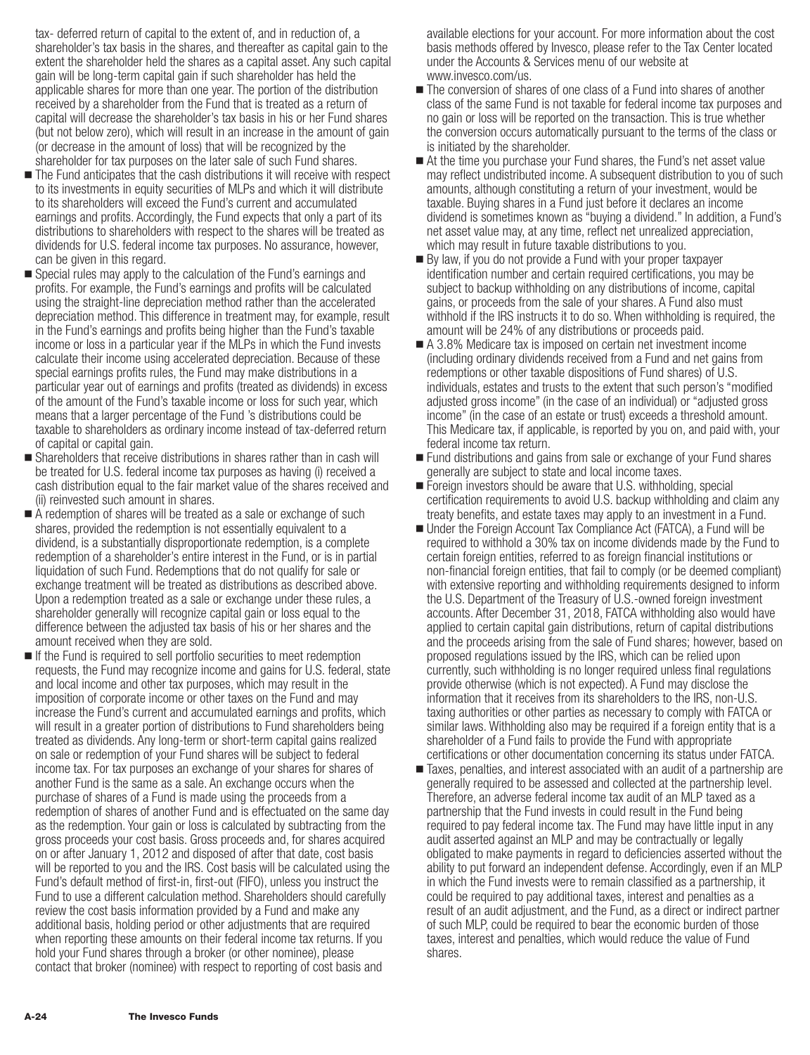tax- deferred return of capital to the extent of, and in reduction of, a shareholder's tax basis in the shares, and thereafter as capital gain to the extent the shareholder held the shares as a capital asset. Any such capital gain will be long-term capital gain if such shareholder has held the applicable shares for more than one year. The portion of the distribution received by a shareholder from the Fund that is treated as a return of capital will decrease the shareholder's tax basis in his or her Fund shares (but not below zero), which will result in an increase in the amount of gain (or decrease in the amount of loss) that will be recognized by the shareholder for tax purposes on the later sale of such Fund shares.

- The Fund anticipates that the cash distributions it will receive with respect to its investments in equity securities of MLPs and which it will distribute to its shareholders will exceed the Fund's current and accumulated earnings and profits. Accordingly, the Fund expects that only a part of its distributions to shareholders with respect to the shares will be treated as dividends for U.S. federal income tax purposes. No assurance, however, can be given in this regard.
- Special rules may apply to the calculation of the Fund's earnings and profits. For example, the Fund's earnings and profits will be calculated using the straight-line depreciation method rather than the accelerated depreciation method. This difference in treatment may, for example, result in the Fund's earnings and profits being higher than the Fund's taxable income or loss in a particular year if the MLPs in which the Fund invests calculate their income using accelerated depreciation. Because of these special earnings profits rules, the Fund may make distributions in a particular year out of earnings and profits (treated as dividends) in excess of the amount of the Fund's taxable income or loss for such year, which means that a larger percentage of the Fund 's distributions could be taxable to shareholders as ordinary income instead of tax-deferred return of capital or capital gain.
- Shareholders that receive distributions in shares rather than in cash will be treated for U.S. federal income tax purposes as having (i) received a cash distribution equal to the fair market value of the shares received and (ii) reinvested such amount in shares.
- A redemption of shares will be treated as a sale or exchange of such shares, provided the redemption is not essentially equivalent to a dividend, is a substantially disproportionate redemption, is a complete redemption of a shareholder's entire interest in the Fund, or is in partial liquidation of such Fund. Redemptions that do not qualify for sale or exchange treatment will be treated as distributions as described above. Upon a redemption treated as a sale or exchange under these rules, a shareholder generally will recognize capital gain or loss equal to the difference between the adjusted tax basis of his or her shares and the amount received when they are sold.
- If the Fund is required to sell portfolio securities to meet redemption requests, the Fund may recognize income and gains for U.S. federal, state and local income and other tax purposes, which may result in the imposition of corporate income or other taxes on the Fund and may increase the Fund's current and accumulated earnings and profits, which will result in a greater portion of distributions to Fund shareholders being treated as dividends. Any long-term or short-term capital gains realized on sale or redemption of your Fund shares will be subject to federal income tax. For tax purposes an exchange of your shares for shares of another Fund is the same as a sale. An exchange occurs when the purchase of shares of a Fund is made using the proceeds from a redemption of shares of another Fund and is effectuated on the same day as the redemption. Your gain or loss is calculated by subtracting from the gross proceeds your cost basis. Gross proceeds and, for shares acquired on or after January 1, 2012 and disposed of after that date, cost basis will be reported to you and the IRS. Cost basis will be calculated using the Fund's default method of first-in, first-out (FIFO), unless you instruct the Fund to use a different calculation method. Shareholders should carefully review the cost basis information provided by a Fund and make any additional basis, holding period or other adjustments that are required when reporting these amounts on their federal income tax returns. If you hold your Fund shares through a broker (or other nominee), please contact that broker (nominee) with respect to reporting of cost basis and available elections for your account. For more information about the cost basis methods offered by Invesco, please refer to the Tax Center located under the Accounts & Services menu of our website at www.invesco.com/us.
- The conversion of shares of one class of a Fund into shares of another class of the same Fund is not taxable for federal income tax purposes and no gain or loss will be reported on the transaction. This is true whether the conversion occurs automatically pursuant to the terms of the class or is initiated by the shareholder.
- At the time you purchase your Fund shares, the Fund's net asset value may reflect undistributed income. A subsequent distribution to you of such amounts, although constituting a return of your investment, would be taxable. Buying shares in a Fund just before it declares an income dividend is sometimes known as "buying a dividend." In addition, a Fund's net asset value may, at any time, reflect net unrealized appreciation, which may result in future taxable distributions to you.
- By law, if you do not provide a Fund with your proper taxpayer identification number and certain required certifications, you may be subject to backup withholding on any distributions of income, capital gains, or proceeds from the sale of your shares. A Fund also must withhold if the IRS instructs it to do so. When withholding is required, the amount will be 24% of any distributions or proceeds paid.
- A 3.8% Medicare tax is imposed on certain net investment income (including ordinary dividends received from a Fund and net gains from redemptions or other taxable dispositions of Fund shares) of U.S. individuals, estates and trusts to the extent that such person's "modified adjusted gross income" (in the case of an individual) or "adjusted gross income" (in the case of an estate or trust) exceeds a threshold amount. This Medicare tax, if applicable, is reported by you on, and paid with, your federal income tax return.
- Fund distributions and gains from sale or exchange of your Fund shares generally are subject to state and local income taxes.
- Foreign investors should be aware that U.S. withholding, special certification requirements to avoid U.S. backup withholding and claim any treaty benefits, and estate taxes may apply to an investment in a Fund.
- Under the Foreign Account Tax Compliance Act (FATCA), a Fund will be required to withhold a 30% tax on income dividends made by the Fund to certain foreign entities, referred to as foreign financial institutions or non-financial foreign entities, that fail to comply (or be deemed compliant) with extensive reporting and withholding requirements designed to inform the U.S. Department of the Treasury of U.S.-owned foreign investment accounts. After December 31, 2018, FATCA withholding also would have applied to certain capital gain distributions, return of capital distributions and the proceeds arising from the sale of Fund shares; however, based on proposed regulations issued by the IRS, which can be relied upon currently, such withholding is no longer required unless final regulations provide otherwise (which is not expected). A Fund may disclose the information that it receives from its shareholders to the IRS, non-U.S. taxing authorities or other parties as necessary to comply with FATCA or similar laws. Withholding also may be required if a foreign entity that is a shareholder of a Fund fails to provide the Fund with appropriate certifications or other documentation concerning its status under FATCA.
- Taxes, penalties, and interest associated with an audit of a partnership are generally required to be assessed and collected at the partnership level. Therefore, an adverse federal income tax audit of an MLP taxed as a partnership that the Fund invests in could result in the Fund being required to pay federal income tax. The Fund may have little input in any audit asserted against an MLP and may be contractually or legally obligated to make payments in regard to deficiencies asserted without the ability to put forward an independent defense. Accordingly, even if an MLP in which the Fund invests were to remain classified as a partnership, it could be required to pay additional taxes, interest and penalties as a result of an audit adjustment, and the Fund, as a direct or indirect partner of such MLP, could be required to bear the economic burden of those taxes, interest and penalties, which would reduce the value of Fund shares.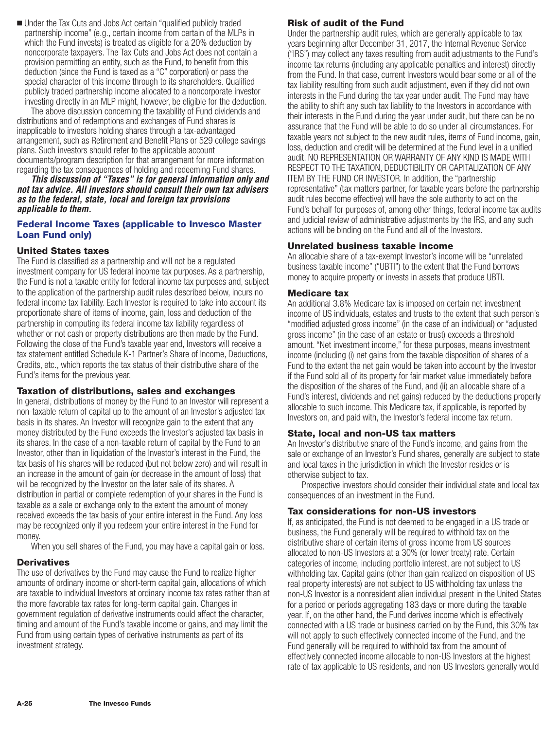- Under the Tax Cuts and Jobs Act certain "qualified publicly traded partnership income" (e.g., certain income from certain of the MLPs in which the Fund invests) is treated as eligible for a 20% deduction by noncorporate taxpayers. The Tax Cuts and Jobs Act does not contain a provision permitting an entity, such as the Fund, to benefit from this deduction (since the Fund is taxed as a "C" corporation) or pass the special character of this income through to its shareholders. Qualified publicly traded partnership income allocated to a noncorporate investor investing directly in an MLP might, however, be eligible for the deduction.

The above discussion concerning the taxability of Fund dividends and distributions and of redemptions and exchanges of Fund shares is inapplicable to investors holding shares through a tax-advantaged arrangement, such as Retirement and Benefit Plans or 529 college savings plans. Such investors should refer to the applicable account documents/program description for that arrangement for more information regarding the tax consequences of holding and redeeming Fund shares.

***This discussion of "Taxes" is for general information only and not tax advice. All investors should consult their own tax advisers as to the federal, state, local and foreign tax provisions applicable to them.***

## Federal Income Taxes (applicable to Invesco Master Loan Fund only)

### United States taxes

The Fund is classified as a partnership and will not be a regulated investment company for US federal income tax purposes. As a partnership, the Fund is not a taxable entity for federal income tax purposes and, subject to the application of the partnership audit rules described below, incurs no federal income tax liability. Each Investor is required to take into account its proportionate share of items of income, gain, loss and deduction of the partnership in computing its federal income tax liability regardless of whether or not cash or property distributions are then made by the Fund. Following the close of the Fund's taxable year end, Investors will receive a tax statement entitled Schedule K-1 Partner's Share of Income, Deductions, Credits, etc., which reports the tax status of their distributive share of the Fund's items for the previous year.

### Taxation of distributions, sales and exchanges

In general, distributions of money by the Fund to an Investor will represent a non-taxable return of capital up to the amount of an Investor's adjusted tax basis in its shares. An Investor will recognize gain to the extent that any money distributed by the Fund exceeds the Investor's adjusted tax basis in its shares. In the case of a non-taxable return of capital by the Fund to an Investor, other than in liquidation of the Investor's interest in the Fund, the tax basis of his shares will be reduced (but not below zero) and will result in an increase in the amount of gain (or decrease in the amount of loss) that will be recognized by the Investor on the later sale of its shares. A distribution in partial or complete redemption of your shares in the Fund is taxable as a sale or exchange only to the extent the amount of money received exceeds the tax basis of your entire interest in the Fund. Any loss may be recognized only if you redeem your entire interest in the Fund for money.

When you sell shares of the Fund, you may have a capital gain or loss.

### Derivatives

The use of derivatives by the Fund may cause the Fund to realize higher amounts of ordinary income or short-term capital gain, allocations of which are taxable to individual Investors at ordinary income tax rates rather than at the more favorable tax rates for long-term capital gain. Changes in government regulation of derivative instruments could affect the character, timing and amount of the Fund's taxable income or gains, and may limit the Fund from using certain types of derivative instruments as part of its investment strategy.

### Risk of audit of the Fund

Under the partnership audit rules, which are generally applicable to tax years beginning after December 31, 2017, the Internal Revenue Service ("IRS") may collect any taxes resulting from audit adjustments to the Fund's income tax returns (including any applicable penalties and interest) directly from the Fund. In that case, current Investors would bear some or all of the tax liability resulting from such audit adjustment, even if they did not own interests in the Fund during the tax year under audit. The Fund may have the ability to shift any such tax liability to the Investors in accordance with their interests in the Fund during the year under audit, but there can be no assurance that the Fund will be able to do so under all circumstances. For taxable years not subject to the new audit rules, items of Fund income, gain, loss, deduction and credit will be determined at the Fund level in a unified audit. NO REPRESENTATION OR WARRANTY OF ANY KIND IS MADE WITH RESPECT TO THE TAXATION, DEDUCTIBILITY OR CAPITALIZATION OF ANY ITEM BY THE FUND OR INVESTOR. In addition, the "partnership representative" (tax matters partner, for taxable years before the partnership audit rules become effective) will have the sole authority to act on the Fund's behalf for purposes of, among other things, federal income tax audits and judicial review of administrative adjustments by the IRS, and any such actions will be binding on the Fund and all of the Investors.

### Unrelated business taxable income

An allocable share of a tax-exempt Investor's income will be "unrelated business taxable income" ("UBTI") to the extent that the Fund borrows money to acquire property or invests in assets that produce UBTI.

### Medicare tax

An additional 3.8% Medicare tax is imposed on certain net investment income of US individuals, estates and trusts to the extent that such person's "modified adjusted gross income" (in the case of an individual) or "adjusted gross income" (in the case of an estate or trust) exceeds a threshold amount. "Net investment income," for these purposes, means investment income (including (i) net gains from the taxable disposition of shares of a Fund to the extent the net gain would be taken into account by the Investor if the Fund sold all of its property for fair market value immediately before the disposition of the shares of the Fund, and (ii) an allocable share of a Fund's interest, dividends and net gains) reduced by the deductions properly allocable to such income. This Medicare tax, if applicable, is reported by Investors on, and paid with, the Investor's federal income tax return.

### State, local and non-US tax matters

An Investor's distributive share of the Fund's income, and gains from the sale or exchange of an Investor's Fund shares, generally are subject to state and local taxes in the jurisdiction in which the Investor resides or is otherwise subject to tax.

Prospective investors should consider their individual state and local tax consequences of an investment in the Fund.

### Tax considerations for non-US investors

If, as anticipated, the Fund is not deemed to be engaged in a US trade or business, the Fund generally will be required to withhold tax on the distributive share of certain items of gross income from US sources allocated to non-US Investors at a 30% (or lower treaty) rate. Certain categories of income, including portfolio interest, are not subject to US withholding tax. Capital gains (other than gain realized on disposition of US real property interests) are not subject to US withholding tax unless the non-US Investor is a nonresident alien individual present in the United States for a period or periods aggregating 183 days or more during the taxable year. If, on the other hand, the Fund derives income which is effectively connected with a US trade or business carried on by the Fund, this 30% tax will not apply to such effectively connected income of the Fund, and the Fund generally will be required to withhold tax from the amount of effectively connected income allocable to non-US Investors at the highest rate of tax applicable to US residents, and non-US Investors generally would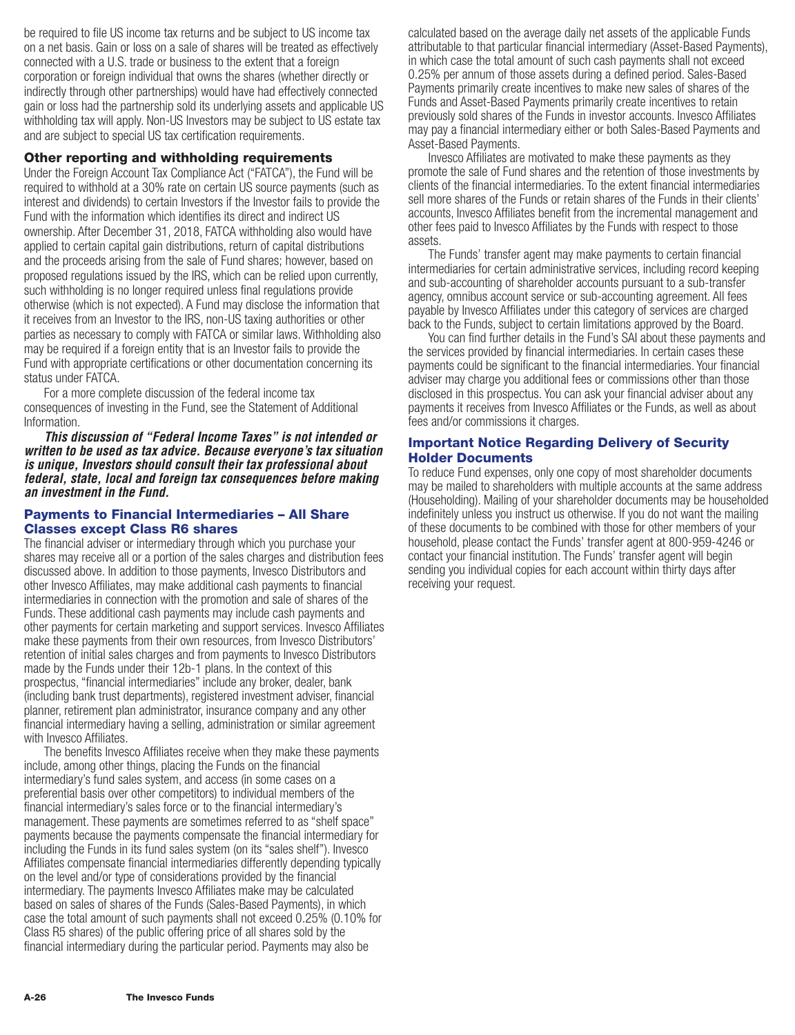be required to file US income tax returns and be subject to US income tax on a net basis. Gain or loss on a sale of shares will be treated as effectively connected with a U.S. trade or business to the extent that a foreign corporation or foreign individual that owns the shares (whether directly or indirectly through other partnerships) would have had effectively connected gain or loss had the partnership sold its underlying assets and applicable US withholding tax will apply. Non-US Investors may be subject to US estate tax and are subject to special US tax certification requirements.

### Other reporting and withholding requirements

Under the Foreign Account Tax Compliance Act ("FATCA"), the Fund will be required to withhold at a 30% rate on certain US source payments (such as interest and dividends) to certain Investors if the Investor fails to provide the Fund with the information which identifies its direct and indirect US ownership. After December 31, 2018, FATCA withholding also would have applied to certain capital gain distributions, return of capital distributions and the proceeds arising from the sale of Fund shares; however, based on proposed regulations issued by the IRS, which can be relied upon currently, such withholding is no longer required unless final regulations provide otherwise (which is not expected). A Fund may disclose the information that it receives from an Investor to the IRS, non-US taxing authorities or other parties as necessary to comply with FATCA or similar laws. Withholding also may be required if a foreign entity that is an Investor fails to provide the Fund with appropriate certifications or other documentation concerning its status under FATCA.

For a more complete discussion of the federal income tax consequences of investing in the Fund, see the Statement of Additional Information.

***This discussion of "Federal Income Taxes" is not intended or written to be used as tax advice. Because everyone's tax situation is unique, Investors should consult their tax professional about federal, state, local and foreign tax consequences before making an investment in the Fund.***

## Payments to Financial Intermediaries – All Share Classes except Class R6 shares

The financial adviser or intermediary through which you purchase your shares may receive all or a portion of the sales charges and distribution fees discussed above. In addition to those payments, Invesco Distributors and other Invesco Affiliates, may make additional cash payments to financial intermediaries in connection with the promotion and sale of shares of the Funds. These additional cash payments may include cash payments and other payments for certain marketing and support services. Invesco Affiliates make these payments from their own resources, from Invesco Distributors' retention of initial sales charges and from payments to Invesco Distributors made by the Funds under their 12b-1 plans. In the context of this prospectus, "financial intermediaries" include any broker, dealer, bank (including bank trust departments), registered investment adviser, financial planner, retirement plan administrator, insurance company and any other financial intermediary having a selling, administration or similar agreement with Invesco Affiliates.

The benefits Invesco Affiliates receive when they make these payments include, among other things, placing the Funds on the financial intermediary's fund sales system, and access (in some cases on a preferential basis over other competitors) to individual members of the financial intermediary's sales force or to the financial intermediary's management. These payments are sometimes referred to as "shelf space" payments because the payments compensate the financial intermediary for including the Funds in its fund sales system (on its "sales shelf"). Invesco Affiliates compensate financial intermediaries differently depending typically on the level and/or type of considerations provided by the financial intermediary. The payments Invesco Affiliates make may be calculated based on sales of shares of the Funds (Sales-Based Payments), in which case the total amount of such payments shall not exceed 0.25% (0.10% for Class R5 shares) of the public offering price of all shares sold by the financial intermediary during the particular period. Payments may also be calculated based on the average daily net assets of the applicable Funds attributable to that particular financial intermediary (Asset-Based Payments), in which case the total amount of such cash payments shall not exceed 0.25% per annum of those assets during a defined period. Sales-Based Payments primarily create incentives to make new sales of shares of the Funds and Asset-Based Payments primarily create incentives to retain previously sold shares of the Funds in investor accounts. Invesco Affiliates may pay a financial intermediary either or both Sales-Based Payments and Asset-Based Payments.

Invesco Affiliates are motivated to make these payments as they promote the sale of Fund shares and the retention of those investments by clients of the financial intermediaries. To the extent financial intermediaries sell more shares of the Funds or retain shares of the Funds in their clients' accounts, Invesco Affiliates benefit from the incremental management and other fees paid to Invesco Affiliates by the Funds with respect to those assets.

The Funds' transfer agent may make payments to certain financial intermediaries for certain administrative services, including record keeping and sub-accounting of shareholder accounts pursuant to a sub-transfer agency, omnibus account service or sub-accounting agreement. All fees payable by Invesco Affiliates under this category of services are charged back to the Funds, subject to certain limitations approved by the Board.

You can find further details in the Fund's SAI about these payments and the services provided by financial intermediaries. In certain cases these payments could be significant to the financial intermediaries. Your financial adviser may charge you additional fees or commissions other than those disclosed in this prospectus. You can ask your financial adviser about any payments it receives from Invesco Affiliates or the Funds, as well as about fees and/or commissions it charges.

## Important Notice Regarding Delivery of Security Holder Documents

To reduce Fund expenses, only one copy of most shareholder documents may be mailed to shareholders with multiple accounts at the same address (Householding). Mailing of your shareholder documents may be householded indefinitely unless you instruct us otherwise. If you do not want the mailing of these documents to be combined with those for other members of your household, please contact the Funds' transfer agent at 800-959-4246 or contact your financial institution. The Funds' transfer agent will begin sending you individual copies for each account within thirty days after receiving your request.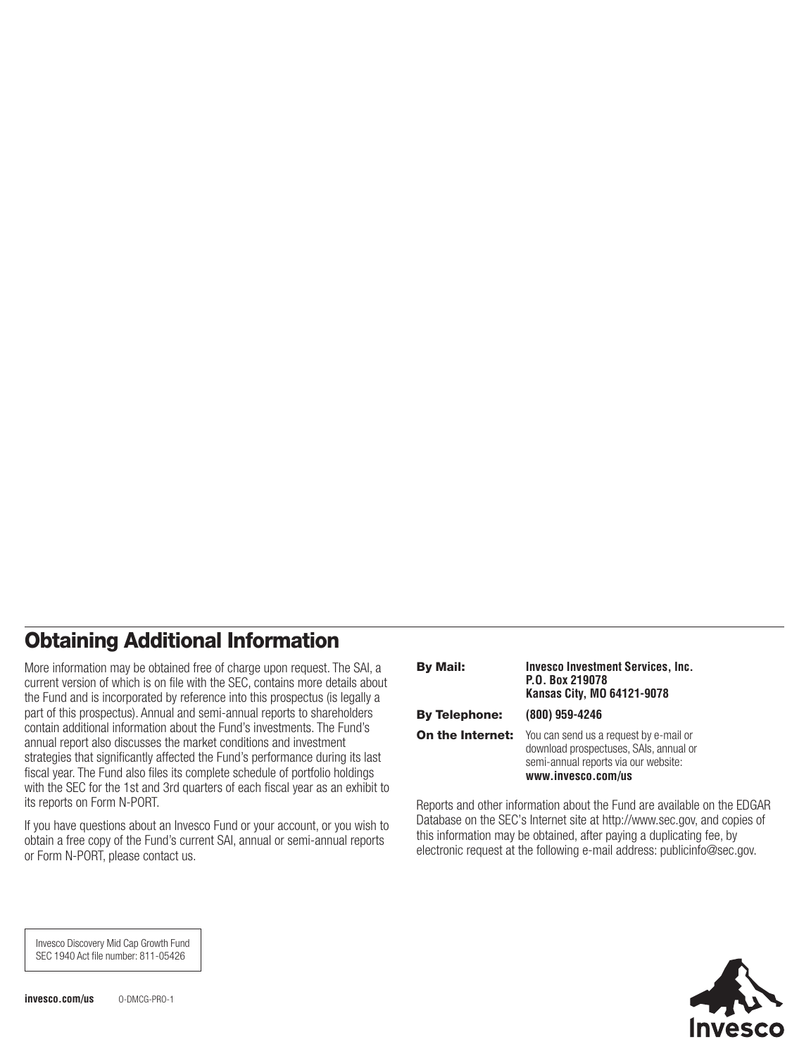## Obtaining Additional Information

More information may be obtained free of charge upon request. The SAI, a current version of which is on file with the SEC, contains more details about the Fund and is incorporated by reference into this prospectus (is legally a part of this prospectus). Annual and semi-annual reports to shareholders contain additional information about the Fund's investments. The Fund's annual report also discusses the market conditions and investment strategies that significantly affected the Fund's performance during its last fiscal year. The Fund also files its complete schedule of portfolio holdings with the SEC for the 1st and 3rd quarters of each fiscal year as an exhibit to its reports on Form N-PORT.

If you have questions about an Invesco Fund or your account, or you wish to obtain a free copy of the Fund's current SAI, annual or semi-annual reports or Form N-PORT, please contact us.

| | |
|---|---|
| **By Mail:** | **Invesco Investment Services, Inc.**<br>**P.O. Box 219078**<br>**Kansas City, MO 64121-9078** |
| **By Telephone:** | **(800) 959-4246** |
| **On the Internet:** | You can send us a request by e-mail or download prospectuses, SAIs, annual or semi-annual reports via our website: **www.invesco.com/us** |

Reports and other information about the Fund are available on the EDGAR Database on the SEC's Internet site at http://www.sec.gov, and copies of this information may be obtained, after paying a duplicating fee, by electronic request at the following e-mail address: publicinfo@sec.gov.

Invesco Discovery Mid Cap Growth Fund
SEC 1940 Act file number: 811-05426

**invesco.com/us** O-DMCG-PRO-1

Invesco